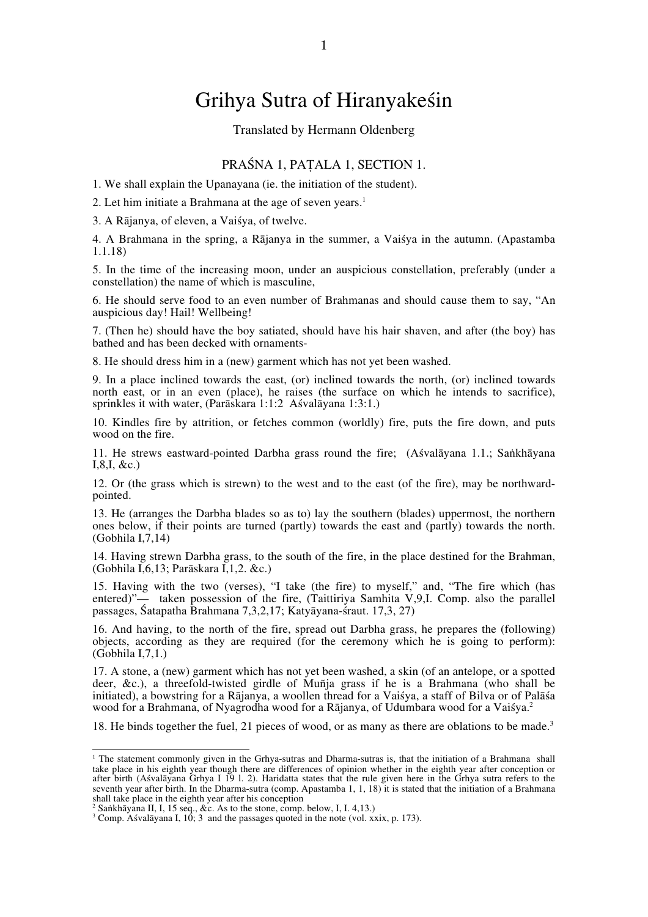# Grihya Sutra of Hiranyakeśin

Translated by Hermann Oldenberg

## PRAŚNA 1, PAṬALA 1, SECTION 1.

1. We shall explain the Upanayana (ie. the initiation of the student).

2. Let him initiate a Brahmana at the age of seven years.[1]

3. A Rājanya, of eleven, a Vaiśya, of twelve.

4. A Brahmana in the spring, a Rājanya in the summer, a Vaiśya in the autumn. (Apastamba 1.1.18)

5. In the time of the increasing moon, under an auspicious constellation, preferably (under a constellation) the name of which is masculine,

6. He should serve food to an even number of Brahmanas and should cause them to say, "An auspicious day! Hail! Wellbeing!

7. (Then he) should have the boy satiated, should have his hair shaven, and after (the boy) has bathed and has been decked with ornaments-

8. He should dress him in a (new) garment which has not yet been washed.

9. In a place inclined towards the east, (or) inclined towards the north, (or) inclined towards north east, or in an even (place), he raises (the surface on which he intends to sacrifice), sprinkles it with water, (Parāskara 1:1:2 Aśvalāyana 1:3:1.)

10. Kindles fire by attrition, or fetches common (worldly) fire, puts the fire down, and puts wood on the fire.

11. He strews eastward-pointed Darbha grass round the fire; (Aśvalāyana 1.1.; Saṅkhāyana I,8,I, &c.)

12. Or (the grass which is strewn) to the west and to the east (of the fire), may be northward-pointed.

13. He (arranges the Darbha blades so as to) lay the southern (blades) uppermost, the northern ones below, if their points are turned (partly) towards the east and (partly) towards the north. (Gobhila I,7,14)

14. Having strewn Darbha grass, to the south of the fire, in the place destined for the Brahman, (Gobhila I,6,13; Parāskara I,1,2. &c.)

15. Having with the two (verses), "I take (the fire) to myself," and, "The fire which (has entered)"— taken possession of the fire, (Taittiriya Samhita V,9,I. Comp. also the parallel passages, Śatapatha Brahmana 7,3,2,17; Katyāyana-śraut. 17,3, 27)

16. And having, to the north of the fire, spread out Darbha grass, he prepares the (following) objects, according as they are required (for the ceremony which he is going to perform): (Gobhila I,7,1.)

17. A stone, a (new) garment which has not yet been washed, a skin (of an antelope, or a spotted deer, &c.), a threefold-twisted girdle of Muñja grass if he is a Brahmana (who shall be initiated), a bowstring for a Rājanya, a woollen thread for a Vaiśya, a staff of Bilva or of Palāśa wood for a Brahmana, of Nyagrodha wood for a Rājanya, of Udumbara wood for a Vaiśya.[2]

18. He binds together the fuel, 21 pieces of wood, or as many as there are oblations to be made.[3]

---

[1] The statement commonly given in the Grhya-sutras and Dharma-sutras is, that the initiation of a Brahmana shall take place in his eighth year though there are differences of opinion whether in the eighth year after conception or after birth (Aśvalāyana Grhya I 19 l. 2). Haridatta states that the rule given here in the Grhya sutra refers to the seventh year after birth. In the Dharma-sutra (comp. Apastamba 1, 1, 18) it is stated that the initiation of a Brahmana shall take place in the eighth year after his conception

[2] Saṅkhāyana II, I, 15 seq., &c. As to the stone, comp. below, I, I. 4,13.)

[3] Comp. Aśvalāyana I, 10; 3 and the passages quoted in the note (vol. xxix, p. 173).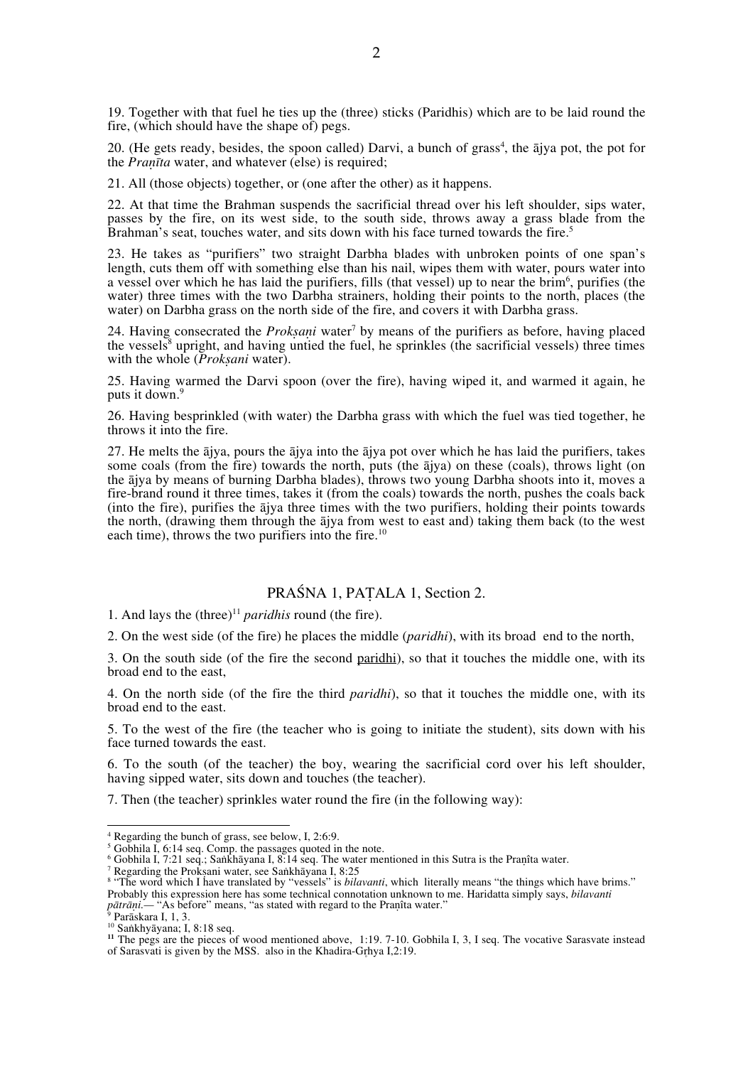19. Together with that fuel he ties up the (three) sticks (Paridhis) which are to be laid round the fire, (which should have the shape of) pegs.

20. (He gets ready, besides, the spoon called) Darvi, a bunch of grass[4], the ājya pot, the pot for the *Praṇīta* water, and whatever (else) is required;

21. All (those objects) together, or (one after the other) as it happens.

22. At that time the Brahman suspends the sacrificial thread over his left shoulder, sips water, passes by the fire, on its west side, to the south side, throws away a grass blade from the Brahman's seat, touches water, and sits down with his face turned towards the fire.[5]

23. He takes as "purifiers" two straight Darbha blades with unbroken points of one span's length, cuts them off with something else than his nail, wipes them with water, pours water into a vessel over which he has laid the purifiers, fills (that vessel) up to near the brim[6], purifies (the water) three times with the two Darbha strainers, holding their points to the north, places (the water) on Darbha grass on the north side of the fire, and covers it with Darbha grass.

24. Having consecrated the *Prokṣaṇi* water[7] by means of the purifiers as before, having placed the vessels[8] upright, and having untied the fuel, he sprinkles (the sacrificial vessels) three times with the whole (*Prokṣani* water).

25. Having warmed the Darvi spoon (over the fire), having wiped it, and warmed it again, he puts it down.[9]

26. Having besprinkled (with water) the Darbha grass with which the fuel was tied together, he throws it into the fire.

27. He melts the ājya, pours the ājya into the ājya pot over which he has laid the purifiers, takes some coals (from the fire) towards the north, puts (the ājya) on these (coals), throws light (on the ājya by means of burning Darbha blades), throws two young Darbha shoots into it, moves a fire-brand round it three times, takes it (from the coals) towards the north, pushes the coals back (into the fire), purifies the ājya three times with the two purifiers, holding their points towards the north, (drawing them through the ājya from west to east and) taking them back (to the west each time), throws the two purifiers into the fire.[10]

## PRAŚNA 1, PAṬALA 1, Section 2.

1. And lays the (three)[11] *paridhis* round (the fire).

2. On the west side (of the fire) he places the middle (*paridhi*), with its broad end to the north,

3. On the south side (of the fire the second paridhi), so that it touches the middle one, with its broad end to the east,

4. On the north side (of the fire the third *paridhi*), so that it touches the middle one, with its broad end to the east.

5. To the west of the fire (the teacher who is going to initiate the student), sits down with his face turned towards the east.

6. To the south (of the teacher) the boy, wearing the sacrificial cord over his left shoulder, having sipped water, sits down and touches (the teacher).

7. Then (the teacher) sprinkles water round the fire (in the following way):

---

[4] Regarding the bunch of grass, see below, I, 2:6:9.

[5] Gobhila I, 6:14 seq. Comp. the passages quoted in the note.

[6] Gobhila I, 7:21 seq.; Saṅkhāyana I, 8:14 seq. The water mentioned in this Sutra is the Praṇîta water.

[7] Regarding the Prokṣani water, see Saṅkhāyana I, 8:25

[8] "The word which I have translated by "vessels" is *bilavanti*, which literally means "the things which have brims." Probably this expression here has some technical connotation unknown to me. Haridatta simply says, *bilavanti pātrāṇi.*— "As before" means, "as stated with regard to the Praṇîta water."

[9] Parāskara I, 1, 3.

[10] Saṅkhyāyana; I, 8:18 seq.

[11] The pegs are the pieces of wood mentioned above, 1:19. 7-10. Gobhila I, 3, I seq. The vocative Sarasvate instead of Sarasvati is given by the MSS. also in the Khadira-Gṛhya I,2:19.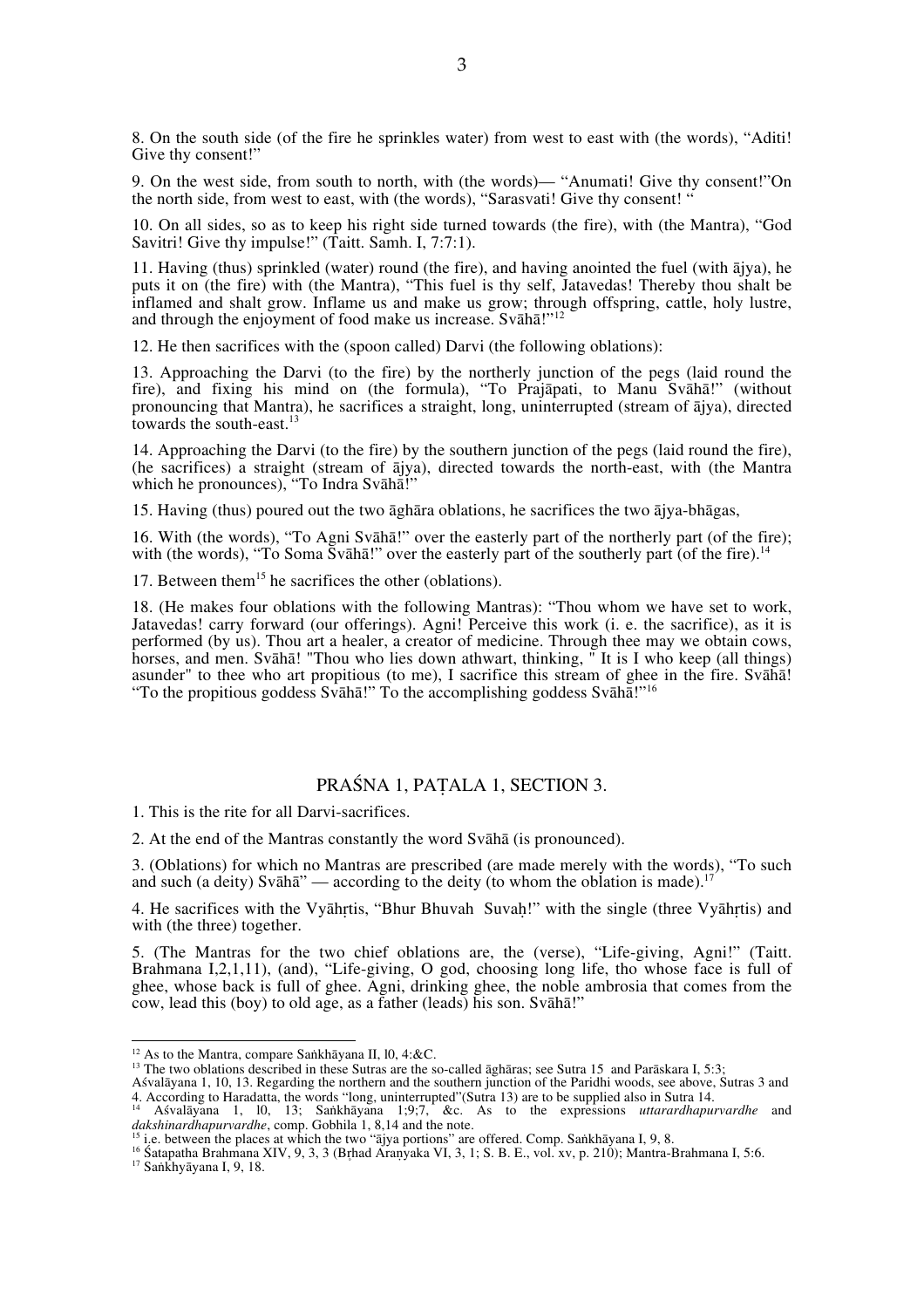8. On the south side (of the fire he sprinkles water) from west to east with (the words), "Aditi! Give thy consent!"

9. On the west side, from south to north, with (the words)— "Anumati! Give thy consent!"On the north side, from west to east, with (the words), "Sarasvati! Give thy consent! "

10. On all sides, so as to keep his right side turned towards (the fire), with (the Mantra), "God Savitri! Give thy impulse!" (Taitt. Samh. I, 7:7:1).

11. Having (thus) sprinkled (water) round (the fire), and having anointed the fuel (with ājya), he puts it on (the fire) with (the Mantra), "This fuel is thy self, Jatavedas! Thereby thou shalt be inflamed and shalt grow. Inflame us and make us grow; through offspring, cattle, holy lustre, and through the enjoyment of food make us increase. Svāhā!"[12]

12. He then sacrifices with the (spoon called) Darvi (the following oblations):

13. Approaching the Darvi (to the fire) by the northerly junction of the pegs (laid round the fire), and fixing his mind on (the formula), "To Prajāpati, to Manu Svāhā!" (without pronouncing that Mantra), he sacrifices a straight, long, uninterrupted (stream of ājya), directed towards the south-east.[13]

14. Approaching the Darvi (to the fire) by the southern junction of the pegs (laid round the fire), (he sacrifices) a straight (stream of ājya), directed towards the north-east, with (the Mantra which he pronounces), "To Indra Svāhā!"

15. Having (thus) poured out the two āghāra oblations, he sacrifices the two ājya-bhāgas,

16. With (the words), "To Agni Svāhā!" over the easterly part of the northerly part (of the fire); with (the words), "To Soma Svāhā!" over the easterly part of the southerly part (of the fire).[14]

17. Between them[15] he sacrifices the other (oblations).

18. (He makes four oblations with the following Mantras): "Thou whom we have set to work, Jatavedas! carry forward (our offerings). Agni! Perceive this work (i. e. the sacrifice), as it is performed (by us). Thou art a healer, a creator of medicine. Through thee may we obtain cows, horses, and men. Svāhā! "Thou who lies down athwart, thinking, " It is I who keep (all things) asunder" to thee who art propitious (to me), I sacrifice this stream of ghee in the fire. Svāhā! "To the propitious goddess Svāhā!" To the accomplishing goddess Svāhā!"[16]

## PRAŚNA 1, PAṬALA 1, SECTION 3.

1. This is the rite for all Darvi-sacrifices.

2. At the end of the Mantras constantly the word Svāhā (is pronounced).

3. (Oblations) for which no Mantras are prescribed (are made merely with the words), "To such and such (a deity) Svāhā" — according to the deity (to whom the oblation is made).[17]

4. He sacrifices with the Vyāhṛtis, "Bhur Bhuvah Suvaḥ!" with the single (three Vyāhṛtis) and with (the three) together.

5. (The Mantras for the two chief oblations are, the (verse), "Life-giving, Agni!" (Taitt. Brahmana I,2,1,11), (and), "Life-giving, O god, choosing long life, tho whose face is full of ghee, whose back is full of ghee. Agni, drinking ghee, the noble ambrosia that comes from the cow, lead this (boy) to old age, as a father (leads) his son. Svāhā!"

---

[12] As to the Mantra, compare Saṅkhāyana II, l0, 4:&C.

[13] The two oblations described in these Sutras are the so-called āghāras; see Sutra 15 and Parāskara I, 5:3; Aśvalāyana 1, 10, 13. Regarding the northern and the southern junction of the Paridhi woods, see above, Sutras 3 and 4. According to Haradatta, the words "long, uninterrupted"(Sutra 13) are to be supplied also in Sutra 14.

[14] Aśvalāyana 1, l0, 13; Saṅkhāyana 1;9;7, &c. As to the expressions *uttarardhapurvardhe* and *dakshinardhapurvardhe*, comp. Gobhila 1, 8,14 and the note.

[15] i.e. between the places at which the two "ājya portions" are offered. Comp. Saṅkhāyana I, 9, 8.

[16] Śatapatha Brahmana XIV, 9, 3, 3 (Bṛhad Araṇyaka VI, 3, 1; S. B. E., vol. xv, p. 210); Mantra-Brahmana I, 5:6.

[17] Saṅkhyāyana I, 9, 18.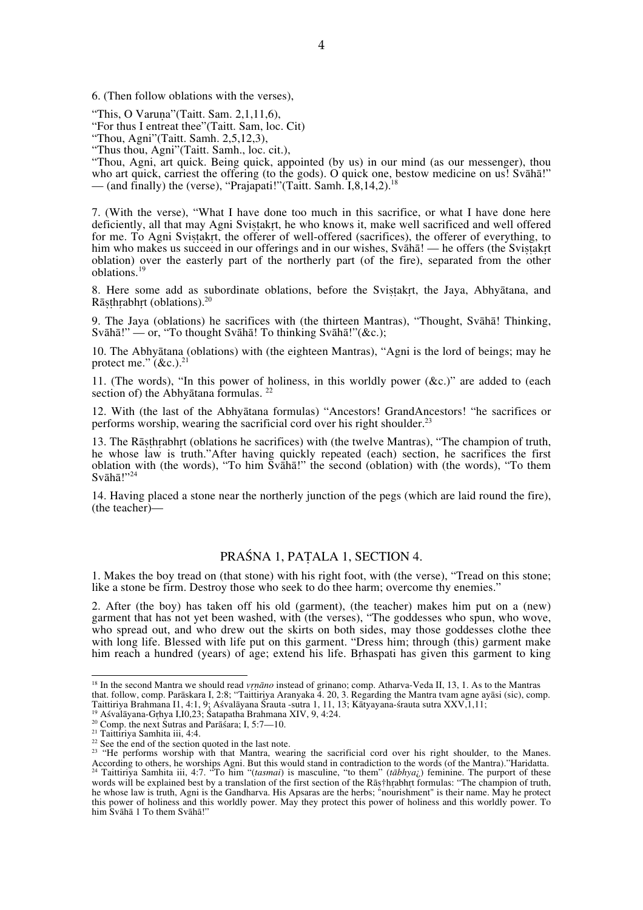6. (Then follow oblations with the verses),

"This, O Varuṇa"(Taitt. Sam. 2,1,11,6),
"For thus I entreat thee"(Taitt. Sam, loc. Cit)
"Thou, Agni"(Taitt. Samh. 2,5,12,3),
"Thus thou, Agni"(Taitt. Samh., loc. cit.),
"Thou, Agni, art quick. Being quick, appointed (by us) in our mind (as our messenger), thou who art quick, carriest the offering (to the gods). O quick one, bestow medicine on us! Svāhā!" — (and finally) the (verse), "Prajapati!"(Taitt. Samh. I,8,14,2).[18]

7. (With the verse), "What I have done too much in this sacrifice, or what I have done here deficiently, all that may Agni Sviṣṭakṛt, he who knows it, make well sacrificed and well offered for me. To Agni Sviṣṭakṛt, the offerer of well-offered (sacrifices), the offerer of everything, to him who makes us succeed in our offerings and in our wishes, Svāhā! — he offers (the Sviṣṭakṛt oblation) over the easterly part of the northerly part (of the fire), separated from the other oblations.[19]

8. Here some add as subordinate oblations, before the Sviṣṭakṛt, the Jaya, Abhyātana, and Rāṣṭhṛabhṛt (oblations).[20]

9. The Jaya (oblations) he sacrifices with (the thirteen Mantras), "Thought, Svāhā! Thinking, Svāhā!" — or, "To thought Svāhā! To thinking Svāhā!"(&c.);

10. The Abhyātana (oblations) with (the eighteen Mantras), "Agni is the lord of beings; may he protect me." (&c.).[21]

11. (The words), "In this power of holiness, in this worldly power (&c.)" are added to (each section of) the Abhyātana formulas. [22]

12. With (the last of the Abhyātana formulas) "Ancestors! GrandAncestors! "he sacrifices or performs worship, wearing the sacrificial cord over his right shoulder.[23]

13. The Rāṣṭhṛabhṛt (oblations he sacrifices) with (the twelve Mantras), "The champion of truth, he whose law is truth."After having quickly repeated (each) section, he sacrifices the first oblation with (the words), "To him Svāhā!" the second (oblation) with (the words), "To them Svāhā!"[24]

14. Having placed a stone near the northerly junction of the pegs (which are laid round the fire), (the teacher)—

## PRAŚNA 1, PAṬALA 1, SECTION 4.

1. Makes the boy tread on (that stone) with his right foot, with (the verse), "Tread on this stone; like a stone be firm. Destroy those who seek to do thee harm; overcome thy enemies."

2. After (the boy) has taken off his old (garment), (the teacher) makes him put on a (new) garment that has not yet been washed, with (the verses), "The goddesses who spun, who wove, who spread out, and who drew out the skirts on both sides, may those goddesses clothe thee with long life. Blessed with life put on this garment. "Dress him; through (this) garment make him reach a hundred (years) of age; extend his life. Bṛhaspati has given this garment to king

---

[18] In the second Mantra we should read *vṛṇāno* instead of grinano; comp. Atharva-Veda II, 13, 1. As to the Mantras that. follow, comp. Parāskara I, 2:8; "Taittiriya Aranyaka 4. 20, 3. Regarding the Mantra tvam agne ayāsi (sic), comp. Taittiriya Brahmana I1, 4:1, 9; Aśvalāyana Śrauta -sutra 1, 11, 13; Kātyayana-śrauta sutra XXV,1,11;

[19] Aśvalāyana-Gṛhya I,I0,23; Śatapatha Brahmana XIV, 9, 4:24.

[20] Comp. the next Sutras and Parāśara; I, 5:7—10.

[21] Taittiriya Samhita iii, 4:4.

[22] See the end of the section quoted in the last note.

[23] "He performs worship with that Mantra, wearing the sacrificial cord over his right shoulder, to the Manes. According to others, he worships Agni. But this would stand in contradiction to the words (of the Mantra)."Haridatta.

[24] Taittiriya Samhita iii, 4:7. "To him "(*tasmai*) is masculine, "to them" (*tābhya¿*) feminine. The purport of these words will be explained best by a translation of the first section of the Rāṣ†hṛabhṛt formulas: "The champion of truth, he whose law is truth, Agni is the Gandharva. His Apsaras are the herbs; "nourishment" is their name. May he protect this power of holiness and this worldly power. May they protect this power of holiness and this worldly power. To him Svāhā 1 To them Svāhā!"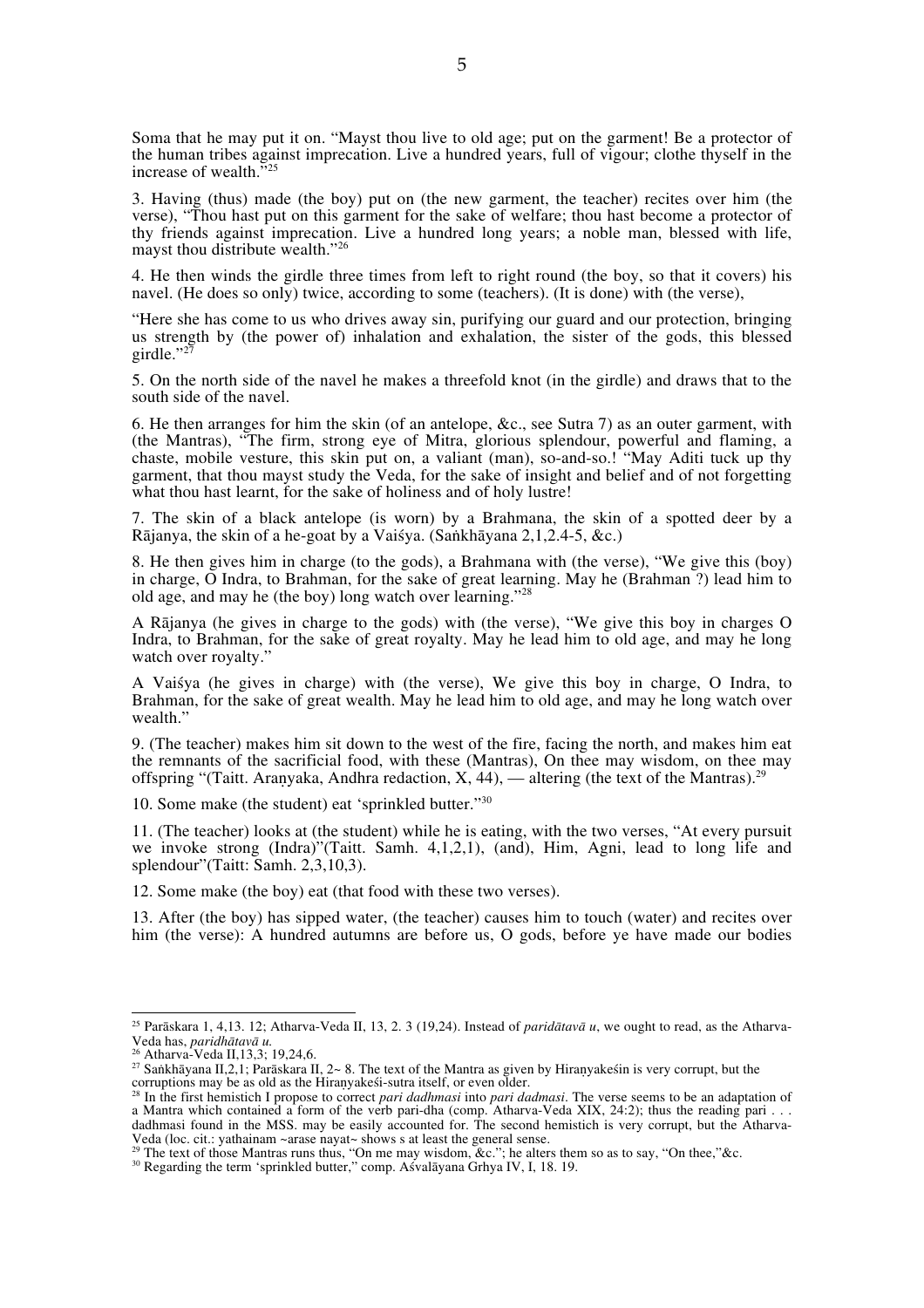Soma that he may put it on. "Mayst thou live to old age; put on the garment! Be a protector of the human tribes against imprecation. Live a hundred years, full of vigour; clothe thyself in the increase of wealth."[25]

3. Having (thus) made (the boy) put on (the new garment, the teacher) recites over him (the verse), "Thou hast put on this garment for the sake of welfare; thou hast become a protector of thy friends against imprecation. Live a hundred long years; a noble man, blessed with life, mayst thou distribute wealth."[26]

4. He then winds the girdle three times from left to right round (the boy, so that it covers) his navel. (He does so only) twice, according to some (teachers). (It is done) with (the verse),

"Here she has come to us who drives away sin, purifying our guard and our protection, bringing us strength by (the power of) inhalation and exhalation, the sister of the gods, this blessed girdle."[27]

5. On the north side of the navel he makes a threefold knot (in the girdle) and draws that to the south side of the navel.

6. He then arranges for him the skin (of an antelope, &c., see Sutra 7) as an outer garment, with (the Mantras), "The firm, strong eye of Mitra, glorious splendour, powerful and flaming, a chaste, mobile vesture, this skin put on, a valiant (man), so-and-so.! "May Aditi tuck up thy garment, that thou mayst study the Veda, for the sake of insight and belief and of not forgetting what thou hast learnt, for the sake of holiness and of holy lustre!

7. The skin of a black antelope (is worn) by a Brahmana, the skin of a spotted deer by a Rājanya, the skin of a he-goat by a Vaiśya. (Saṅkhāyana 2,1,2.4-5, &c.)

8. He then gives him in charge (to the gods), a Brahmana with (the verse), "We give this (boy) in charge, O Indra, to Brahman, for the sake of great learning. May he (Brahman ?) lead him to old age, and may he (the boy) long watch over learning."[28]

A Rājanya (he gives in charge to the gods) with (the verse), "We give this boy in charges O Indra, to Brahman, for the sake of great royalty. May he lead him to old age, and may he long watch over royalty."

A Vaiśya (he gives in charge) with (the verse), We give this boy in charge, O Indra, to Brahman, for the sake of great wealth. May he lead him to old age, and may he long watch over wealth."

9. (The teacher) makes him sit down to the west of the fire, facing the north, and makes him eat the remnants of the sacrificial food, with these (Mantras), On thee may wisdom, on thee may offspring "(Taitt. Araṇyaka, Andhra redaction, X, 44), — altering (the text of the Mantras).[29]

10. Some make (the student) eat 'sprinkled butter."[30]

11. (The teacher) looks at (the student) while he is eating, with the two verses, "At every pursuit we invoke strong (Indra)"(Taitt. Samh. 4,1,2,1), (and), Him, Agni, lead to long life and splendour"(Taitt: Samh. 2,3,10,3).

12. Some make (the boy) eat (that food with these two verses).

13. After (the boy) has sipped water, (the teacher) causes him to touch (water) and recites over him (the verse): A hundred autumns are before us, O gods, before ye have made our bodies

---

[25] Parāskara 1, 4,13. 12; Atharva-Veda II, 13, 2. 3 (19,24). Instead of *paridātavā u*, we ought to read, as the Atharva-Veda has, *paridhātavā u.*

[26] Atharva-Veda II,13,3; 19,24,6.

[27] Saṅkhāyana II,2,1; Parāskara II, 2~ 8. The text of the Mantra as given by Hiraṇyakeśin is very corrupt, but the corruptions may be as old as the Hiraṇyakeśi-sutra itself, or even older.

[28] In the first hemistich I propose to correct *pari dadhmasi* into *pari dadmasi*. The verse seems to be an adaptation of a Mantra which contained a form of the verb pari-dha (comp. Atharva-Veda XIX, 24:2); thus the reading pari . . . dadhmasi found in the MSS. may be easily accounted for. The second hemistich is very corrupt, but the Atharva-Veda (loc. cit.: yathainam ~arase nayat~ shows s at least the general sense.

[29] The text of those Mantras runs thus, "On me may wisdom, &c."; he alters them so as to say, "On thee,"&c.

[30] Regarding the term 'sprinkled butter," comp. Aśvalāyana Grhya IV, I, 18. 19.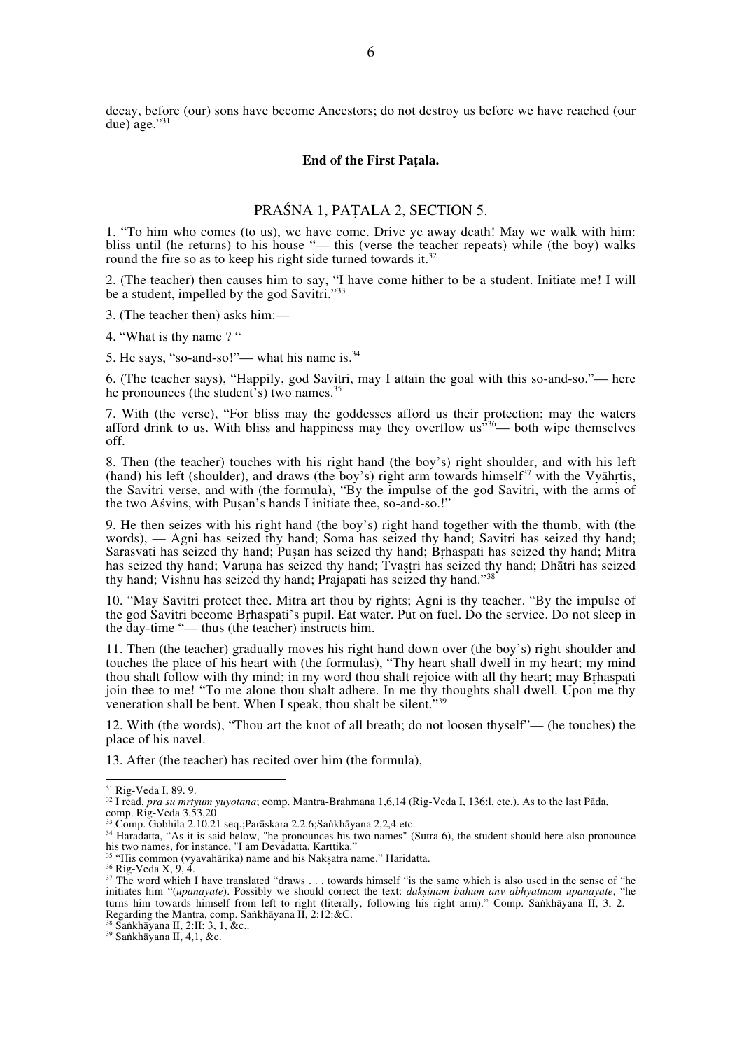decay, before (our) sons have become Ancestors; do not destroy us before we have reached (our due) age."[31]

**End of the First Paṭala.**

## PRAŚNA 1, PAṬALA 2, SECTION 5.

1. "To him who comes (to us), we have come. Drive ye away death! May we walk with him: bliss until (he returns) to his house "— this (verse the teacher repeats) while (the boy) walks round the fire so as to keep his right side turned towards it.[32]

2. (The teacher) then causes him to say, "I have come hither to be a student. Initiate me! I will be a student, impelled by the god Savitri."[33]

3. (The teacher then) asks him:—

4. "What is thy name ? "

5. He says, "so-and-so!"— what his name is.[34]

6. (The teacher says), "Happily, god Savitri, may I attain the goal with this so-and-so."— here he pronounces (the student's) two names.[35]

7. With (the verse), "For bliss may the goddesses afford us their protection; may the waters afford drink to us. With bliss and happiness may they overflow us"[36]— both wipe themselves off.

8. Then (the teacher) touches with his right hand (the boy's) right shoulder, and with his left (hand) his left (shoulder), and draws (the boy's) right arm towards himself[37] with the Vyāhṛtis, the Savitri verse, and with (the formula), "By the impulse of the god Savitri, with the arms of the two Aśvins, with Puṣan's hands I initiate thee, so-and-so.!"

9. He then seizes with his right hand (the boy's) right hand together with the thumb, with (the words), — Agni has seized thy hand; Soma has seized thy hand; Savitri has seized thy hand; Sarasvati has seized thy hand; Puṣan has seized thy hand; Bṛhaspati has seized thy hand; Mitra has seized thy hand; Varuṇa has seized thy hand; Tvaṣtri has seized thy hand; Dhātri has seized thy hand; Vishnu has seized thy hand; Prajapati has seized thy hand."[38]

10. "May Savitri protect thee. Mitra art thou by rights; Agni is thy teacher. "By the impulse of the god Savitri become Bṛhaspati's pupil. Eat water. Put on fuel. Do the service. Do not sleep in the day-time "— thus (the teacher) instructs him.

11. Then (the teacher) gradually moves his right hand down over (the boy's) right shoulder and touches the place of his heart with (the formulas), "Thy heart shall dwell in my heart; my mind thou shalt follow with thy mind; in my word thou shalt rejoice with all thy heart; may Bṛhaspati join thee to me! "To me alone thou shalt adhere. In me thy thoughts shall dwell. Upon me thy veneration shall be bent. When I speak, thou shalt be silent."[39]

12. With (the words), "Thou art the knot of all breath; do not loosen thyself"— (he touches) the place of his navel.

13. After (the teacher) has recited over him (the formula),

---

[31] Rig-Veda I, 89. 9.

[32] I read, *pra su mrtyum yuyotana*; comp. Mantra-Brahmana 1,6,14 (Rig-Veda I, 136:l, etc.). As to the last Pāda, comp. Rig-Veda 3,53,20

[33] Comp. Gobhila 2.10.21 seq.;Parāskara 2.2.6;Saṅkhāyana 2,2,4:etc.

[34] Haradatta, "As it is said below, "he pronounces his two names" (Sutra 6), the student should here also pronounce his two names, for instance, "I am Devadatta, Karttika."

[35] "His common (vyavahārika) name and his Nakṣatra name." Haridatta.

[36] Rig-Veda X, 9, 4.

[37] The word which I have translated "draws . . . towards himself "is the same which is also used in the sense of "he initiates him "(*upanayate*). Possibly we should correct the text: *dakṣinam bahum anv abhyatmam upanayate*, "he turns him towards himself from left to right (literally, following his right arm)." Comp. Saṅkhāyana II, 3, 2.— Regarding the Mantra, comp. Saṅkhāyana II, 2:12:&C.

[38] Saṅkhāyana II, 2:II; 3, 1, &c..

[39] Saṅkhāyana II, 4,1, &c.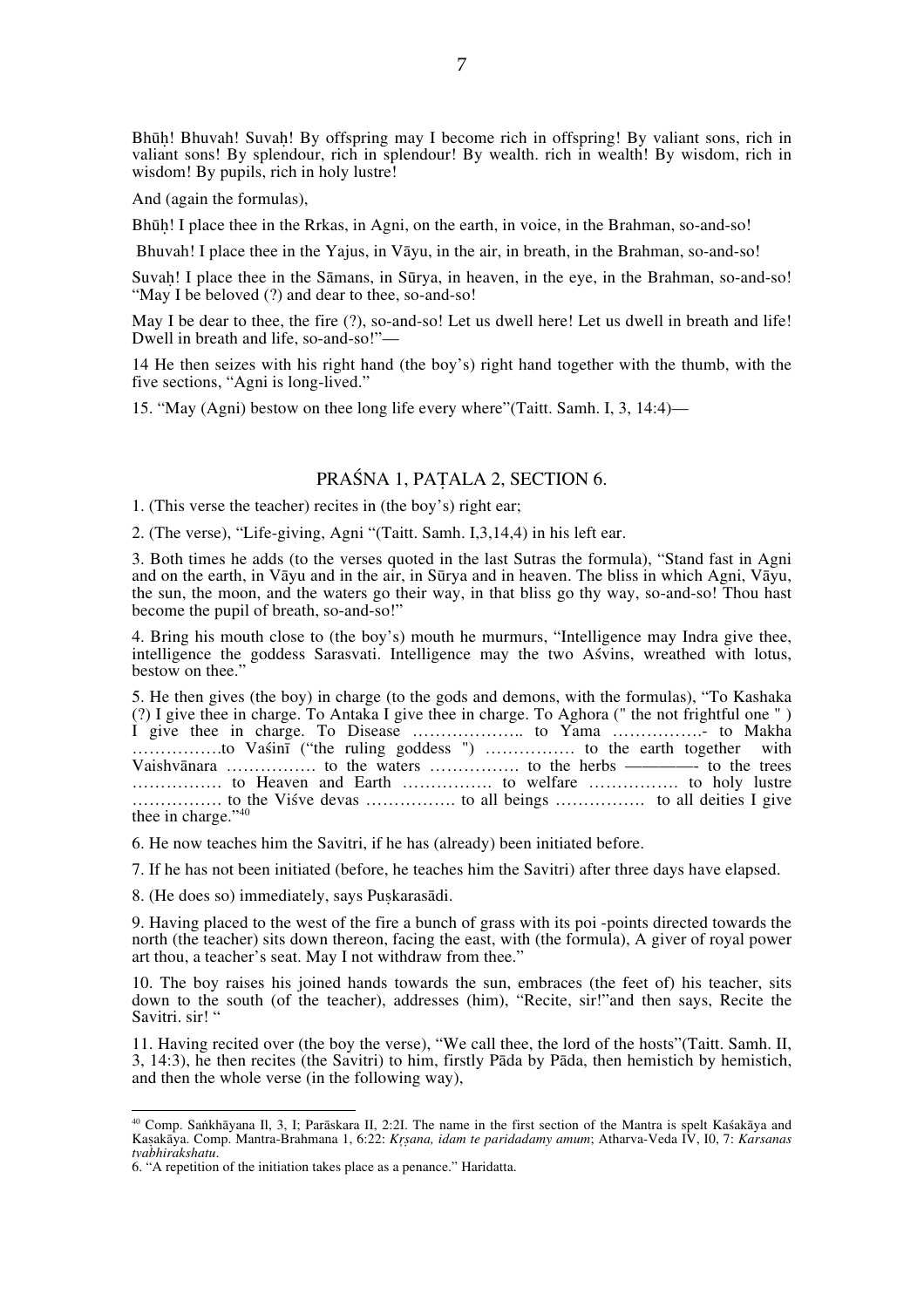Bhūḥ! Bhuvah! Suvaḥ! By offspring may I become rich in offspring! By valiant sons, rich in valiant sons! By splendour, rich in splendour! By wealth. rich in wealth! By wisdom, rich in wisdom! By pupils, rich in holy lustre!

And (again the formulas),

Bhūḥ! I place thee in the Rrkas, in Agni, on the earth, in voice, in the Brahman, so-and-so!

Bhuvah! I place thee in the Yajus, in Vāyu, in the air, in breath, in the Brahman, so-and-so!

Suvaḥ! I place thee in the Sāmans, in Sūrya, in heaven, in the eye, in the Brahman, so-and-so! “May I be beloved (?) and dear to thee, so-and-so!

May I be dear to thee, the fire (?), so-and-so! Let us dwell here! Let us dwell in breath and life! Dwell in breath and life, so-and-so!”—

14 He then seizes with his right hand (the boy’s) right hand together with the thumb, with the five sections, “Agni is long-lived.”

15. “May (Agni) bestow on thee long life every where”(Taitt. Samh. I, 3, 14:4)—

## PRAŚNA 1, PAṬALA 2, SECTION 6.

1. (This verse the teacher) recites in (the boy’s) right ear;

2. (The verse), “Life-giving, Agni “(Taitt. Samh. I,3,14,4) in his left ear.

3. Both times he adds (to the verses quoted in the last Sutras the formula), “Stand fast in Agni and on the earth, in Vāyu and in the air, in Sūrya and in heaven. The bliss in which Agni, Vāyu, the sun, the moon, and the waters go their way, in that bliss go thy way, so-and-so! Thou hast become the pupil of breath, so-and-so!”

4. Bring his mouth close to (the boy’s) mouth he murmurs, “Intelligence may Indra give thee, intelligence the goddess Sarasvati. Intelligence may the two Aśvins, wreathed with lotus, bestow on thee.”

5. He then gives (the boy) in charge (to the gods and demons, with the formulas), “To Kashaka (?) I give thee in charge. To Antaka I give thee in charge. To Aghora (" the not frightful one " ) I give thee in charge. To Disease ……………….. to Yama …………….- to Makha …………….to Vaśinī (“the ruling goddess ") ……………. to the earth together with Vaishvānara ……………. to the waters ……………. to the herbs ————- to the trees ……………. to Heaven and Earth ……………. to welfare ……………. to holy lustre ……………. to the Viśve devas ……………. to all beings ……………. to all deities I give thee in charge.”[40]

6. He now teaches him the Savitri, if he has (already) been initiated before.

7. If he has not been initiated (before, he teaches him the Savitri) after three days have elapsed.

8. (He does so) immediately, says Puṣkarasādi.

9. Having placed to the west of the fire a bunch of grass with its poi -points directed towards the north (the teacher) sits down thereon, facing the east, with (the formula), A giver of royal power art thou, a teacher’s seat. May I not withdraw from thee.”

10. The boy raises his joined hands towards the sun, embraces (the feet of) his teacher, sits down to the south (of the teacher), addresses (him), “Recite, sir!”and then says, Recite the Savitri. sir! “

11. Having recited over (the boy the verse), “We call thee, the lord of the hosts”(Taitt. Samh. II, 3, 14:3), he then recites (the Savitri) to him, firstly Pāda by Pāda, then hemistich by hemistich, and then the whole verse (in the following way),

---

[40] Comp. Saṅkhāyana Il, 3, I; Parāskara II, 2:2I. The name in the first section of the Mantra is spelt Kaśakāya and Kaṣakāya. Comp. Mantra-Brahmana 1, 6:22: *Kṛṣana, idam te paridadamy amum*; Atharva-Veda IV, I0, 7: *Karsanas tvabhirakshatu*.

6. “A repetition of the initiation takes place as a penance.” Haridatta.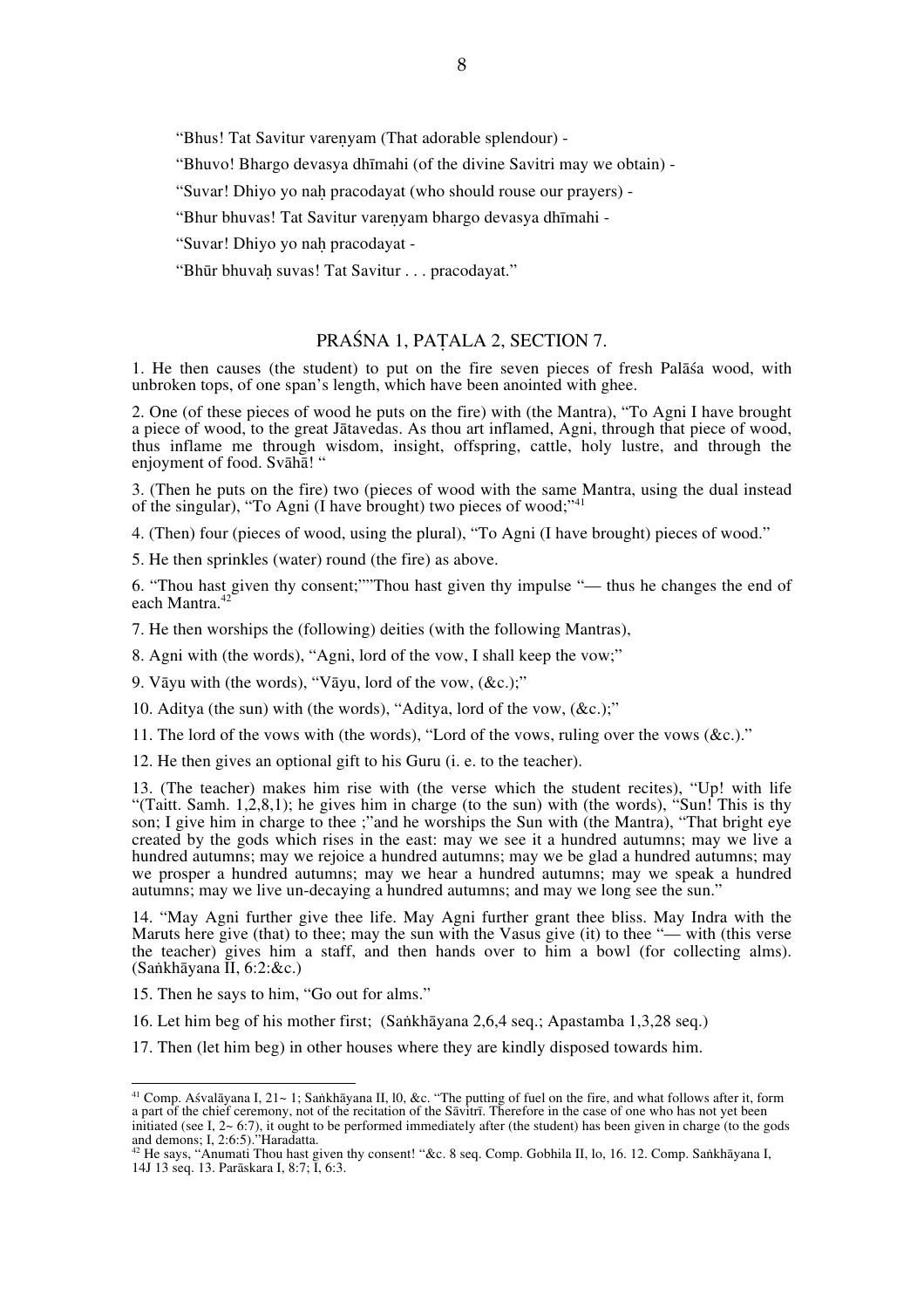"Bhus! Tat Savitur vareṇyam (That adorable splendour) -

"Bhuvo! Bhargo devasya dhīmahi (of the divine Savitri may we obtain) -

"Suvar! Dhiyo yo naḥ pracodayat (who should rouse our prayers) -

"Bhur bhuvas! Tat Savitur vareṇyam bhargo devasya dhīmahi -

"Suvar! Dhiyo yo naḥ pracodayat -

"Bhūr bhuvaḥ suvas! Tat Savitur . . . pracodayat."

## PRAŚNA 1, PAṬALA 2, SECTION 7.

1. He then causes (the student) to put on the fire seven pieces of fresh Palāśa wood, with unbroken tops, of one span's length, which have been anointed with ghee.

2. One (of these pieces of wood he puts on the fire) with (the Mantra), "To Agni I have brought a piece of wood, to the great Jātavedas. As thou art inflamed, Agni, through that piece of wood, thus inflame me through wisdom, insight, offspring, cattle, holy lustre, and through the enjoyment of food. Svāhā! "

3. (Then he puts on the fire) two (pieces of wood with the same Mantra, using the dual instead of the singular), "To Agni (I have brought) two pieces of wood;"[41]

4. (Then) four (pieces of wood, using the plural), "To Agni (I have brought) pieces of wood."

5. He then sprinkles (water) round (the fire) as above.

6. "Thou hast given thy consent;""Thou hast given thy impulse "— thus he changes the end of each Mantra.[42]

7. He then worships the (following) deities (with the following Mantras),

8. Agni with (the words), "Agni, lord of the vow, I shall keep the vow;"

9. Vāyu with (the words), "Vāyu, lord of the vow, (&c.);"

10. Aditya (the sun) with (the words), "Aditya, lord of the vow, (&c.);"

11. The lord of the vows with (the words), "Lord of the vows, ruling over the vows (&c.)."

12. He then gives an optional gift to his Guru (i. e. to the teacher).

13. (The teacher) makes him rise with (the verse which the student recites), "Up! with life "(Taitt. Samh. 1,2,8,1); he gives him in charge (to the sun) with (the words), "Sun! This is thy son; I give him in charge to thee ;"and he worships the Sun with (the Mantra), "That bright eye created by the gods which rises in the east: may we see it a hundred autumns; may we live a hundred autumns; may we rejoice a hundred autumns; may we be glad a hundred autumns; may we prosper a hundred autumns; may we hear a hundred autumns; may we speak a hundred autumns; may we live un-decaying a hundred autumns; and may we long see the sun."

14. "May Agni further give thee life. May Agni further grant thee bliss. May Indra with the Maruts here give (that) to thee; may the sun with the Vasus give (it) to thee "— with (this verse the teacher) gives him a staff, and then hands over to him a bowl (for collecting alms). (Saṅkhāyana II, 6:2:&c.)

15. Then he says to him, "Go out for alms."

16. Let him beg of his mother first; (Saṅkhāyana 2,6,4 seq.; Apastamba 1,3,28 seq.)

17. Then (let him beg) in other houses where they are kindly disposed towards him.

---

[41] Comp. Aśvalāyana I, 21~ 1; Saṅkhāyana II, l0, &c. "The putting of fuel on the fire, and what follows after it, form a part of the chief ceremony, not of the recitation of the Sāvitrī. Therefore in the case of one who has not yet been initiated (see I, 2~ 6:7), it ought to be performed immediately after (the student) has been given in charge (to the gods and demons; I, 2:6:5)."Haradatta.

[42] He says, "Anumati Thou hast given thy consent! "&c. 8 seq. Comp. Gobhila II, lo, 16. 12. Comp. Saṅkhāyana I, 14J 13 seq. 13. Parāskara I, 8:7; I, 6:3.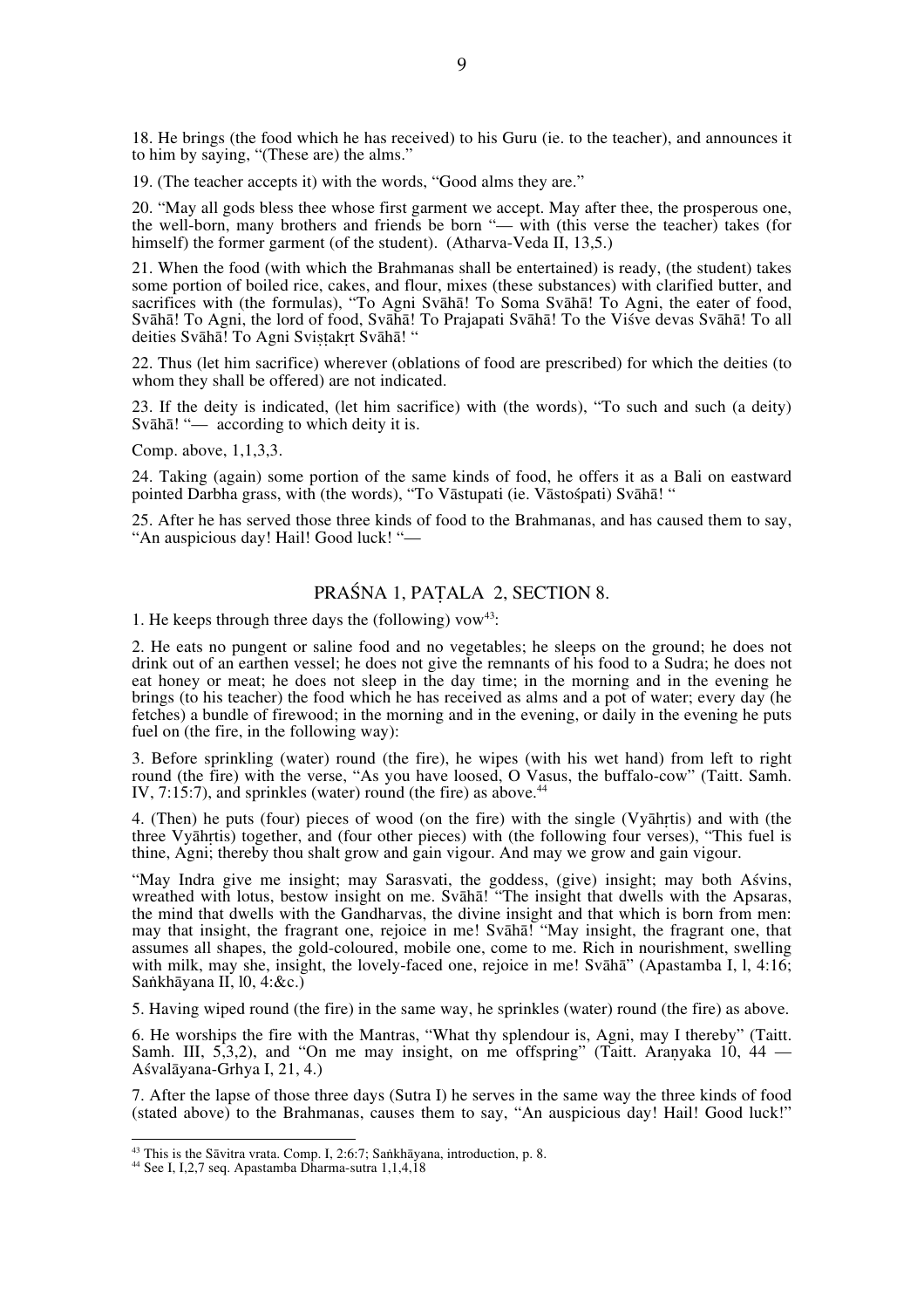18. He brings (the food which he has received) to his Guru (ie. to the teacher), and announces it to him by saying, "(These are) the alms."

19. (The teacher accepts it) with the words, "Good alms they are."

20. "May all gods bless thee whose first garment we accept. May after thee, the prosperous one, the well-born, many brothers and friends be born "— with (this verse the teacher) takes (for himself) the former garment (of the student). (Atharva-Veda II, 13,5.)

21. When the food (with which the Brahmanas shall be entertained) is ready, (the student) takes some portion of boiled rice, cakes, and flour, mixes (these substances) with clarified butter, and sacrifices with (the formulas), "To Agni Svāhā! To Soma Svāhā! To Agni, the eater of food, Svāhā! To Agni, the lord of food, Svāhā! To Prajapati Svāhā! To the Viśve devas Svāhā! To all deities Svāhā! To Agni Sviṣṭakṛt Svāhā! "

22. Thus (let him sacrifice) wherever (oblations of food are prescribed) for which the deities (to whom they shall be offered) are not indicated.

23. If the deity is indicated, (let him sacrifice) with (the words), "To such and such (a deity) Svāhā! "— according to which deity it is.

Comp. above, 1,1,3,3.

24. Taking (again) some portion of the same kinds of food, he offers it as a Bali on eastward pointed Darbha grass, with (the words), "To Vāstupati (ie. Vāstośpati) Svāhā! "

25. After he has served those three kinds of food to the Brahmanas, and has caused them to say, "An auspicious day! Hail! Good luck! "—

## PRAŚNA 1, PAṬALA 2, SECTION 8.

1. He keeps through three days the (following) vow[43]:

2. He eats no pungent or saline food and no vegetables; he sleeps on the ground; he does not drink out of an earthen vessel; he does not give the remnants of his food to a Sudra; he does not eat honey or meat; he does not sleep in the day time; in the morning and in the evening he brings (to his teacher) the food which he has received as alms and a pot of water; every day (he fetches) a bundle of firewood; in the morning and in the evening, or daily in the evening he puts fuel on (the fire, in the following way):

3. Before sprinkling (water) round (the fire), he wipes (with his wet hand) from left to right round (the fire) with the verse, "As you have loosed, O Vasus, the buffalo-cow" (Taitt. Samh. IV, 7:15:7), and sprinkles (water) round (the fire) as above.[44]

4. (Then) he puts (four) pieces of wood (on the fire) with the single (Vyāhṛtis) and with (the three Vyāhṛtis) together, and (four other pieces) with (the following four verses), "This fuel is thine, Agni; thereby thou shalt grow and gain vigour. And may we grow and gain vigour.

"May Indra give me insight; may Sarasvati, the goddess, (give) insight; may both Aśvins, wreathed with lotus, bestow insight on me. Svāhā! "The insight that dwells with the Apsaras, the mind that dwells with the Gandharvas, the divine insight and that which is born from men: may that insight, the fragrant one, rejoice in me! Svāhā! "May insight, the fragrant one, that assumes all shapes, the gold-coloured, mobile one, come to me. Rich in nourishment, swelling with milk, may she, insight, the lovely-faced one, rejoice in me! Svāhā" (Apastamba I, l, 4:16; Saṅkhāyana II, l0, 4:&c.)

5. Having wiped round (the fire) in the same way, he sprinkles (water) round (the fire) as above.

6. He worships the fire with the Mantras, "What thy splendour is, Agni, may I thereby" (Taitt. Samh. III, 5,3,2), and "On me may insight, on me offspring" (Taitt. Araṇyaka 10, 44 — Aśvalāyana-Grhya I, 21, 4.)

7. After the lapse of those three days (Sutra I) he serves in the same way the three kinds of food (stated above) to the Brahmanas, causes them to say, "An auspicious day! Hail! Good luck!"

---

[43] This is the Sāvitra vrata. Comp. I, 2:6:7; Saṅkhāyana, introduction, p. 8.

[44] See I, I,2,7 seq. Apastamba Dharma-sutra 1,1,4,18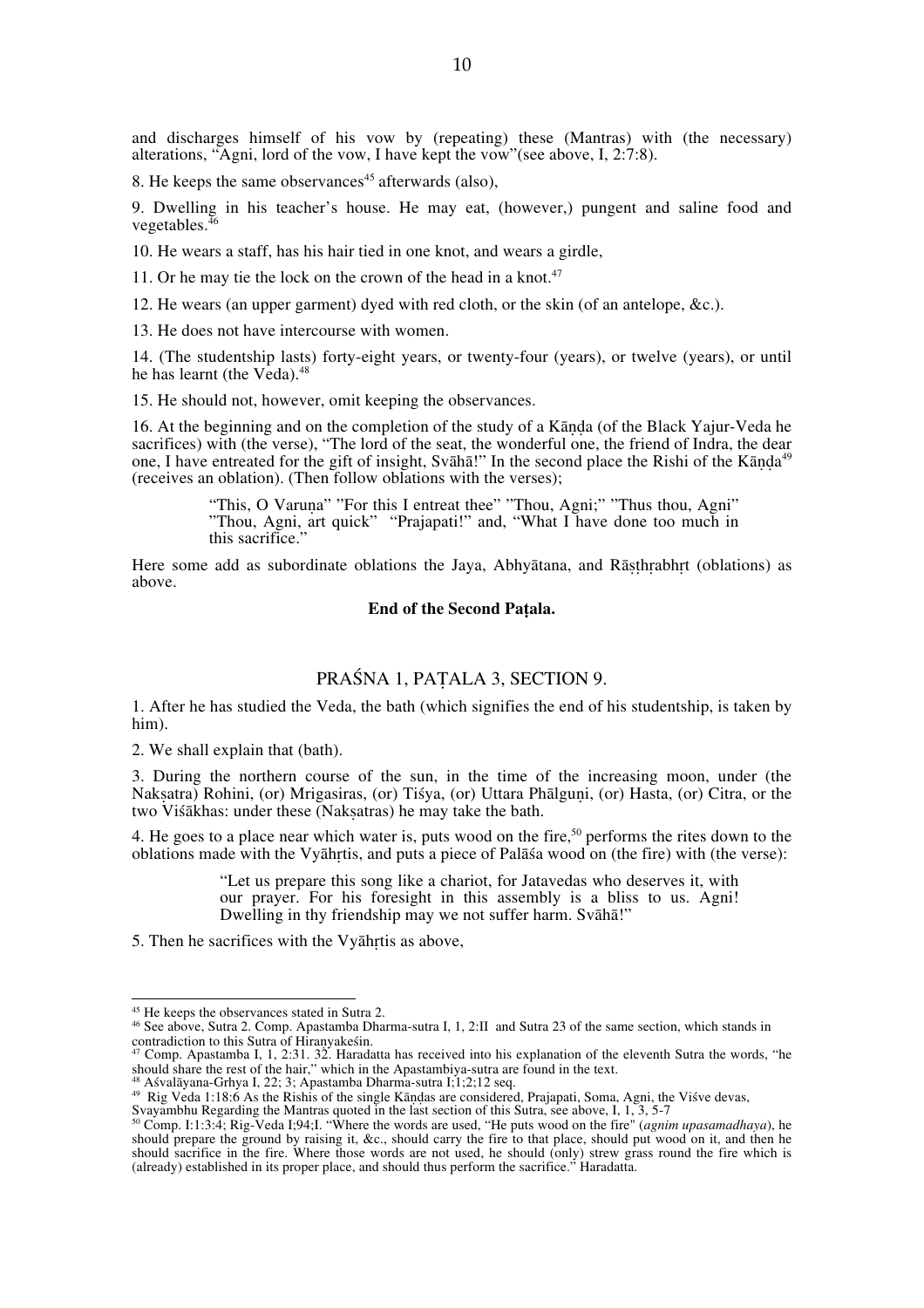and discharges himself of his vow by (repeating) these (Mantras) with (the necessary) alterations, "Agni, lord of the vow, I have kept the vow"(see above, I, 2:7:8).

8. He keeps the same observances[45] afterwards (also),

9. Dwelling in his teacher's house. He may eat, (however,) pungent and saline food and vegetables.[46]

10. He wears a staff, has his hair tied in one knot, and wears a girdle,

11. Or he may tie the lock on the crown of the head in a knot.[47]

12. He wears (an upper garment) dyed with red cloth, or the skin (of an antelope, &c.).

13. He does not have intercourse with women.

14. (The studentship lasts) forty-eight years, or twenty-four (years), or twelve (years), or until he has learnt (the Veda).[48]

15. He should not, however, omit keeping the observances.

16. At the beginning and on the completion of the study of a Kāṇḍa (of the Black Yajur-Veda he sacrifices) with (the verse), "The lord of the seat, the wonderful one, the friend of Indra, the dear one, I have entreated for the gift of insight, Svāhā!" In the second place the Rishi of the Kāṇḍa[49] (receives an oblation). (Then follow oblations with the verses);

> "This, O Varuṇa" "For this I entreat thee" "Thou, Agni;" "Thus thou, Agni" "Thou, Agni, art quick" "Prajapati!" and, "What I have done too much in this sacrifice."

Here some add as subordinate oblations the Jaya, Abhyātana, and Rāṣṭhṛabhṛt (oblations) as above.

**End of the Second Paṭala.**

## PRAŚNA 1, PAṬALA 3, SECTION 9.

1. After he has studied the Veda, the bath (which signifies the end of his studentship, is taken by him).

2. We shall explain that (bath).

3. During the northern course of the sun, in the time of the increasing moon, under (the Nakṣatra) Rohini, (or) Mrigasiras, (or) Tiśya, (or) Uttara Phālguṇi, (or) Hasta, (or) Citra, or the two Viśākhas: under these (Nakṣatras) he may take the bath.

4. He goes to a place near which water is, puts wood on the fire,[50] performs the rites down to the oblations made with the Vyāhṛtis, and puts a piece of Palāśa wood on (the fire) with (the verse):

> "Let us prepare this song like a chariot, for Jatavedas who deserves it, with our prayer. For his foresight in this assembly is a bliss to us. Agni! Dwelling in thy friendship may we not suffer harm. Svāhā!"

5. Then he sacrifices with the Vyāhṛtis as above,

---

[45] He keeps the observances stated in Sutra 2.

[46] See above, Sutra 2. Comp. Apastamba Dharma-sutra I, 1, 2:II and Sutra 23 of the same section, which stands in contradiction to this Sutra of Hiranyakeśin.

[47] Comp. Apastamba I, 1, 2:31. 32. Haradatta has received into his explanation of the eleventh Sutra the words, "he should share the rest of the hair," which in the Apastambiya-sutra are found in the text.

[48] Aśvalāyana-Grhya I, 22; 3; Apastamba Dharma-sutra I;1;2;12 seq.

[49] Rig Veda 1:18:6 As the Rishis of the single Kāṇḍas are considered, Prajapati, Soma, Agni, the Viśve devas, Svayambhu Regarding the Mantras quoted in the last section of this Sutra, see above, I, 1, 3, 5-7

[50] Comp. I:1:3:4; Rig-Veda I;94;I. "Where the words are used, "He puts wood on the fire" (*agnim upasamadhaya*), he should prepare the ground by raising it, &c., should carry the fire to that place, should put wood on it, and then he should sacrifice in the fire. Where those words are not used, he should (only) strew grass round the fire which is (already) established in its proper place, and should thus perform the sacrifice." Haradatta.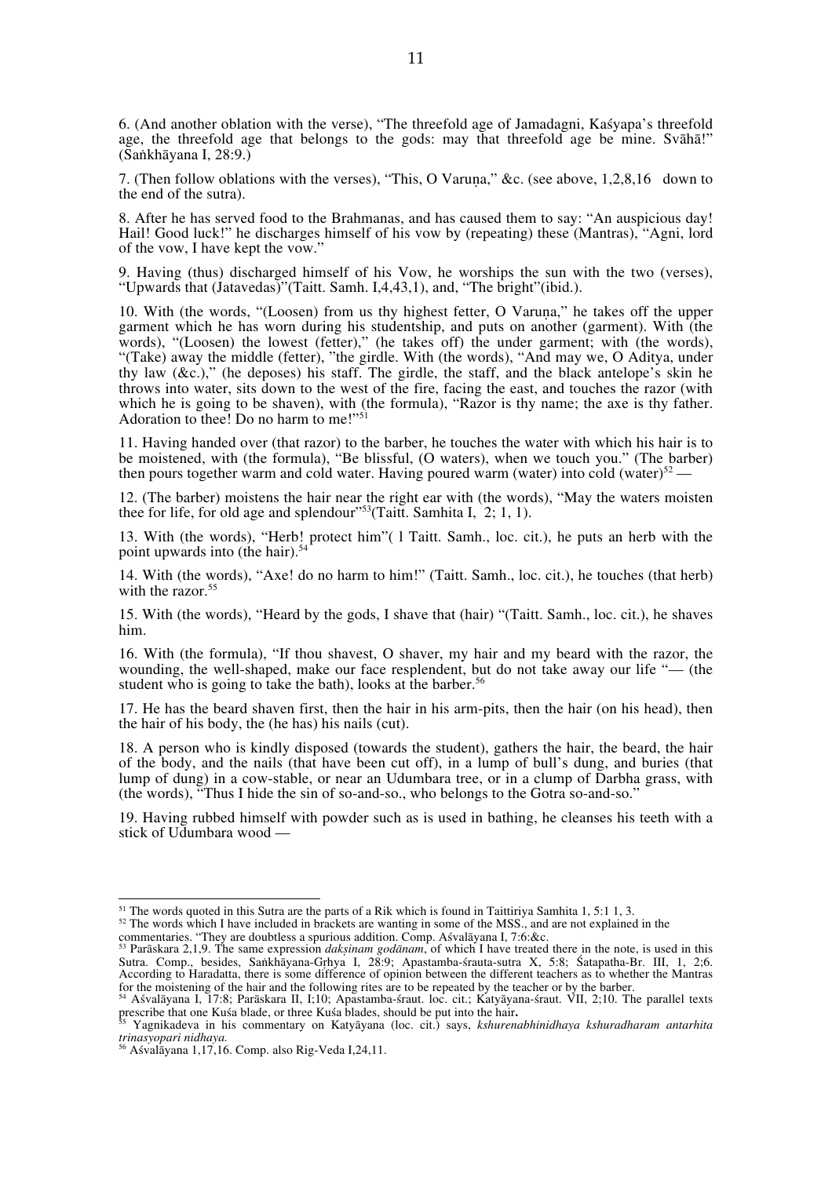6. (And another oblation with the verse), "The threefold age of Jamadagni, Kaśyapa's threefold age, the threefold age that belongs to the gods: may that threefold age be mine. Svāhā!" (Saṅkhāyana I, 28:9.)

7. (Then follow oblations with the verses), "This, O Varuṇa," &c. (see above, 1,2,8,16 down to the end of the sutra).

8. After he has served food to the Brahmanas, and has caused them to say: "An auspicious day! Hail! Good luck!" he discharges himself of his vow by (repeating) these (Mantras), "Agni, lord of the vow, I have kept the vow."

9. Having (thus) discharged himself of his Vow, he worships the sun with the two (verses), "Upwards that (Jatavedas)"(Taitt. Samh. I,4,43,1), and, "The bright"(ibid.).

10. With (the words, "(Loosen) from us thy highest fetter, O Varuṇa," he takes off the upper garment which he has worn during his studentship, and puts on another (garment). With (the words), "(Loosen) the lowest (fetter)," (he takes off) the under garment; with (the words), "(Take) away the middle (fetter), "the girdle. With (the words), "And may we, O Aditya, under thy law (&c.)," (he deposes) his staff. The girdle, the staff, and the black antelope's skin he throws into water, sits down to the west of the fire, facing the east, and touches the razor (with which he is going to be shaven), with (the formula), "Razor is thy name; the axe is thy father. Adoration to thee! Do no harm to me!"[51]

11. Having handed over (that razor) to the barber, he touches the water with which his hair is to be moistened, with (the formula), "Be blissful, (O waters), when we touch you." (The barber) then pours together warm and cold water. Having poured warm (water) into cold (water)[52] —

12. (The barber) moistens the hair near the right ear with (the words), "May the waters moisten thee for life, for old age and splendour"[53](Taitt. Samhita I, 2; 1, 1).

13. With (the words), "Herb! protect him"( l Taitt. Samh., loc. cit.), he puts an herb with the point upwards into (the hair).[54]

14. With (the words), "Axe! do no harm to him!" (Taitt. Samh., loc. cit.), he touches (that herb) with the razor.[55]

15. With (the words), "Heard by the gods, I shave that (hair) "(Taitt. Samh., loc. cit.), he shaves him.

16. With (the formula), "If thou shavest, O shaver, my hair and my beard with the razor, the wounding, the well-shaped, make our face resplendent, but do not take away our life "— (the student who is going to take the bath), looks at the barber.[56]

17. He has the beard shaven first, then the hair in his arm-pits, then the hair (on his head), then the hair of his body, the (he has) his nails (cut).

18. A person who is kindly disposed (towards the student), gathers the hair, the beard, the hair of the body, and the nails (that have been cut off), in a lump of bull's dung, and buries (that lump of dung) in a cow-stable, or near an Udumbara tree, or in a clump of Darbha grass, with (the words), "Thus I hide the sin of so-and-so., who belongs to the Gotra so-and-so."

19. Having rubbed himself with powder such as is used in bathing, he cleanses his teeth with a stick of Udumbara wood —

---

[51] The words quoted in this Sutra are the parts of a Rik which is found in Taittiriya Samhita 1, 5:1 1, 3.

[52] The words which I have included in brackets are wanting in some of the MSS., and are not explained in the commentaries. "They are doubtless a spurious addition. Comp. Aśvalāyana I, 7:6:&c.

[53] Parāskara 2,1,9. The same expression *dakṣinam godānam*, of which I have treated there in the note, is used in this Sutra. Comp., besides, Saṅkhāyana-Gṛhya I, 28:9; Apastamba-śrauta-sutra X, 5:8; Śatapatha-Br. III, 1, 2;6. According to Haradatta, there is some difference of opinion between the different teachers as to whether the Mantras for the moistening of the hair and the following rites are to be repeated by the teacher or by the barber.

[54] Aśvalāyana I, 17:8; Parāskara II, I;10; Apastamba-śraut. loc. cit.; Katyāyana-śraut. VII, 2;10. The parallel texts prescribe that one Kuśa blade, or three Kuśa blades, should be put into the hair**.**

[55] Yagnikadeva in his commentary on Katyāyana (loc. cit.) says, *kshurenabhinidhaya kshuradharam antarhita trinasyopari nidhaya.*

[56] Aśvalāyana 1,17,16. Comp. also Rig-Veda I,24,11.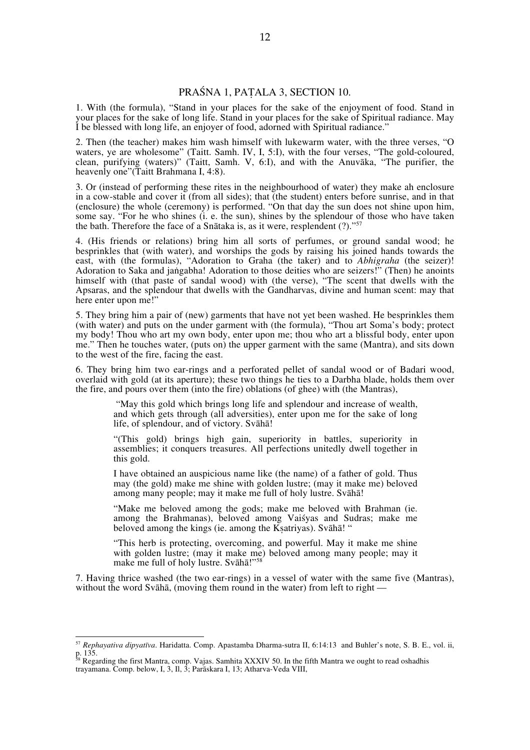## PRAŚNA 1, PAṬALA 3, SECTION 10.

1. With (the formula), "Stand in your places for the sake of the enjoyment of food. Stand in your places for the sake of long life. Stand in your places for the sake of Spiritual radiance. May I be blessed with long life, an enjoyer of food, adorned with Spiritual radiance."

2. Then (the teacher) makes him wash himself with lukewarm water, with the three verses, "O waters, ye are wholesome" (Taitt. Samh. IV, I, 5:I), with the four verses, "The gold-coloured, clean, purifying (waters)" (Taitt, Samh. V, 6:I), and with the Anuvāka, "The purifier, the heavenly one"(Taitt Brahmana I, 4:8).

3. Or (instead of performing these rites in the neighbourhood of water) they make ah enclosure in a cow-stable and cover it (from all sides); that (the student) enters before sunrise, and in that (enclosure) the whole (ceremony) is performed. "On that day the sun does not shine upon him, some say. "For he who shines (i. e. the sun), shines by the splendour of those who have taken the bath. Therefore the face of a Snātaka is, as it were, resplendent (?)."[57]

4. (His friends or relations) bring him all sorts of perfumes, or ground sandal wood; he besprinkles that (with water), and worships the gods by raising his joined hands towards the east, with (the formulas), "Adoration to Graha (the taker) and to *Abhigraha* (the seizer)! Adoration to Saka and jaṅgabha! Adoration to those deities who are seizers!" (Then) he anoints himself with (that paste of sandal wood) with (the verse), "The scent that dwells with the Apsaras, and the splendour that dwells with the Gandharvas, divine and human scent: may that here enter upon me!"

5. They bring him a pair of (new) garments that have not yet been washed. He besprinkles them (with water) and puts on the under garment with (the formula), "Thou art Soma's body; protect my body! Thou who art my own body, enter upon me; thou who art a blissful body, enter upon me." Then he touches water, (puts on) the upper garment with the same (Mantra), and sits down to the west of the fire, facing the east.

6. They bring him two ear-rings and a perforated pellet of sandal wood or of Badari wood, overlaid with gold (at its aperture); these two things he ties to a Darbha blade, holds them over the fire, and pours over them (into the fire) oblations (of ghee) with (the Mantras),

> "May this gold which brings long life and splendour and increase of wealth, and which gets through (all adversities), enter upon me for the sake of long life, of splendour, and of victory. Svāhā!
>
> "(This gold) brings high gain, superiority in battles, superiority in assemblies; it conquers treasures. All perfections unitedly dwell together in this gold.
>
> I have obtained an auspicious name like (the name) of a father of gold. Thus may (the gold) make me shine with golden lustre; (may it make me) beloved among many people; may it make me full of holy lustre. Svāhā!
>
> "Make me beloved among the gods; make me beloved with Brahman (ie. among the Brahmanas), beloved among Vaiśyas and Sudras; make me beloved among the kings (ie. among the Kṣatriyas). Svāhā! "
>
> "This herb is protecting, overcoming, and powerful. May it make me shine with golden lustre; (may it make me) beloved among many people; may it make me full of holy lustre. Svāhā!"[58]

7. Having thrice washed (the two ear-rings) in a vessel of water with the same five (Mantras), without the word Svāhā, (moving them round in the water) from left to right —

---

[57] *Rephayativa dipyatīva*. Haridatta. Comp. Apastamba Dharma-sutra II, 6:14:13 and Buhler's note, S. B. E., vol. ii, p. 135.

[58] Regarding the first Mantra, comp. Vajas. Samhita XXXIV 50. In the fifth Mantra we ought to read oshadhis trayamana. Comp. below, I, 3, Il, 3; Parāskara I, 13; Atharva-Veda VIII,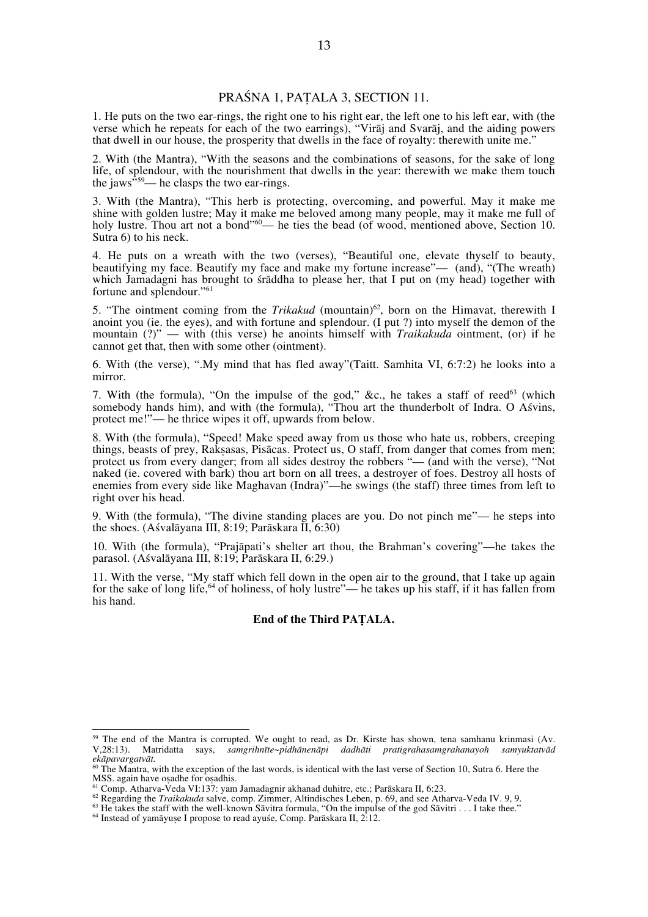## PRAŚNA 1, PAṬALA 3, SECTION 11.

1. He puts on the two ear-rings, the right one to his right ear, the left one to his left ear, with (the verse which he repeats for each of the two earrings), "Virāj and Svarāj, and the aiding powers that dwell in our house, the prosperity that dwells in the face of royalty: therewith unite me."

2. With (the Mantra), "With the seasons and the combinations of seasons, for the sake of long life, of splendour, with the nourishment that dwells in the year: therewith we make them touch the jaws"[59]— he clasps the two ear-rings.

3. With (the Mantra), "This herb is protecting, overcoming, and powerful. May it make me shine with golden lustre; May it make me beloved among many people, may it make me full of holy lustre. Thou art not a bond"[60]— he ties the bead (of wood, mentioned above, Section 10. Sutra 6) to his neck.

4. He puts on a wreath with the two (verses), "Beautiful one, elevate thyself to beauty, beautifying my face. Beautify my face and make my fortune increase"— (and), "(The wreath) which Jamadagni has brought to śrāddha to please her, that I put on (my head) together with fortune and splendour."[61]

5. "The ointment coming from the *Trikakud* (mountain)[62], born on the Himavat, therewith I anoint you (ie. the eyes), and with fortune and splendour. (I put ?) into myself the demon of the mountain (?)" — with (this verse) he anoints himself with *Traikakuda* ointment, (or) if he cannot get that, then with some other (ointment).

6. With (the verse), ".My mind that has fled away"(Taitt. Samhita VI, 6:7:2) he looks into a mirror.

7. With (the formula), "On the impulse of the god," &c., he takes a staff of reed[63] (which somebody hands him), and with (the formula), "Thou art the thunderbolt of Indra. O Aśvins, protect me!"— he thrice wipes it off, upwards from below.

8. With (the formula), "Speed! Make speed away from us those who hate us, robbers, creeping things, beasts of prey, Rakṣasas, Pisācas. Protect us, O staff, from danger that comes from men; protect us from every danger; from all sides destroy the robbers "— (and with the verse), "Not naked (ie. covered with bark) thou art born on all trees, a destroyer of foes. Destroy all hosts of enemies from every side like Maghavan (Indra)"—he swings (the staff) three times from left to right over his head.

9. With (the formula), "The divine standing places are you. Do not pinch me"— he steps into the shoes. (Aśvalāyana III, 8:19; Parāskara II, 6:30)

10. With (the formula), "Prajāpati's shelter art thou, the Brahman's covering"—he takes the parasol. (Aśvalāyana III, 8:19; Parāskara II, 6:29.)

11. With the verse, "My staff which fell down in the open air to the ground, that I take up again for the sake of long life,[64] of holiness, of holy lustre"— he takes up his staff, if it has fallen from his hand.

**End of the Third PAṬALA.**

---

[59] The end of the Mantra is corrupted. We ought to read, as Dr. Kirste has shown, tena samhanu krinmasi (Av. V,28:13). Matridatta says, *samgrihnīte~pidhānenāpi dadhāti pratigrahasamgrahanayoh samyuktatvād ekāpavargatvāt.*

[60] The Mantra, with the exception of the last words, is identical with the last verse of Section 10, Sutra 6. Here the MSS. again have oṣadhe for oṣadhis.

[61] Comp. Atharva-Veda VI:137: yam Jamadagnir akhanad duhitre, etc.; Parāskara II, 6:23.

[62] Regarding the *Traikakuda* salve, comp. Zimmer, Altindisches Leben, p. 69, and see Atharva-Veda IV. 9, 9.

[63] He takes the staff with the well-known Sāvitra formula, "On the impulse of the god Sāvitri . . . I take thee."

[64] Instead of yamāyuṣe I propose to read ayuśe, Comp. Parāskara II, 2:12.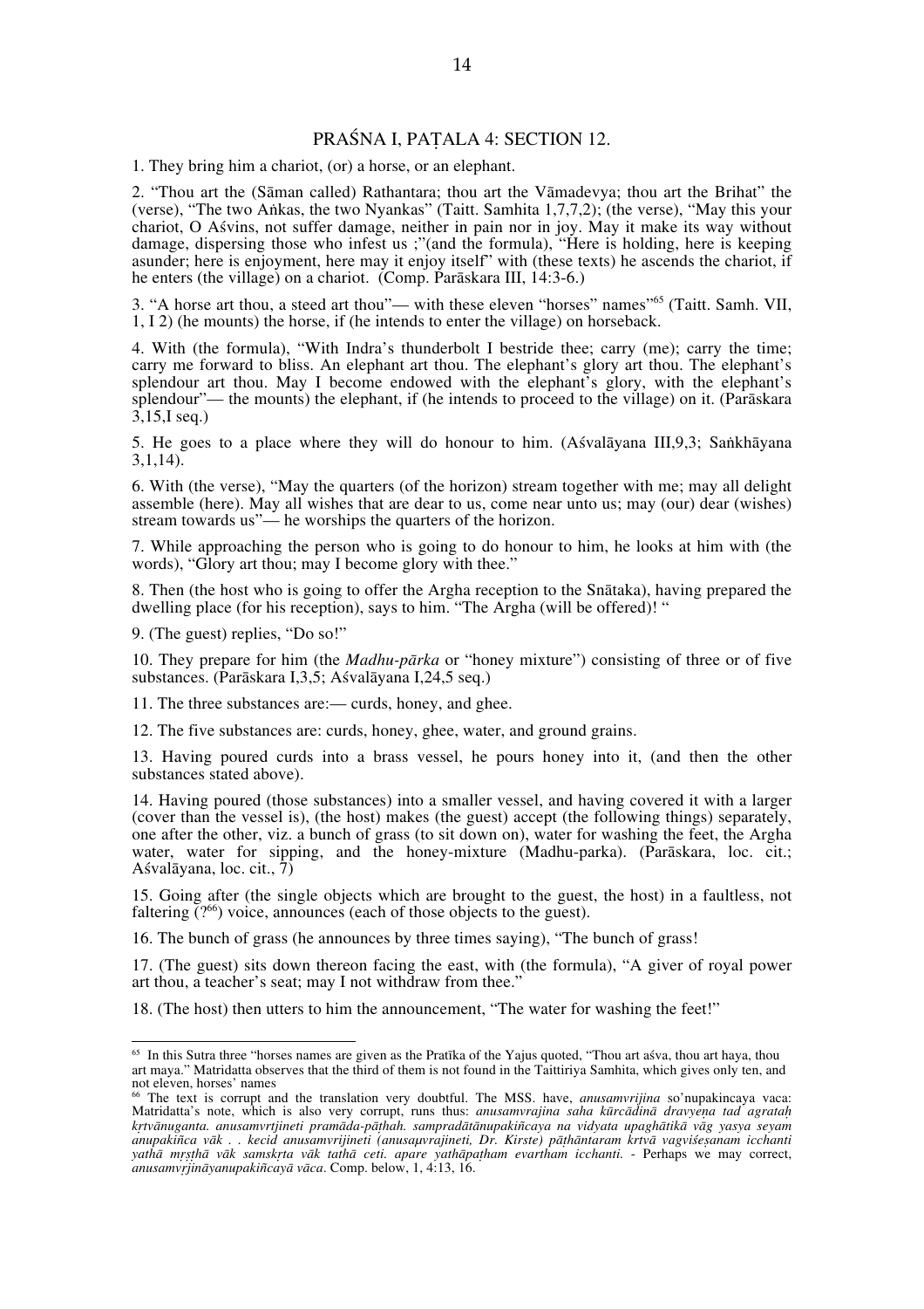## PRAŚNA I, PAṬALA 4: SECTION 12.

1. They bring him a chariot, (or) a horse, or an elephant.

2. "Thou art the (Sāman called) Rathantara; thou art the Vāmadevya; thou art the Brihat" the (verse), "The two Aṅkas, the two Nyankas" (Taitt. Samhita 1,7,7,2); (the verse), "May this your chariot, O Aśvins, not suffer damage, neither in pain nor in joy. May it make its way without damage, dispersing those who infest us ;"(and the formula), "Here is holding, here is keeping asunder; here is enjoyment, here may it enjoy itself" with (these texts) he ascends the chariot, if he enters (the village) on a chariot. (Comp. Parāskara III, 14:3-6.)

3. "A horse art thou, a steed art thou"— with these eleven "horses" names"[65] (Taitt. Samh. VII, 1, I 2) (he mounts) the horse, if (he intends to enter the village) on horseback.

4. With (the formula), "With Indra's thunderbolt I bestride thee; carry (me); carry the time; carry me forward to bliss. An elephant art thou. The elephant's glory art thou. The elephant's splendour art thou. May I become endowed with the elephant's glory, with the elephant's splendour"— the mounts) the elephant, if (he intends to proceed to the village) on it. (Parāskara 3,15,I seq.)

5. He goes to a place where they will do honour to him. (Aśvalāyana III,9,3; Saṅkhāyana 3,1,14).

6. With (the verse), "May the quarters (of the horizon) stream together with me; may all delight assemble (here). May all wishes that are dear to us, come near unto us; may (our) dear (wishes) stream towards us"— he worships the quarters of the horizon.

7. While approaching the person who is going to do honour to him, he looks at him with (the words), "Glory art thou; may I become glory with thee."

8. Then (the host who is going to offer the Argha reception to the Snātaka), having prepared the dwelling place (for his reception), says to him. "The Argha (will be offered)! "

9. (The guest) replies, "Do so!"

10. They prepare for him (the *Madhu-pārka* or "honey mixture") consisting of three or of five substances. (Parāskara I,3,5; Aśvalāyana I,24,5 seq.)

11. The three substances are:— curds, honey, and ghee.

12. The five substances are: curds, honey, ghee, water, and ground grains.

13. Having poured curds into a brass vessel, he pours honey into it, (and then the other substances stated above).

14. Having poured (those substances) into a smaller vessel, and having covered it with a larger (cover than the vessel is), (the host) makes (the guest) accept (the following things) separately, one after the other, viz. a bunch of grass (to sit down on), water for washing the feet, the Argha water, water for sipping, and the honey-mixture (Madhu-parka). (Parāskara, loc. cit.; Aśvalāyana, loc. cit., 7)

15. Going after (the single objects which are brought to the guest, the host) in a faultless, not faltering (?[66]) voice, announces (each of those objects to the guest).

16. The bunch of grass (he announces by three times saying), "The bunch of grass!

17. (The guest) sits down thereon facing the east, with (the formula), "A giver of royal power art thou, a teacher's seat; may I not withdraw from thee."

18. (The host) then utters to him the announcement, "The water for washing the feet!"

---

[65] In this Sutra three "horses names are given as the Pratīka of the Yajus quoted, "Thou art aśva, thou art haya, thou art maya." Matridatta observes that the third of them is not found in the Taittiriya Samhita, which gives only ten, and not eleven, horses' names

[66] The text is corrupt and the translation very doubtful. The MSS. have, *anusamvrijina* so'nupakincaya vaca: Matridatta's note, which is also very corrupt, runs thus: *anusamvrajina saha kūrcādinā dravyeṇa tad agrataḥ kṛtvānuganta. anusamvrtjineti pramāda-pāṭhah. sampradātānupakiñcaya na vidyata upaghātikā vāg yasya seyam anupakiñca vāk . . kecid anusamvrijineti (anusaṃvrajineti, Dr. Kirste) pāṭhāntaram krtvā vagviśeṣanam icchanti yathā mṛṣṭhā vāk samskṛta vāk tathā ceti. apare yathāpaṭham evartham icchanti.* - Perhaps we may correct, *anusamvṛjināyanupakiñcayā vāca*. Comp. below, 1, 4:13, 16.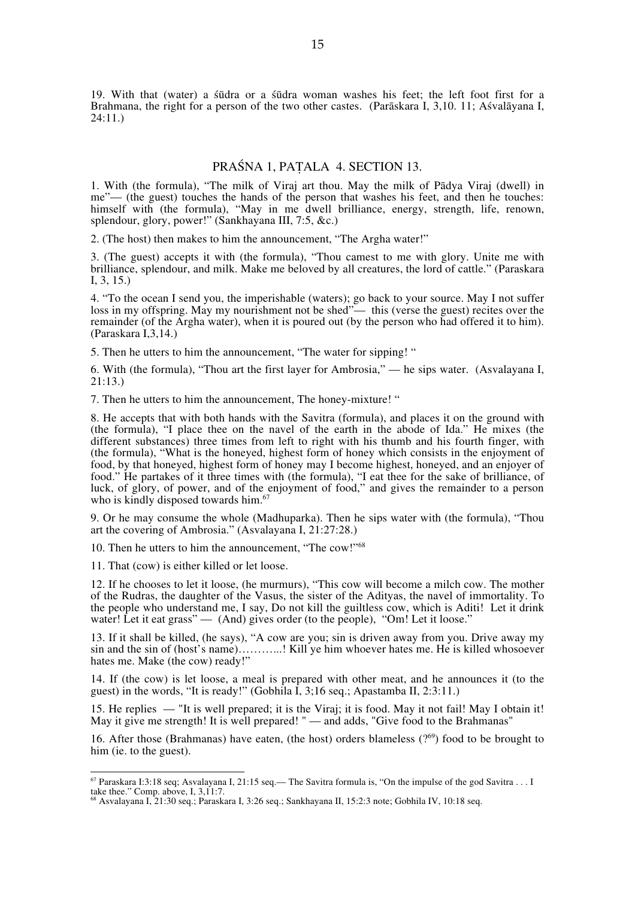19. With that (water) a śūdra or a śūdra woman washes his feet; the left foot first for a Brahmana, the right for a person of the two other castes. (Parāskara I, 3,10. 11; Aśvalāyana I, 24:11.)

## PRAŚNA 1, PAṬALA 4. SECTION 13.

1. With (the formula), "The milk of Viraj art thou. May the milk of Pādya Viraj (dwell) in me"— (the guest) touches the hands of the person that washes his feet, and then he touches: himself with (the formula), "May in me dwell brilliance, energy, strength, life, renown, splendour, glory, power!" (Sankhayana III, 7:5, &c.)

2. (The host) then makes to him the announcement, "The Argha water!"

3. (The guest) accepts it with (the formula), "Thou camest to me with glory. Unite me with brilliance, splendour, and milk. Make me beloved by all creatures, the lord of cattle." (Paraskara I, 3, 15.)

4. "To the ocean I send you, the imperishable (waters); go back to your source. May I not suffer loss in my offspring. May my nourishment not be shed"— this (verse the guest) recites over the remainder (of the Argha water), when it is poured out (by the person who had offered it to him). (Paraskara I,3,14.)

5. Then he utters to him the announcement, "The water for sipping! "

6. With (the formula), "Thou art the first layer for Ambrosia," — he sips water. (Asvalayana I, 21:13.)

7. Then he utters to him the announcement, The honey-mixture! "

8. He accepts that with both hands with the Savitra (formula), and places it on the ground with (the formula), "I place thee on the navel of the earth in the abode of Ida." He mixes (the different substances) three times from left to right with his thumb and his fourth finger, with (the formula), "What is the honeyed, highest form of honey which consists in the enjoyment of food, by that honeyed, highest form of honey may I become highest, honeyed, and an enjoyer of food." He partakes of it three times with (the formula), "I eat thee for the sake of brilliance, of luck, of glory, of power, and of the enjoyment of food," and gives the remainder to a person who is kindly disposed towards him.[67]

9. Or he may consume the whole (Madhuparka). Then he sips water with (the formula), "Thou art the covering of Ambrosia." (Asvalayana I, 21:27:28.)

10. Then he utters to him the announcement, "The cow!"[68]

11. That (cow) is either killed or let loose.

12. If he chooses to let it loose, (he murmurs), "This cow will become a milch cow. The mother of the Rudras, the daughter of the Vasus, the sister of the Adityas, the navel of immortality. To the people who understand me, I say, Do not kill the guiltless cow, which is Aditi! Let it drink water! Let it eat grass" — (And) gives order (to the people), "Om! Let it loose."

13. If it shall be killed, (he says), "A cow are you; sin is driven away from you. Drive away my sin and the sin of (host's name)………..! Kill ye him whoever hates me. He is killed whosoever hates me. Make (the cow) ready!"

14. If (the cow) is let loose, a meal is prepared with other meat, and he announces it (to the guest) in the words, "It is ready!" (Gobhila I, 3;16 seq.; Apastamba II, 2:3:11.)

15. He replies — "It is well prepared; it is the Viraj; it is food. May it not fail! May I obtain it! May it give me strength! It is well prepared! " — and adds, "Give food to the Brahmanas"

16. After those (Brahmanas) have eaten, (the host) orders blameless (?[69]) food to be brought to him (ie. to the guest).

---

[67] Paraskara I:3:18 seq; Asvalayana I, 21:15 seq.— The Savitra formula is, "On the impulse of the god Savitra . . . I take thee." Comp. above, I, 3,11:7.

[68] Asvalayana I, 21:30 seq.; Paraskara I, 3:26 seq.; Sankhayana II, 15:2:3 note; Gobhila IV, 10:18 seq.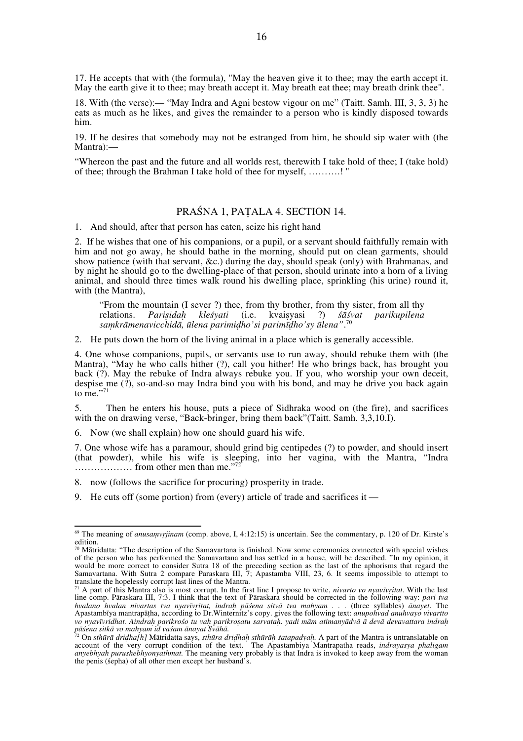17. He accepts that with (the formula), "May the heaven give it to thee; may the earth accept it. May the earth give it to thee; may breath accept it. May breath eat thee; may breath drink thee".

18. With (the verse):— "May Indra and Agni bestow vigour on me" (Taitt. Samh. III, 3, 3, 3) he eats as much as he likes, and gives the remainder to a person who is kindly disposed towards him.

19. If he desires that somebody may not be estranged from him, he should sip water with (the Mantra):—

"Whereon the past and the future and all worlds rest, therewith I take hold of thee; I (take hold) of thee; through the Brahman I take hold of thee for myself, ……….! "

## PRAŚNA 1, PAṬALA 4. SECTION 14.

1. And should, after that person has eaten, seize his right hand

2. If he wishes that one of his companions, or a pupil, or a servant should faithfully remain with him and not go away, he should bathe in the morning, should put on clean garments, should show patience (with that servant, &c.) during the day, should speak (only) with Brahmanas, and by night he should go to the dwelling-place of that person, should urinate into a horn of a living animal, and should three times walk round his dwelling place, sprinkling (his urine) round it, with (the Mantra),

> "From the mountain (I sever ?) thee, from thy brother, from thy sister, from all thy relations. *Pariṣidaḥ kleśyati* (i.e. kvaiṣyasi ?) *śāśvat parikupilena saṃkrāmenavicchidā, ūlena parimiḍho'si parimīḍho'sy ūlena"*.[70]

2. He puts down the horn of the living animal in a place which is generally accessible.

4. One whose companions, pupils, or servants use to run away, should rebuke them with (the Mantra), "May he who calls hither (?), call you hither! He who brings back, has brought you back (?). May the rebuke of Indra always rebuke you. If you, who worship your own deceit, despise me (?), so-and-so may Indra bind you with his bond, and may he drive you back again to me."[71]

5. Then he enters his house, puts a piece of Sidhraka wood on (the fire), and sacrifices with the on drawing verse, "Back-bringer, bring them back"(Taitt. Samh. 3,3,10.I).

6. Now (we shall explain) how one should guard his wife.

7. One whose wife has a paramour, should grind big centipedes (?) to powder, and should insert (that powder), while his wife is sleeping, into her vagina, with the Mantra, "Indra ……………… from other men than me."[72]

8. now (follows the sacrifice for procuring) prosperity in trade.

9. He cuts off (some portion) from (every) article of trade and sacrifices it —

---

[69] The meaning of *anusaṃvṛjinam* (comp. above, I, 4:12:15) is uncertain. See the commentary, p. 120 of Dr. Kirste's edition.

[70] Mātridatta: "The description of the Samavartana is finished. Now some ceremonies connected with special wishes of the person who has performed the Samavartana and has settled in a house, will be described. "In my opinion, it would be more correct to consider Sutra 18 of the preceding section as the last of the aphorisms that regard the Samavartana. With Sutra 2 compare Paraskara III, 7; Apastamba VIII, 23, 6. It seems impossible to attempt to translate the hopelessly corrupt last lines of the Mantra.

[71] A part of this Mantra also is most corrupt. In the first line I propose to write, *nivarto vo nyavīvṛitat*. With the last line comp. Pāraskara III, 7:3. I think that the text of Pāraskara should be corrected in the following way: *pari tva hvalano hvalan nivartas tva nyavīvṛitat, indraḥ pāśena sitvā tva mahyam . . .* (three syllables) *ānayet*. The Apastambīya mantrapāṭha, according to Dr.Winternitz's copy. gives the following text: *anupohvad anuhvayo vivartto vo nyavīvridhat. Aindraḥ parikrośo tu vaḥ parikroṣatu sarvataḥ. yadi mām atimanyādvā ā devā devavattara indraḥ pāśena sitkā vo mahyam id vaśam ānayat Svāhā.*

[72] On *sthūrā driḍha[h]* Mātridatta says, *sthūra driḍhaḥ sthūrāḥ śatapadyaḥ.* A part of the Mantra is untranslatable on account of the very corrupt condition of the text. The Apastambiya Mantrapatha reads, *indrayasya phaligam anyebhyah purushebhyonyathmat.* The meaning very probably is that Indra is invoked to keep away from the woman the penis (śepha) of all other men except her husband's.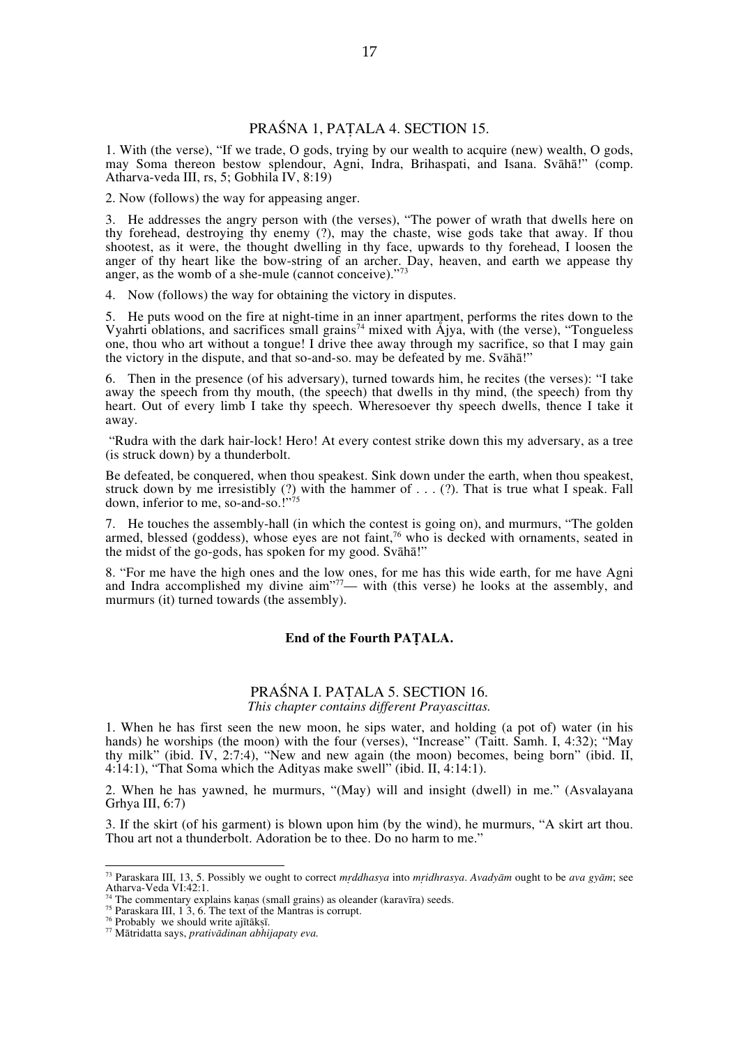## PRAŚNA 1, PAṬALA 4. SECTION 15.

1. With (the verse), "If we trade, O gods, trying by our wealth to acquire (new) wealth, O gods, may Soma thereon bestow splendour, Agni, Indra, Brihaspati, and Isana. Svāhā!" (comp. Atharva-veda III, rs, 5; Gobhila IV, 8:19)

2. Now (follows) the way for appeasing anger.

3. He addresses the angry person with (the verses), "The power of wrath that dwells here on thy forehead, destroying thy enemy (?), may the chaste, wise gods take that away. If thou shootest, as it were, the thought dwelling in thy face, upwards to thy forehead, I loosen the anger of thy heart like the bow-string of an archer. Day, heaven, and earth we appease thy anger, as the womb of a she-mule (cannot conceive)."[73]

4. Now (follows) the way for obtaining the victory in disputes.

5. He puts wood on the fire at night-time in an inner apartment, performs the rites down to the Vyahrti oblations, and sacrifices small grains[74] mixed with Ājya, with (the verse), "Tongueless one, thou who art without a tongue! I drive thee away through my sacrifice, so that I may gain the victory in the dispute, and that so-and-so. may be defeated by me. Svāhā!"

6. Then in the presence (of his adversary), turned towards him, he recites (the verses): "I take away the speech from thy mouth, (the speech) that dwells in thy mind, (the speech) from thy heart. Out of every limb I take thy speech. Wheresoever thy speech dwells, thence I take it away.

"Rudra with the dark hair-lock! Hero! At every contest strike down this my adversary, as a tree (is struck down) by a thunderbolt.

Be defeated, be conquered, when thou speakest. Sink down under the earth, when thou speakest, struck down by me irresistibly (?) with the hammer of . . . (?). That is true what I speak. Fall down, inferior to me, so-and-so.!"[75]

7. He touches the assembly-hall (in which the contest is going on), and murmurs, "The golden armed, blessed (goddess), whose eyes are not faint,[76] who is decked with ornaments, seated in the midst of the go-gods, has spoken for my good. Svāhā!"

8. "For me have the high ones and the low ones, for me has this wide earth, for me have Agni and Indra accomplished my divine aim"[77]— with (this verse) he looks at the assembly, and murmurs (it) turned towards (the assembly).

**End of the Fourth PAṬALA.**

## PRAŚNA I. PAṬALA 5. SECTION 16.

*This chapter contains different Prayascittas.*

1. When he has first seen the new moon, he sips water, and holding (a pot of) water (in his hands) he worships (the moon) with the four (verses), "Increase" (Taitt. Samh. I, 4:32); "May thy milk" (ibid. IV, 2:7:4), "New and new again (the moon) becomes, being born" (ibid. II, 4:14:1), "That Soma which the Adityas make swell" (ibid. II, 4:14:1).

2. When he has yawned, he murmurs, "(May) will and insight (dwell) in me." (Asvalayana Grhya III, 6:7)

3. If the skirt (of his garment) is blown upon him (by the wind), he murmurs, "A skirt art thou. Thou art not a thunderbolt. Adoration be to thee. Do no harm to me."

---

[73] Paraskara III, 13, 5. Possibly we ought to correct *mṛddhasya* into *mṛidhrasya*. *Avadyām* ought to be *ava gyām*; see Atharva-Veda VI:42:1.

[74] The commentary explains kaṇas (small grains) as oleander (karavīra) seeds.

[75] Paraskara III, 1 3, 6. The text of the Mantras is corrupt.

[76] Probably we should write ajītākṣī.

[77] Mātridatta says, *prativādinan abhijapaty eva.*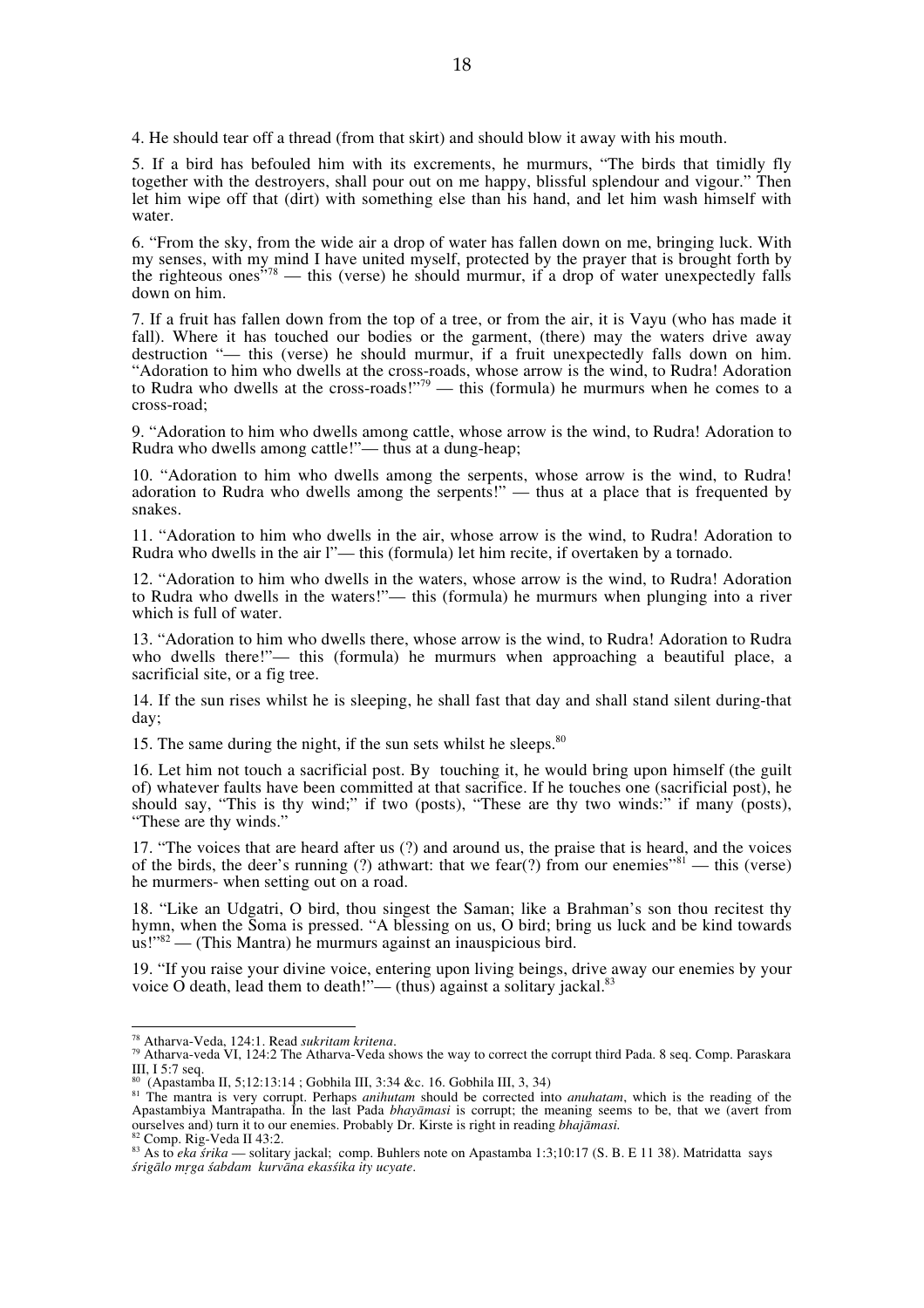4. He should tear off a thread (from that skirt) and should blow it away with his mouth.

5. If a bird has befouled him with its excrements, he murmurs, "The birds that timidly fly together with the destroyers, shall pour out on me happy, blissful splendour and vigour." Then let him wipe off that (dirt) with something else than his hand, and let him wash himself with water.

6. "From the sky, from the wide air a drop of water has fallen down on me, bringing luck. With my senses, with my mind I have united myself, protected by the prayer that is brought forth by the righteous ones"[78] — this (verse) he should murmur, if a drop of water unexpectedly falls down on him.

7. If a fruit has fallen down from the top of a tree, or from the air, it is Vayu (who has made it fall). Where it has touched our bodies or the garment, (there) may the waters drive away destruction "— this (verse) he should murmur, if a fruit unexpectedly falls down on him. "Adoration to him who dwells at the cross-roads, whose arrow is the wind, to Rudra! Adoration to Rudra who dwells at the cross-roads!"[79] — this (formula) he murmurs when he comes to a cross-road;

9. "Adoration to him who dwells among cattle, whose arrow is the wind, to Rudra! Adoration to Rudra who dwells among cattle!"— thus at a dung-heap;

10. "Adoration to him who dwells among the serpents, whose arrow is the wind, to Rudra! adoration to Rudra who dwells among the serpents!" — thus at a place that is frequented by snakes.

11. "Adoration to him who dwells in the air, whose arrow is the wind, to Rudra! Adoration to Rudra who dwells in the air l"— this (formula) let him recite, if overtaken by a tornado.

12. "Adoration to him who dwells in the waters, whose arrow is the wind, to Rudra! Adoration to Rudra who dwells in the waters!"— this (formula) he murmurs when plunging into a river which is full of water.

13. "Adoration to him who dwells there, whose arrow is the wind, to Rudra! Adoration to Rudra who dwells there!"— this (formula) he murmurs when approaching a beautiful place, a sacrificial site, or a fig tree.

14. If the sun rises whilst he is sleeping, he shall fast that day and shall stand silent during-that day;

15. The same during the night, if the sun sets whilst he sleeps.[80]

16. Let him not touch a sacrificial post. By touching it, he would bring upon himself (the guilt of) whatever faults have been committed at that sacrifice. If he touches one (sacrificial post), he should say, "This is thy wind;" if two (posts), "These are thy two winds:" if many (posts), "These are thy winds."

17. "The voices that are heard after us (?) and around us, the praise that is heard, and the voices of the birds, the deer's running (?) athwart: that we fear(?) from our enemies"[81] — this (verse) he murmers- when setting out on a road.

18. "Like an Udgatri, O bird, thou singest the Saman; like a Brahman's son thou recitest thy hymn, when the Soma is pressed. "A blessing on us, O bird; bring us luck and be kind towards us!"[82] — (This Mantra) he murmurs against an inauspicious bird.

19. "If you raise your divine voice, entering upon living beings, drive away our enemies by your voice O death, lead them to death!"— (thus) against a solitary jackal.[83]

---

[78] Atharva-Veda, 124:1. Read *sukritam kritena*.

[79] Atharva-veda VI, 124:2 The Atharva-Veda shows the way to correct the corrupt third Pada. 8 seq. Comp. Paraskara III, I 5:7 seq.

[80] (Apastamba II, 5;12:13:14 ; Gobhila III, 3:34 &c. 16. Gobhila III, 3, 34)

[81] The mantra is very corrupt. Perhaps *anihutam* should be corrected into *anuhatam*, which is the reading of the Apastambiya Mantrapatha. In the last Pada *bhayāmasi* is corrupt; the meaning seems to be, that we (avert from ourselves and) turn it to our enemies. Probably Dr. Kirste is right in reading *bhajāmasi.*

[82] Comp. Rig-Veda II 43:2.

[83] As to *eka śrika* — solitary jackal; comp. Buhlers note on Apastamba 1:3;10:17 (S. B. E 11 38). Matridatta says *śrigālo mṛga śabdam kurvāna ekasśika ity ucyate*.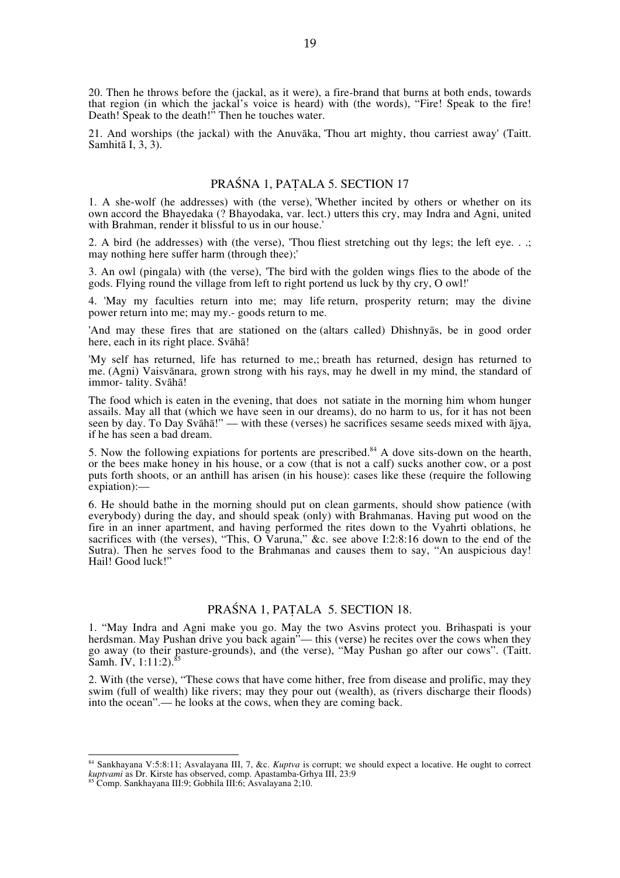20. Then he throws before the (jackal, as it were), a fire-brand that burns at both ends, towards that region (in which the jackal's voice is heard) with (the words), "Fire! Speak to the fire! Death! Speak to the death!" Then he touches water.

21. And worships (the jackal) with the Anuvāka, 'Thou art mighty, thou carriest away' (Taitt. Samhitā I, 3, 3).

## PRAŚNA 1, PAṬALA 5. SECTION 17

1. A she-wolf (he addresses) with (the verse), 'Whether incited by others or whether on its own accord the Bhayedaka (? Bhayodaka, var. lect.) utters this cry, may Indra and Agni, united with Brahman, render it blissful to us in our house.'

2. A bird (he addresses) with (the verse), 'Thou fliest stretching out thy legs; the left eye. . .; may nothing here suffer harm (through thee);'

3. An owl (pingala) with (the verse), 'The bird with the golden wings flies to the abode of the gods. Flying round the village from left to right portend us luck by thy cry, O owl!'

4. 'May my faculties return into me; may life return, prosperity return; may the divine power return into me; may my.- goods return to me.

'And may these fires that are stationed on the (altars called) Dhishnyās, be in good order here, each in its right place. Svāhā!

'My self has returned, life has returned to me,; breath has returned, design has returned to me. (Agni) Vaisvānara, grown strong with his rays, may he dwell in my mind, the standard of immor- tality. Svāhā!

The food which is eaten in the evening, that does not satiate in the morning him whom hunger assails. May all that (which we have seen in our dreams), do no harm to us, for it has not been seen by day. To Day Svāhā!" — with these (verses) he sacrifices sesame seeds mixed with ājya, if he has seen a bad dream.

5. Now the following expiations for portents are prescribed.[84] A dove sits-down on the hearth, or the bees make honey in his house, or a cow (that is not a calf) sucks another cow, or a post puts forth shoots, or an anthill has arisen (in his house): cases like these (require the following expiation):—

6. He should bathe in the morning should put on clean garments, should show patience (with everybody) during the day, and should speak (only) with Brahmanas. Having put wood on the fire in an inner apartment, and having performed the rites down to the Vyahrti oblations, he sacrifices with (the verses), "This, O Varuna," &c. see above I:2:8:16 down to the end of the Sutra). Then he serves food to the Brahmanas and causes them to say, "An auspicious day! Hail! Good luck!"

## PRAŚNA 1, PAṬALA 5. SECTION 18.

1. "May Indra and Agni make you go. May the two Asvins protect you. Brihaspati is your herdsman. May Pushan drive you back again"— this (verse) he recites over the cows when they go away (to their pasture-grounds), and (the verse), "May Pushan go after our cows". (Taitt. Samh. IV, 1:11:2).[85]

2. With (the verse), "These cows that have come hither, free from disease and prolific, may they swim (full of wealth) like rivers; may they pour out (wealth), as (rivers discharge their floods) into the ocean".— he looks at the cows, when they are coming back.

---

[84] Sankhayana V:5:8:11; Asvalayana III, 7, &c. *Kuptva* is corrupt; we should expect a locative. He ought to correct *kuptvami* as Dr. Kirste has observed, comp. Apastamba-Grhya III, 23:9

[85] Comp. Sankhayana III:9; Gobhila III:6; Asvalayana 2;10.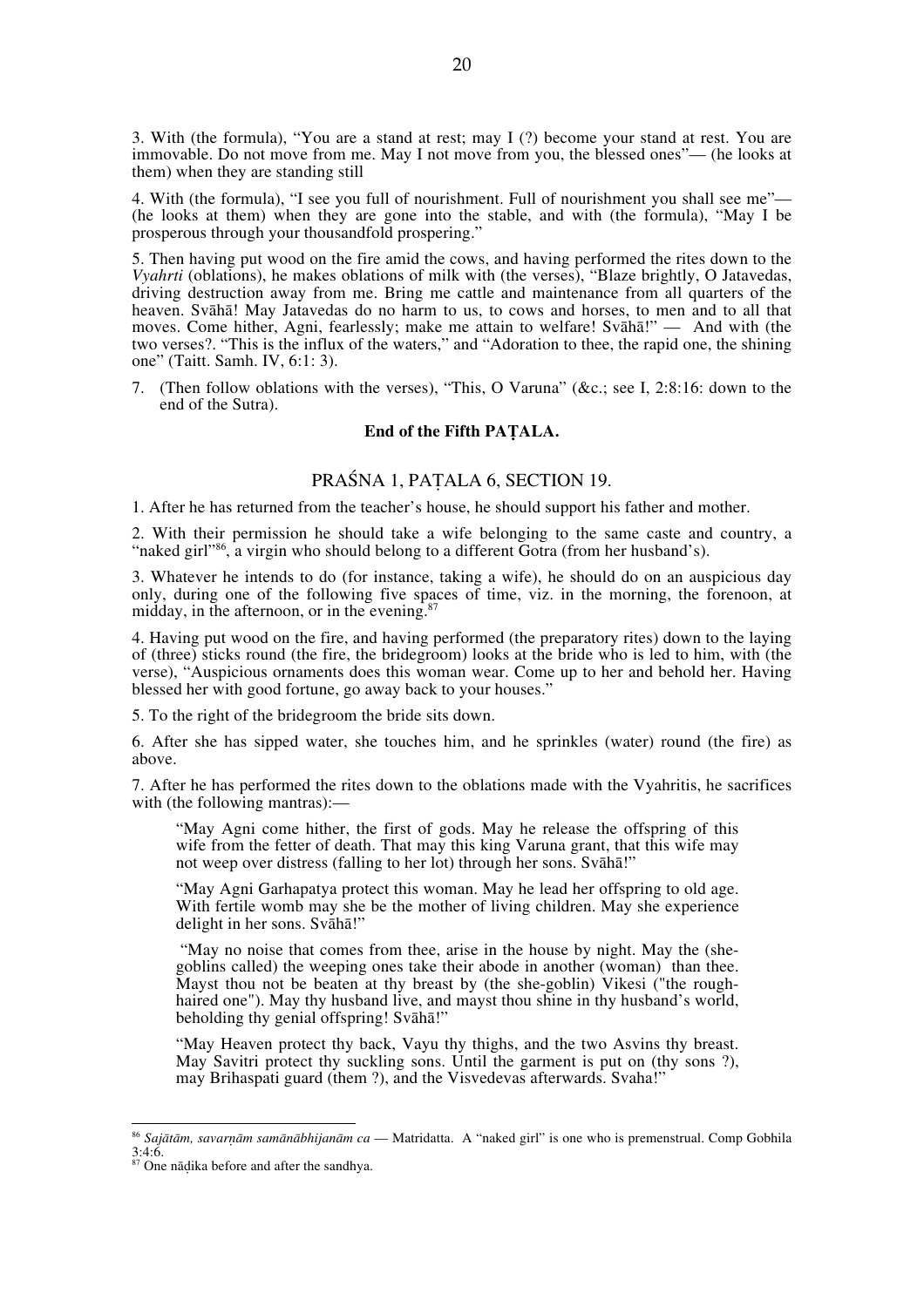3. With (the formula), "You are a stand at rest; may I (?) become your stand at rest. You are immovable. Do not move from me. May I not move from you, the blessed ones"— (he looks at them) when they are standing still

4. With (the formula), "I see you full of nourishment. Full of nourishment you shall see me"—(he looks at them) when they are gone into the stable, and with (the formula), "May I be prosperous through your thousandfold prospering."

5. Then having put wood on the fire amid the cows, and having performed the rites down to the *Vyahrti* (oblations), he makes oblations of milk with (the verses), "Blaze brightly, O Jatavedas, driving destruction away from me. Bring me cattle and maintenance from all quarters of the heaven. Svāhā! May Jatavedas do no harm to us, to cows and horses, to men and to all that moves. Come hither, Agni, fearlessly; make me attain to welfare! Svāhā!" — And with (the two verses?. "This is the influx of the waters," and "Adoration to thee, the rapid one, the shining one" (Taitt. Samh. IV, 6:1: 3).

7. (Then follow oblations with the verses), "This, O Varuna" (&c.; see I, 2:8:16: down to the end of the Sutra).

**End of the Fifth PAṬALA.**

## PRAŚNA 1, PAṬALA 6, SECTION 19.

1. After he has returned from the teacher's house, he should support his father and mother.

2. With their permission he should take a wife belonging to the same caste and country, a "naked girl"[86], a virgin who should belong to a different Gotra (from her husband's).

3. Whatever he intends to do (for instance, taking a wife), he should do on an auspicious day only, during one of the following five spaces of time, viz. in the morning, the forenoon, at midday, in the afternoon, or in the evening.[87]

4. Having put wood on the fire, and having performed (the preparatory rites) down to the laying of (three) sticks round (the fire, the bridegroom) looks at the bride who is led to him, with (the verse), "Auspicious ornaments does this woman wear. Come up to her and behold her. Having blessed her with good fortune, go away back to your houses."

5. To the right of the bridegroom the bride sits down.

6. After she has sipped water, she touches him, and he sprinkles (water) round (the fire) as above.

7. After he has performed the rites down to the oblations made with the Vyahritis, he sacrifices with (the following mantras):—

> "May Agni come hither, the first of gods. May he release the offspring of this wife from the fetter of death. That may this king Varuna grant, that this wife may not weep over distress (falling to her lot) through her sons. Svāhā!"
>
> "May Agni Garhapatya protect this woman. May he lead her offspring to old age. With fertile womb may she be the mother of living children. May she experience delight in her sons. Svāhā!"
>
> "May no noise that comes from thee, arise in the house by night. May the (she-goblins called) the weeping ones take their abode in another (woman) than thee. Mayst thou not be beaten at thy breast by (the she-goblin) Vikesi ("the rough-haired one"). May thy husband live, and mayst thou shine in thy husband's world, beholding thy genial offspring! Svāhā!"
>
> "May Heaven protect thy back, Vayu thy thighs, and the two Asvins thy breast. May Savitri protect thy suckling sons. Until the garment is put on (thy sons ?), may Brihaspati guard (them ?), and the Visvedevas afterwards. Svaha!"

---

[86] *Sajātām, savarṇām samānābhijanām ca* — Matridatta. A "naked girl" is one who is premenstrual. Comp Gobhila 3:4:6.

[87] One nāḍika before and after the sandhya.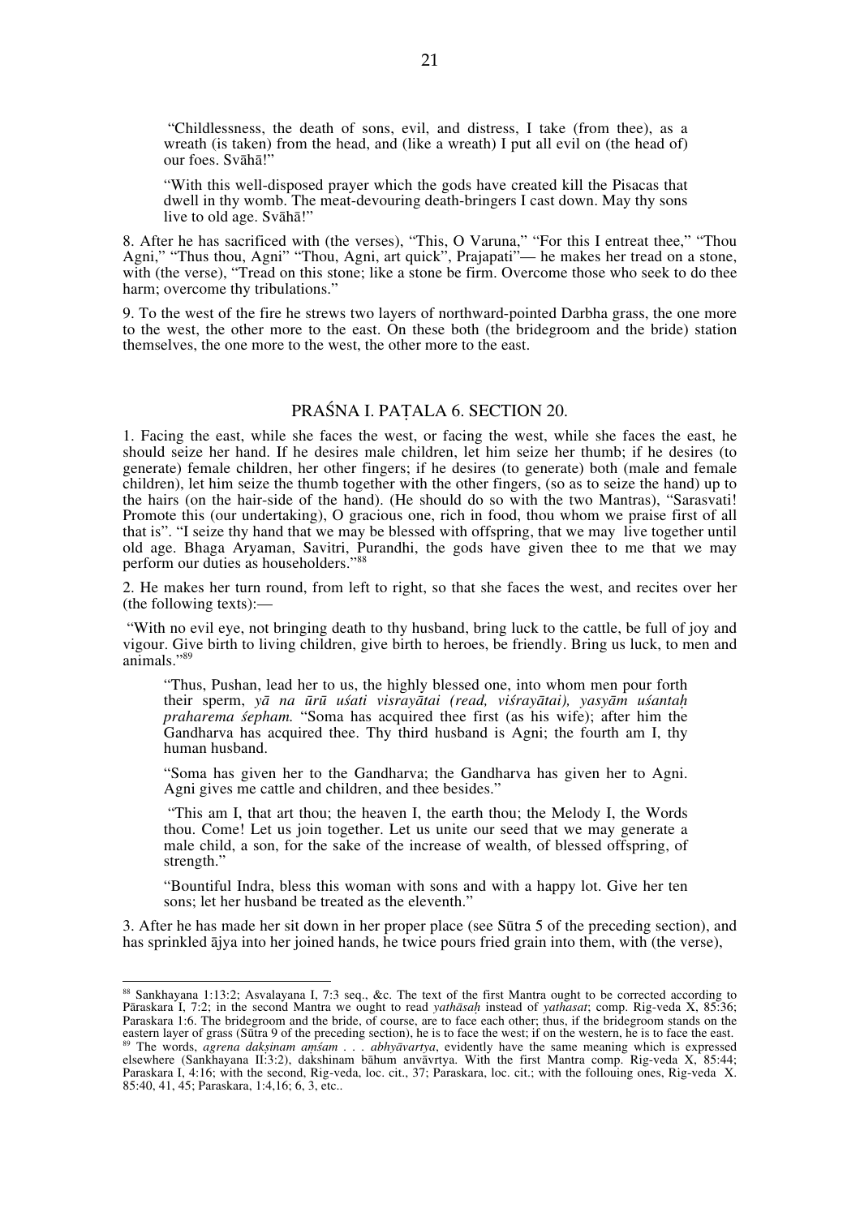"Childlessness, the death of sons, evil, and distress, I take (from thee), as a wreath (is taken) from the head, and (like a wreath) I put all evil on (the head of) our foes. Svāhā!"

"With this well-disposed prayer which the gods have created kill the Pisacas that dwell in thy womb. The meat-devouring death-bringers I cast down. May thy sons live to old age. Svāhā!"

8. After he has sacrificed with (the verses), "This, O Varuna," "For this I entreat thee," "Thou Agni," "Thus thou, Agni" "Thou, Agni, art quick", Prajapati"— he makes her tread on a stone, with (the verse), "Tread on this stone; like a stone be firm. Overcome those who seek to do thee harm; overcome thy tribulations."

9. To the west of the fire he strews two layers of northward-pointed Darbha grass, the one more to the west, the other more to the east. On these both (the bridegroom and the bride) station themselves, the one more to the west, the other more to the east.

## PRAŚNA I. PAṬALA 6. SECTION 20.

1. Facing the east, while she faces the west, or facing the west, while she faces the east, he should seize her hand. If he desires male children, let him seize her thumb; if he desires (to generate) female children, her other fingers; if he desires (to generate) both (male and female children), let him seize the thumb together with the other fingers, (so as to seize the hand) up to the hairs (on the hair-side of the hand). (He should do so with the two Mantras), "Sarasvati! Promote this (our undertaking), O gracious one, rich in food, thou whom we praise first of all that is". "I seize thy hand that we may be blessed with offspring, that we may live together until old age. Bhaga Aryaman, Savitri, Purandhi, the gods have given thee to me that we may perform our duties as householders."[88]

2. He makes her turn round, from left to right, so that she faces the west, and recites over her (the following texts):—

"With no evil eye, not bringing death to thy husband, bring luck to the cattle, be full of joy and vigour. Give birth to living children, give birth to heroes, be friendly. Bring us luck, to men and animals."[89]

"Thus, Pushan, lead her to us, the highly blessed one, into whom men pour forth their sperm, *yā na ūrū uśati visrayātai (read, viśrayātai), yasyām uśantaḥ praharema śepham.* "Soma has acquired thee first (as his wife); after him the Gandharva has acquired thee. Thy third husband is Agni; the fourth am I, thy human husband.

"Soma has given her to the Gandharva; the Gandharva has given her to Agni. Agni gives me cattle and children, and thee besides."

"This am I, that art thou; the heaven I, the earth thou; the Melody I, the Words thou. Come! Let us join together. Let us unite our seed that we may generate a male child, a son, for the sake of the increase of wealth, of blessed offspring, of strength."

"Bountiful Indra, bless this woman with sons and with a happy lot. Give her ten sons; let her husband be treated as the eleventh."

3. After he has made her sit down in her proper place (see Sūtra 5 of the preceding section), and has sprinkled ājya into her joined hands, he twice pours fried grain into them, with (the verse),

---

[88] Sankhayana 1:13:2; Asvalayana I, 7:3 seq., &c. The text of the first Mantra ought to be corrected according to Pāraskara I, 7:2; in the second Mantra we ought to read *yathāsaḥ* instead of *yathasat*; comp. Rig-veda X, 85:36; Paraskara 1:6. The bridegroom and the bride, of course, are to face each other; thus, if the bridegroom stands on the eastern layer of grass (Sūtra 9 of the preceding section), he is to face the west; if on the western, he is to face the east.

[89] The words, *agrena dakṣinam aṃśam . . . abhyāvartya*, evidently have the same meaning which is expressed elsewhere (Sankhayana II:3:2), dakshinam bāhum anvāvrtya. With the first Mantra comp. Rig-veda X, 85:44; Paraskara I, 4:16; with the second, Rig-veda, loc. cit., 37; Paraskara, loc. cit.; with the follouing ones, Rig-veda X. 85:40, 41, 45; Paraskara, 1:4,16; 6, 3, etc..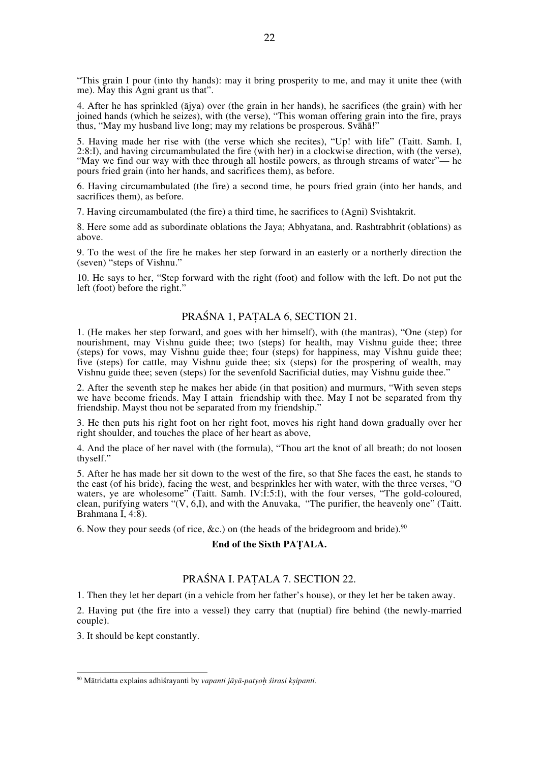"This grain I pour (into thy hands): may it bring prosperity to me, and may it unite thee (with me). May this Agni grant us that".

4. After he has sprinkled (ājya) over (the grain in her hands), he sacrifices (the grain) with her joined hands (which he seizes), with (the verse), "This woman offering grain into the fire, prays thus, "May my husband live long; may my relations be prosperous. Svāhā!"

5. Having made her rise with (the verse which she recites), "Up! with life" (Taitt. Samh. I, 2:8:I), and having circumambulated the fire (with her) in a clockwise direction, with (the verse), "May we find our way with thee through all hostile powers, as through streams of water"— he pours fried grain (into her hands, and sacrifices them), as before.

6. Having circumambulated (the fire) a second time, he pours fried grain (into her hands, and sacrifices them), as before.

7. Having circumambulated (the fire) a third time, he sacrifices to (Agni) Svishtakrit.

8. Here some add as subordinate oblations the Jaya; Abhyatana, and. Rashtrabhrit (oblations) as above.

9. To the west of the fire he makes her step forward in an easterly or a northerly direction the (seven) "steps of Vishnu."

10. He says to her, "Step forward with the right (foot) and follow with the left. Do not put the left (foot) before the right."

## PRAŚNA 1, PAṬALA 6, SECTION 21.

1. (He makes her step forward, and goes with her himself), with (the mantras), "One (step) for nourishment, may Vishnu guide thee; two (steps) for health, may Vishnu guide thee; three (steps) for vows, may Vishnu guide thee; four (steps) for happiness, may Vishnu guide thee; five (steps) for cattle, may Vishnu guide thee; six (steps) for the prospering of wealth, may Vishnu guide thee; seven (steps) for the sevenfold Sacrificial duties, may Vishnu guide thee."

2. After the seventh step he makes her abide (in that position) and murmurs, "With seven steps we have become friends. May I attain friendship with thee. May I not be separated from thy friendship. Mayst thou not be separated from my friendship."

3. He then puts his right foot on her right foot, moves his right hand down gradually over her right shoulder, and touches the place of her heart as above,

4. And the place of her navel with (the formula), "Thou art the knot of all breath; do not loosen thyself."

5. After he has made her sit down to the west of the fire, so that She faces the east, he stands to the east (of his bride), facing the west, and besprinkles her with water, with the three verses, "O waters, ye are wholesome" (Taitt. Samh. IV:I:5:I), with the four verses, "The gold-coloured, clean, purifying waters "(V, 6,I), and with the Anuvaka, "The purifier, the heavenly one" (Taitt. Brahmana I, 4:8).

6. Now they pour seeds (of rice, &c.) on (the heads of the bridegroom and bride).[90]

**End of the Sixth PAṬALA.**

## PRAŚNA I. PAṬALA 7. SECTION 22.

1. Then they let her depart (in a vehicle from her father's house), or they let her be taken away.

2. Having put (the fire into a vessel) they carry that (nuptial) fire behind (the newly-married couple).

3. It should be kept constantly.

---

[90] Mātridatta explains adhiśrayanti by *vapanti jāyā-patyoḥ śirasi kṣipanti.*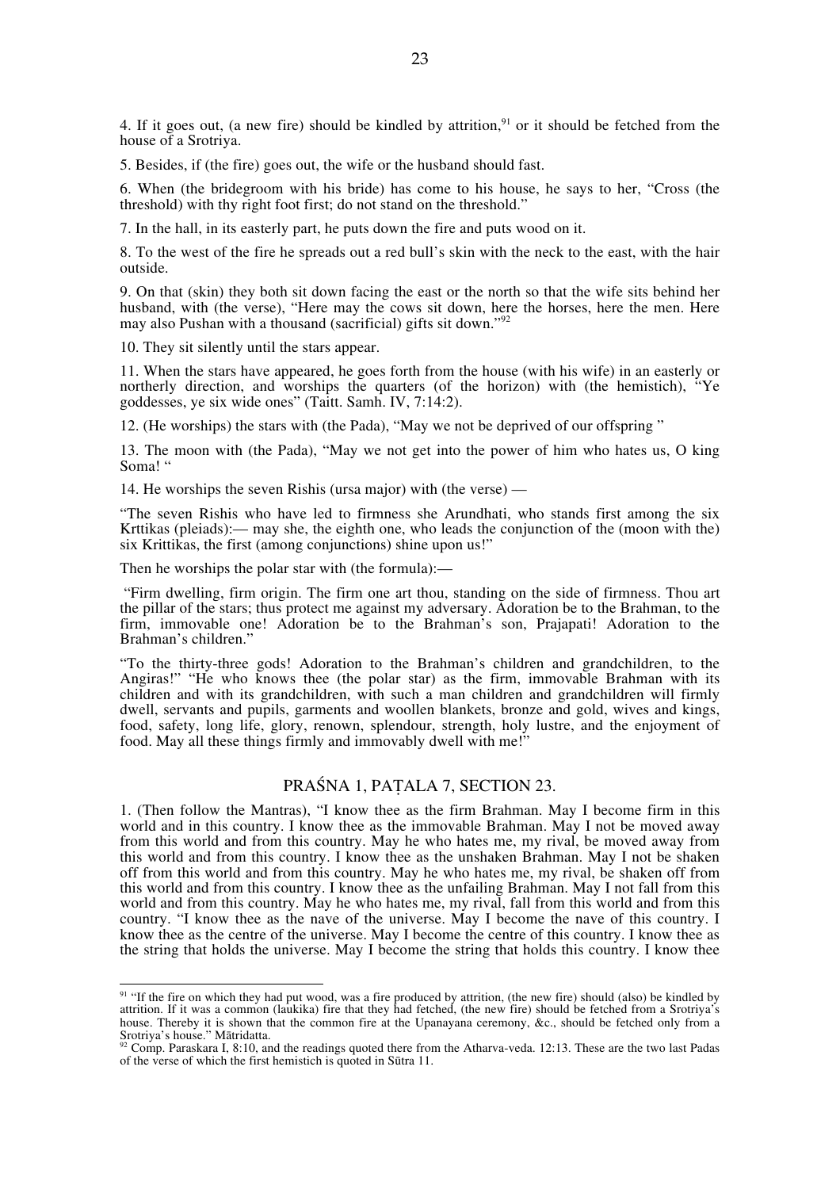4. If it goes out, (a new fire) should be kindled by attrition,[91] or it should be fetched from the house of a Srotriya.

5. Besides, if (the fire) goes out, the wife or the husband should fast.

6. When (the bridegroom with his bride) has come to his house, he says to her, "Cross (the threshold) with thy right foot first; do not stand on the threshold."

7. In the hall, in its easterly part, he puts down the fire and puts wood on it.

8. To the west of the fire he spreads out a red bull's skin with the neck to the east, with the hair outside.

9. On that (skin) they both sit down facing the east or the north so that the wife sits behind her husband, with (the verse), "Here may the cows sit down, here the horses, here the men. Here may also Pushan with a thousand (sacrificial) gifts sit down."[92]

10. They sit silently until the stars appear.

11. When the stars have appeared, he goes forth from the house (with his wife) in an easterly or northerly direction, and worships the quarters (of the horizon) with (the hemistich), "Ye goddesses, ye six wide ones" (Taitt. Samh. IV, 7:14:2).

12. (He worships) the stars with (the Pada), "May we not be deprived of our offspring "

13. The moon with (the Pada), "May we not get into the power of him who hates us, O king Soma! "

14. He worships the seven Rishis (ursa major) with (the verse) —

"The seven Rishis who have led to firmness she Arundhati, who stands first among the six Krttikas (pleiads):— may she, the eighth one, who leads the conjunction of the (moon with the) six Krittikas, the first (among conjunctions) shine upon us!"

Then he worships the polar star with (the formula):—

"Firm dwelling, firm origin. The firm one art thou, standing on the side of firmness. Thou art the pillar of the stars; thus protect me against my adversary. Adoration be to the Brahman, to the firm, immovable one! Adoration be to the Brahman's son, Prajapati! Adoration to the Brahman's children."

"To the thirty-three gods! Adoration to the Brahman's children and grandchildren, to the Angiras!" "He who knows thee (the polar star) as the firm, immovable Brahman with its children and with its grandchildren, with such a man children and grandchildren will firmly dwell, servants and pupils, garments and woollen blankets, bronze and gold, wives and kings, food, safety, long life, glory, renown, splendour, strength, holy lustre, and the enjoyment of food. May all these things firmly and immovably dwell with me!"

## PRAŚNA 1, PAṬALA 7, SECTION 23.

1. (Then follow the Mantras), "I know thee as the firm Brahman. May I become firm in this world and in this country. I know thee as the immovable Brahman. May I not be moved away from this world and from this country. May he who hates me, my rival, be moved away from this world and from this country. I know thee as the unshaken Brahman. May I not be shaken off from this world and from this country. May he who hates me, my rival, be shaken off from this world and from this country. I know thee as the unfailing Brahman. May I not fall from this world and from this country. May he who hates me, my rival, fall from this world and from this country. "I know thee as the nave of the universe. May I become the nave of this country. I know thee as the centre of the universe. May I become the centre of this country. I know thee as the string that holds the universe. May I become the string that holds this country. I know thee

---

[91] "If the fire on which they had put wood, was a fire produced by attrition, (the new fire) should (also) be kindled by attrition. If it was a common (laukika) fire that they had fetched, (the new fire) should be fetched from a Srotriya's house. Thereby it is shown that the common fire at the Upanayana ceremony, &c., should be fetched only from a Srotriya's house." Mātridatta.

[92] Comp. Paraskara I, 8:10, and the readings quoted there from the Atharva-veda. 12:13. These are the two last Padas of the verse of which the first hemistich is quoted in Sūtra 11.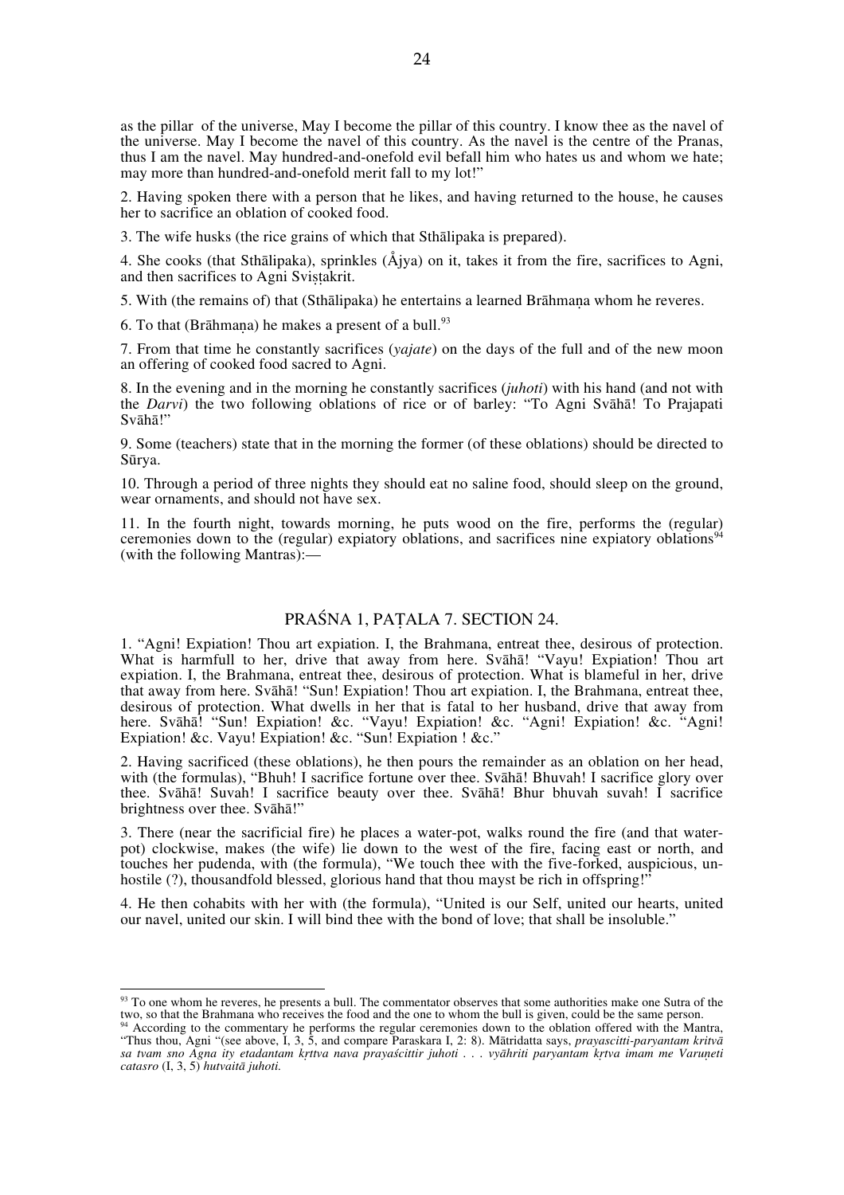as the pillar of the universe, May I become the pillar of this country. I know thee as the navel of the universe. May I become the navel of this country. As the navel is the centre of the Pranas, thus I am the navel. May hundred-and-onefold evil befall him who hates us and whom we hate; may more than hundred-and-onefold merit fall to my lot!"

2. Having spoken there with a person that he likes, and having returned to the house, he causes her to sacrifice an oblation of cooked food.

3. The wife husks (the rice grains of which that Sthālipaka is prepared).

4. She cooks (that Sthālipaka), sprinkles (Åjya) on it, takes it from the fire, sacrifices to Agni, and then sacrifices to Agni Sviṣṭakrit.

5. With (the remains of) that (Sthālipaka) he entertains a learned Brāhmaṇa whom he reveres.

6. To that (Brāhmaṇa) he makes a present of a bull.[93]

7. From that time he constantly sacrifices (*yajate*) on the days of the full and of the new moon an offering of cooked food sacred to Agni.

8. In the evening and in the morning he constantly sacrifices (*juhoti*) with his hand (and not with the *Darvi*) the two following oblations of rice or of barley: "To Agni Svāhā! To Prajapati Svāhā!"

9. Some (teachers) state that in the morning the former (of these oblations) should be directed to Sūrya.

10. Through a period of three nights they should eat no saline food, should sleep on the ground, wear ornaments, and should not have sex.

11. In the fourth night, towards morning, he puts wood on the fire, performs the (regular) ceremonies down to the (regular) expiatory oblations, and sacrifices nine expiatory oblations[94] (with the following Mantras):—

## PRAŚNA 1, PAṬALA 7. SECTION 24.

1. "Agni! Expiation! Thou art expiation. I, the Brahmana, entreat thee, desirous of protection. What is harmfull to her, drive that away from here. Svāhā! "Vayu! Expiation! Thou art expiation. I, the Brahmana, entreat thee, desirous of protection. What is blameful in her, drive that away from here. Svāhā! "Sun! Expiation! Thou art expiation. I, the Brahmana, entreat thee, desirous of protection. What dwells in her that is fatal to her husband, drive that away from here. Svāhā! "Sun! Expiation! &c. "Vayu! Expiation! &c. "Agni! Expiation! &c. "Agni! Expiation! &c. Vayu! Expiation! &c. "Sun! Expiation ! &c."

2. Having sacrificed (these oblations), he then pours the remainder as an oblation on her head, with (the formulas), "Bhuh! I sacrifice fortune over thee. Svāhā! Bhuvah! I sacrifice glory over thee. Svāhā! Suvah! I sacrifice beauty over thee. Svāhā! Bhur bhuvah suvah! I sacrifice brightness over thee. Svāhā!"

3. There (near the sacrificial fire) he places a water-pot, walks round the fire (and that water-pot) clockwise, makes (the wife) lie down to the west of the fire, facing east or north, and touches her pudenda, with (the formula), "We touch thee with the five-forked, auspicious, unhostile (?), thousandfold blessed, glorious hand that thou mayst be rich in offspring!"

4. He then cohabits with her with (the formula), "United is our Self, united our hearts, united our navel, united our skin. I will bind thee with the bond of love; that shall be insoluble."

---

[93] To one whom he reveres, he presents a bull. The commentator observes that some authorities make one Sutra of the two, so that the Brahmana who receives the food and the one to whom the bull is given, could be the same person.

[94] According to the commentary he performs the regular ceremonies down to the oblation offered with the Mantra, "Thus thou, Agni "(see above, I, 3, 5, and compare Paraskara I, 2: 8). Mātridatta says, *prayascitti-paryantam kritvā sa tvam sno Agna ity etadantam kṛttva nava prayaścittir juhoti . . . vyāhriti paryantam kṛtva imam me Varuṇeti catasro* (I, 3, 5) *hutvaitā juhoti.*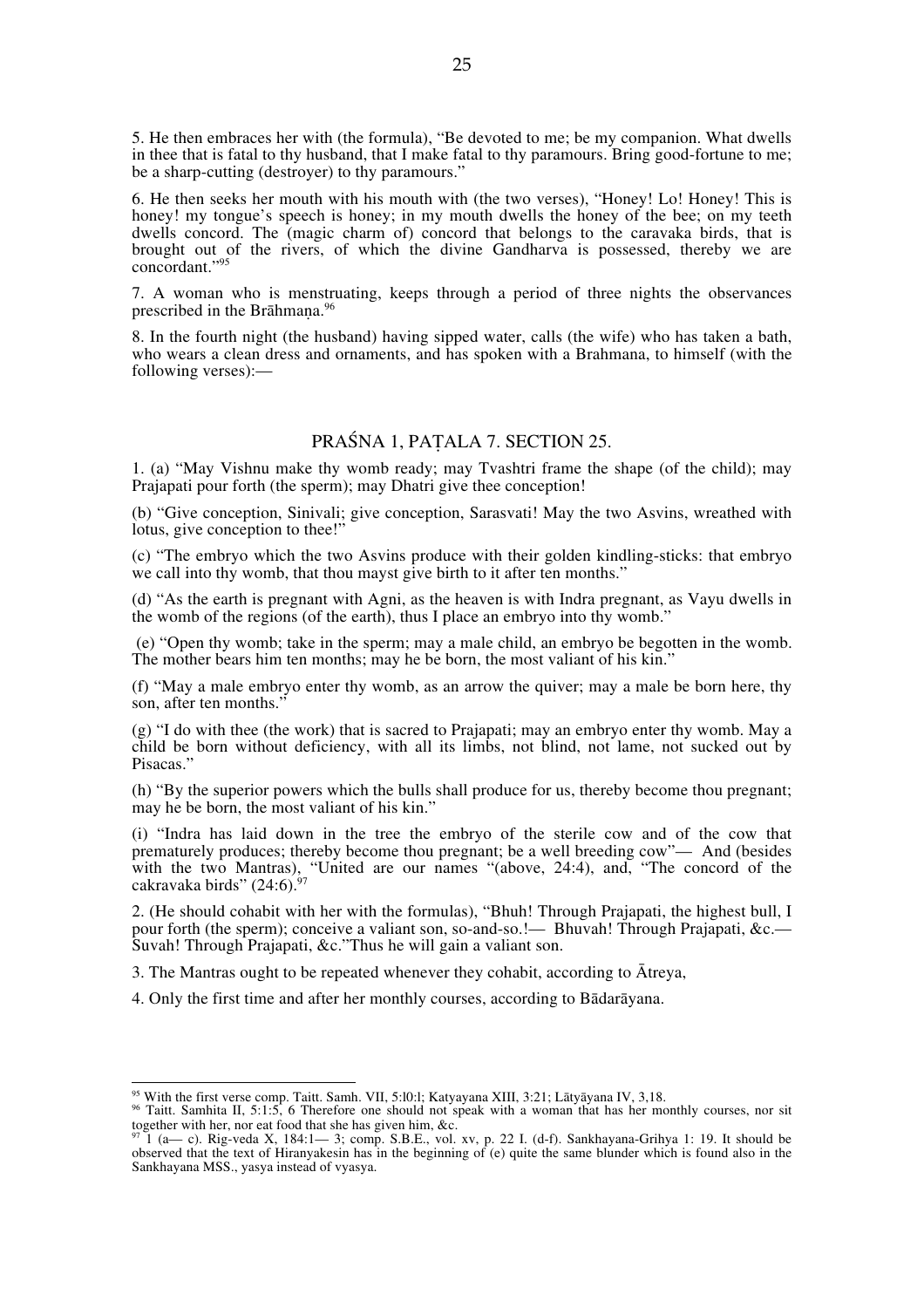5. He then embraces her with (the formula), "Be devoted to me; be my companion. What dwells in thee that is fatal to thy husband, that I make fatal to thy paramours. Bring good-fortune to me; be a sharp-cutting (destroyer) to thy paramours."

6. He then seeks her mouth with his mouth with (the two verses), "Honey! Lo! Honey! This is honey! my tongue's speech is honey; in my mouth dwells the honey of the bee; on my teeth dwells concord. The (magic charm of) concord that belongs to the caravaka birds, that is brought out of the rivers, of which the divine Gandharva is possessed, thereby we are concordant."[95]

7. A woman who is menstruating, keeps through a period of three nights the observances prescribed in the Brāhmaṇa.[96]

8. In the fourth night (the husband) having sipped water, calls (the wife) who has taken a bath, who wears a clean dress and ornaments, and has spoken with a Brahmana, to himself (with the following verses):—

## PRAŚNA 1, PAṬALA 7. SECTION 25.

1. (a) "May Vishnu make thy womb ready; may Tvashtri frame the shape (of the child); may Prajapati pour forth (the sperm); may Dhatri give thee conception!

(b) "Give conception, Sinivali; give conception, Sarasvati! May the two Asvins, wreathed with lotus, give conception to thee!"

(c) "The embryo which the two Asvins produce with their golden kindling-sticks: that embryo we call into thy womb, that thou mayst give birth to it after ten months."

(d) "As the earth is pregnant with Agni, as the heaven is with Indra pregnant, as Vayu dwells in the womb of the regions (of the earth), thus I place an embryo into thy womb."

(e) "Open thy womb; take in the sperm; may a male child, an embryo be begotten in the womb. The mother bears him ten months; may he be born, the most valiant of his kin."

(f) "May a male embryo enter thy womb, as an arrow the quiver; may a male be born here, thy son, after ten months."

(g) "I do with thee (the work) that is sacred to Prajapati; may an embryo enter thy womb. May a child be born without deficiency, with all its limbs, not blind, not lame, not sucked out by Pisacas."

(h) "By the superior powers which the bulls shall produce for us, thereby become thou pregnant; may he be born, the most valiant of his kin."

(i) "Indra has laid down in the tree the embryo of the sterile cow and of the cow that prematurely produces; thereby become thou pregnant; be a well breeding cow"— And (besides with the two Mantras), "United are our names "(above, 24:4), and, "The concord of the cakravaka birds" (24:6).[97]

2. (He should cohabit with her with the formulas), "Bhuh! Through Prajapati, the highest bull, I pour forth (the sperm); conceive a valiant son, so-and-so.!— Bhuvah! Through Prajapati, &c.— Suvah! Through Prajapati, &c."Thus he will gain a valiant son.

3. The Mantras ought to be repeated whenever they cohabit, according to Ātreya,

4. Only the first time and after her monthly courses, according to Bādarāyana.

---

[95] With the first verse comp. Taitt. Samh. VII, 5:l0:l; Katyayana XIII, 3:21; Lātyāyana IV, 3,18.

[96] Taitt. Samhita II, 5:1:5, 6 Therefore one should not speak with a woman that has her monthly courses, nor sit together with her, nor eat food that she has given him, &c.

[97] 1 (a— c). Rig-veda X, 184:1— 3; comp. S.B.E., vol. xv, p. 22 I. (d-f). Sankhayana-Grihya 1: 19. It should be observed that the text of Hiranyakesin has in the beginning of (e) quite the same blunder which is found also in the Sankhayana MSS., yasya instead of vyasya.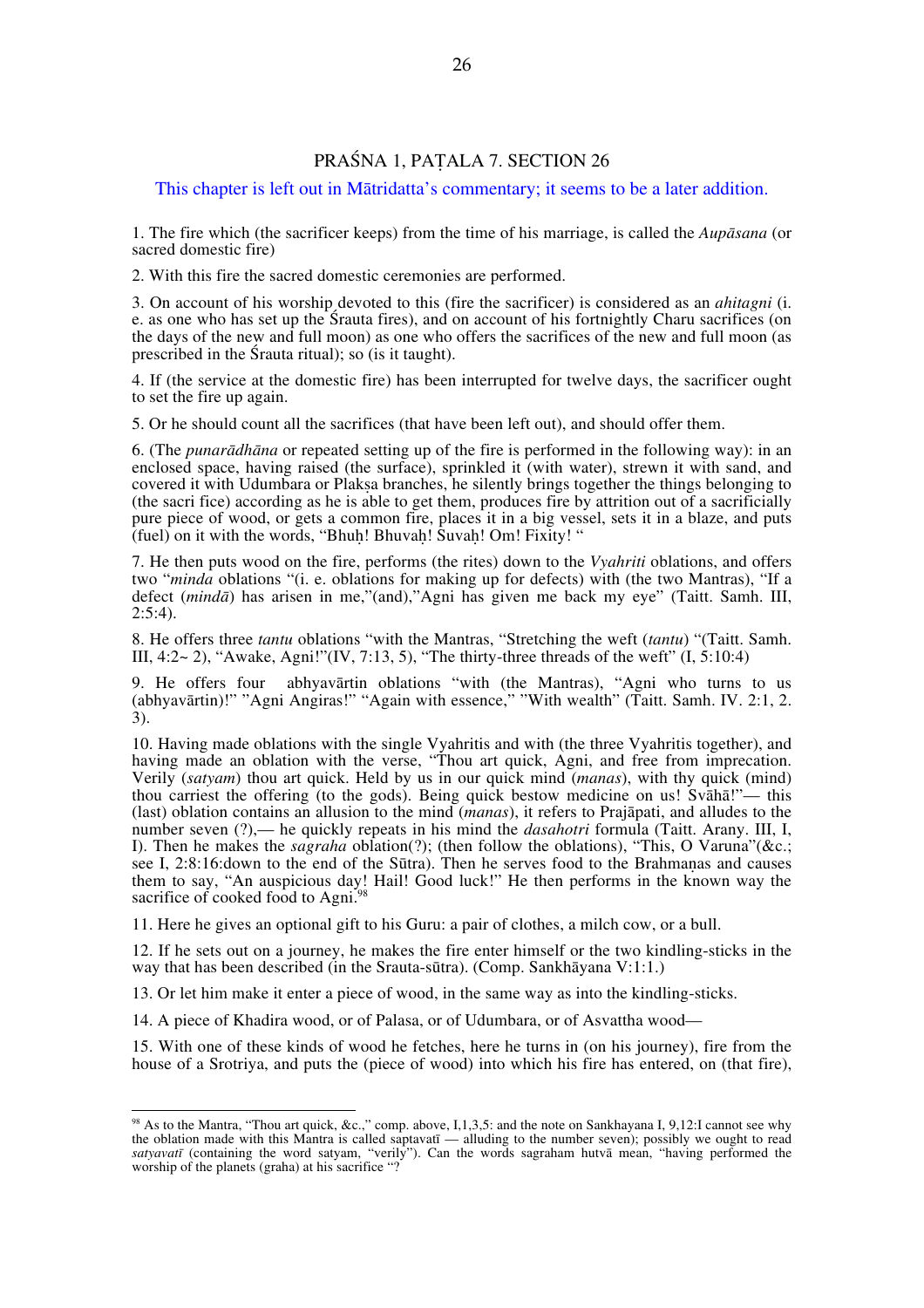## PRAŚNA 1, PAṬALA 7. SECTION 26

This chapter is left out in Mātridatta's commentary; it seems to be a later addition.

1. The fire which (the sacrificer keeps) from the time of his marriage, is called the *Aupāsana* (or sacred domestic fire)

2. With this fire the sacred domestic ceremonies are performed.

3. On account of his worship devoted to this (fire the sacrificer) is considered as an *ahitagni* (i. e. as one who has set up the Śrauta fires), and on account of his fortnightly Charu sacrifices (on the days of the new and full moon) as one who offers the sacrifices of the new and full moon (as prescribed in the Śrauta ritual); so (is it taught).

4. If (the service at the domestic fire) has been interrupted for twelve days, the sacrificer ought to set the fire up again.

5. Or he should count all the sacrifices (that have been left out), and should offer them.

6. (The *punarādhāna* or repeated setting up of the fire is performed in the following way): in an enclosed space, having raised (the surface), sprinkled it (with water), strewn it with sand, and covered it with Udumbara or Plakṣa branches, he silently brings together the things belonging to (the sacri fice) according as he is able to get them, produces fire by attrition out of a sacrificially pure piece of wood, or gets a common fire, places it in a big vessel, sets it in a blaze, and puts (fuel) on it with the words, "Bhuḥ! Bhuvaḥ! Suvaḥ! Om! Fixity! "

7. He then puts wood on the fire, performs (the rites) down to the *Vyahriti* oblations, and offers two "*minda* oblations "(i. e. oblations for making up for defects) with (the two Mantras), "If a defect (*mindā*) has arisen in me,"(and),"Agni has given me back my eye" (Taitt. Samh. III, 2:5:4).

8. He offers three *tantu* oblations "with the Mantras, "Stretching the weft (*tantu*) "(Taitt. Samh. III, 4:2~ 2), "Awake, Agni!"(IV, 7:13, 5), "The thirty-three threads of the weft" (I, 5:10:4)

9. He offers four abhyavārtin oblations "with (the Mantras), "Agni who turns to us (abhyavārtin)!" "Agni Angiras!" "Again with essence," "With wealth" (Taitt. Samh. IV. 2:1, 2. 3).

10. Having made oblations with the single Vyahritis and with (the three Vyahritis together), and having made an oblation with the verse, "Thou art quick, Agni, and free from imprecation. Verily (*satyam*) thou art quick. Held by us in our quick mind (*manas*), with thy quick (mind) thou carriest the offering (to the gods). Being quick bestow medicine on us! Svāhā!"— this (last) oblation contains an allusion to the mind (*manas*), it refers to Prajāpati, and alludes to the number seven (?),— he quickly repeats in his mind the *dasahotri* formula (Taitt. Arany. III, I, I). Then he makes the *sagraha* oblation(?); (then follow the oblations), "This, O Varuna"(&c.; see I, 2:8:16:down to the end of the Sūtra). Then he serves food to the Brahmaṇas and causes them to say, "An auspicious day! Hail! Good luck!" He then performs in the known way the sacrifice of cooked food to Agni.[98]

11. Here he gives an optional gift to his Guru: a pair of clothes, a milch cow, or a bull.

12. If he sets out on a journey, he makes the fire enter himself or the two kindling-sticks in the way that has been described (in the Srauta-sūtra). (Comp. Sankhāyana V:1:1.)

13. Or let him make it enter a piece of wood, in the same way as into the kindling-sticks.

14. A piece of Khadira wood, or of Palasa, or of Udumbara, or of Asvattha wood—

15. With one of these kinds of wood he fetches, here he turns in (on his journey), fire from the house of a Srotriya, and puts the (piece of wood) into which his fire has entered, on (that fire),

---

[98] As to the Mantra, "Thou art quick, &c.," comp. above, I,1,3,5: and the note on Sankhayana I, 9,12:I cannot see why the oblation made with this Mantra is called saptavatī — alluding to the number seven); possibly we ought to read *satyavatī* (containing the word satyam, "verily"). Can the words sagraham hutvā mean, "having performed the worship of the planets (graha) at his sacrifice "?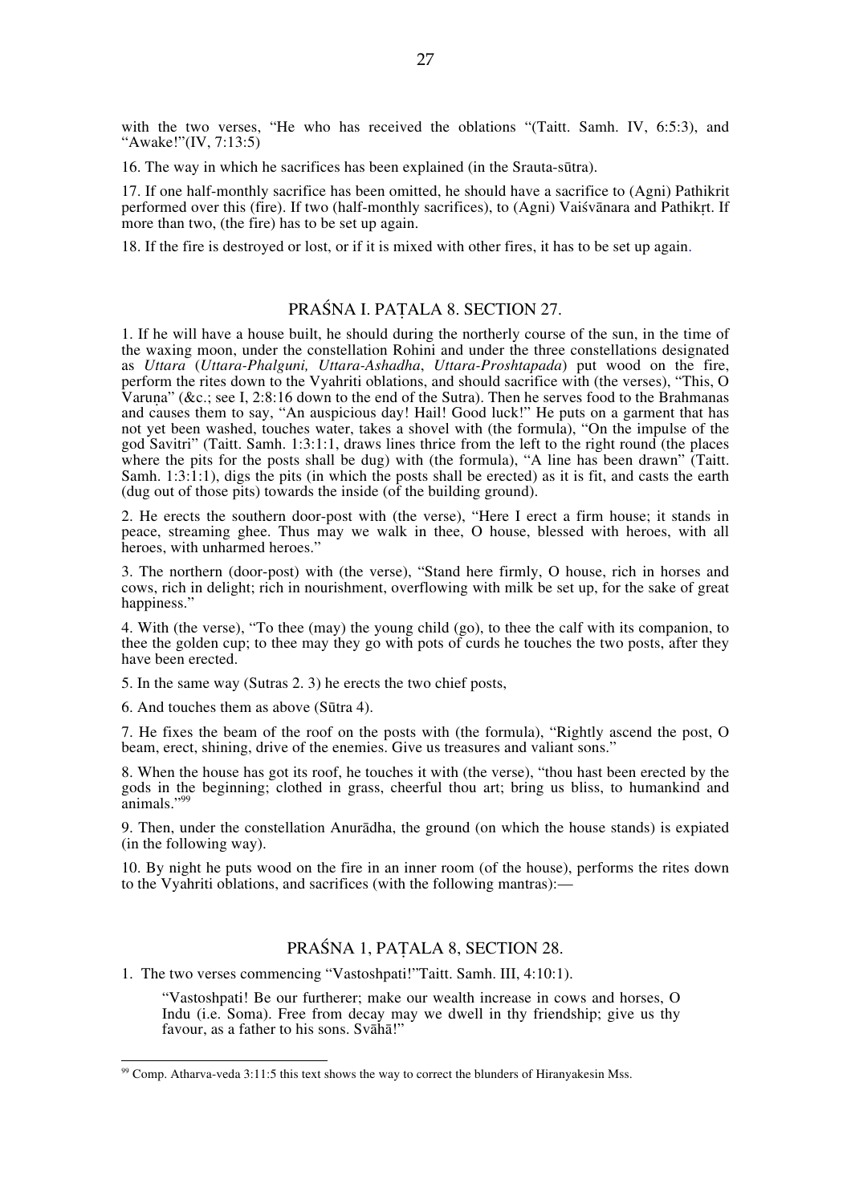with the two verses, "He who has received the oblations "(Taitt. Samh. IV, 6:5:3), and "Awake!"(IV, 7:13:5)

16. The way in which he sacrifices has been explained (in the Srauta-sūtra).

17. If one half-monthly sacrifice has been omitted, he should have a sacrifice to (Agni) Pathikrit performed over this (fire). If two (half-monthly sacrifices), to (Agni) Vaiśvānara and Pathikṛt. If more than two, (the fire) has to be set up again.

18. If the fire is destroyed or lost, or if it is mixed with other fires, it has to be set up again.

## PRAŚNA I. PAṬALA 8. SECTION 27.

1. If he will have a house built, he should during the northerly course of the sun, in the time of the waxing moon, under the constellation Rohini and under the three constellations designated as *Uttara* (*Uttara-Phalguni, Uttara-Ashadha*, *Uttara-Proshtapada*) put wood on the fire, perform the rites down to the Vyahriti oblations, and should sacrifice with (the verses), "This, O Varuṇa" (&c.; see I, 2:8:16 down to the end of the Sutra). Then he serves food to the Brahmanas and causes them to say, "An auspicious day! Hail! Good luck!" He puts on a garment that has not yet been washed, touches water, takes a shovel with (the formula), "On the impulse of the god Savitri" (Taitt. Samh. 1:3:1:1, draws lines thrice from the left to the right round (the places where the pits for the posts shall be dug) with (the formula), "A line has been drawn" (Taitt. Samh. 1:3:1:1), digs the pits (in which the posts shall be erected) as it is fit, and casts the earth (dug out of those pits) towards the inside (of the building ground).

2. He erects the southern door-post with (the verse), "Here I erect a firm house; it stands in peace, streaming ghee. Thus may we walk in thee, O house, blessed with heroes, with all heroes, with unharmed heroes."

3. The northern (door-post) with (the verse), "Stand here firmly, O house, rich in horses and cows, rich in delight; rich in nourishment, overflowing with milk be set up, for the sake of great happiness."

4. With (the verse), "To thee (may) the young child (go), to thee the calf with its companion, to thee the golden cup; to thee may they go with pots of curds he touches the two posts, after they have been erected.

5. In the same way (Sutras 2. 3) he erects the two chief posts,

6. And touches them as above (Sūtra 4).

7. He fixes the beam of the roof on the posts with (the formula), "Rightly ascend the post, O beam, erect, shining, drive of the enemies. Give us treasures and valiant sons."

8. When the house has got its roof, he touches it with (the verse), "thou hast been erected by the gods in the beginning; clothed in grass, cheerful thou art; bring us bliss, to humankind and animals."[99]

9. Then, under the constellation Anurādha, the ground (on which the house stands) is expiated (in the following way).

10. By night he puts wood on the fire in an inner room (of the house), performs the rites down to the Vyahriti oblations, and sacrifices (with the following mantras):—

## PRAŚNA 1, PAṬALA 8, SECTION 28.

1. The two verses commencing "Vastoshpati!"Taitt. Samh. III, 4:10:1).

> "Vastoshpati! Be our furtherer; make our wealth increase in cows and horses, O Indu (i.e. Soma). Free from decay may we dwell in thy friendship; give us thy favour, as a father to his sons. Svāhā!"

---

[99] Comp. Atharva-veda 3:11:5 this text shows the way to correct the blunders of Hiranyakesin Mss.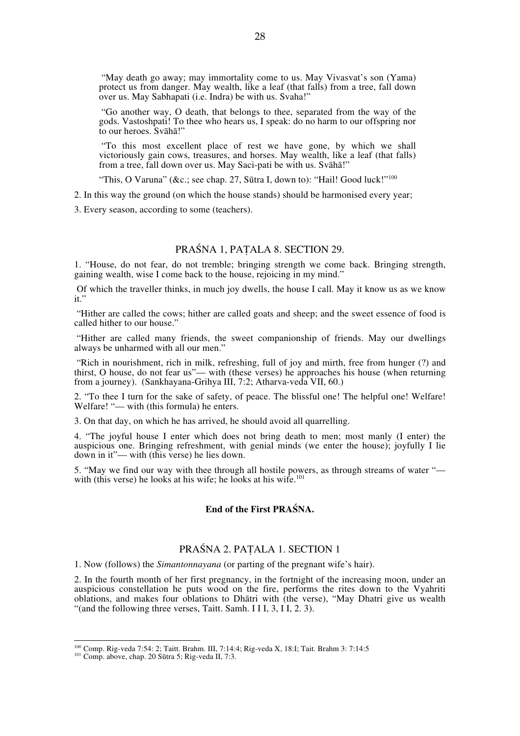"May death go away; may immortality come to us. May Vivasvat's son (Yama) protect us from danger. May wealth, like a leaf (that falls) from a tree, fall down over us. May Sabhapati (i.e. Indra) be with us. Svaha!"

"Go another way, O death, that belongs to thee, separated from the way of the gods. Vastoshpati! To thee who hears us, I speak: do no harm to our offspring nor to our heroes. Svāhā!"

"To this most excellent place of rest we have gone, by which we shall victoriously gain cows, treasures, and horses. May wealth, like a leaf (that falls) from a tree, fall down over us. May Saci-pati be with us. Svāhā!"

"This, O Varuna" (&c.; see chap. 27, Sūtra I, down to): "Hail! Good luck!"[100]

2. In this way the ground (on which the house stands) should be harmonised every year;

3. Every season, according to some (teachers).

## PRAŚNA 1, PAṬALA 8. SECTION 29.

1. "House, do not fear, do not tremble; bringing strength we come back. Bringing strength, gaining wealth, wise I come back to the house, rejoicing in my mind."

Of which the traveller thinks, in much joy dwells, the house I call. May it know us as we know it."

"Hither are called the cows; hither are called goats and sheep; and the sweet essence of food is called hither to our house."

"Hither are called many friends, the sweet companionship of friends. May our dwellings always be unharmed with all our men."

"Rich in nourishment, rich in milk, refreshing, full of joy and mirth, free from hunger (?) and thirst, O house, do not fear us"— with (these verses) he approaches his house (when returning from a journey). (Sankhayana-Grihya III, 7:2; Atharva-veda VII, 60.)

2. "To thee I turn for the sake of safety, of peace. The blissful one! The helpful one! Welfare! Welfare! "— with (this formula) he enters.

3. On that day, on which he has arrived, he should avoid all quarrelling.

4. "The joyful house I enter which does not bring death to men; most manly (I enter) the auspicious one. Bringing refreshment, with genial minds (we enter the house); joyfully I lie down in it"— with (this verse) he lies down.

5. "May we find our way with thee through all hostile powers, as through streams of water "— with (this verse) he looks at his wife; he looks at his wife.[101]

### End of the First PRAŚNA.

## PRAŚNA 2. PAṬALA 1. SECTION 1

1. Now (follows) the *Simantonnayana* (or parting of the pregnant wife's hair).

2. In the fourth month of her first pregnancy, in the fortnight of the increasing moon, under an auspicious constellation he puts wood on the fire, performs the rites down to the Vyahriti oblations, and makes four oblations to Dhātri with (the verse), "May Dhatri give us wealth "(and the following three verses, Taitt. Samh. I I I, 3, I I, 2. 3).

---

[100] Comp. Rig-veda 7:54: 2; Taitt. Brahm. III, 7:14:4; Rig-veda X, 18:I; Tait. Brahm 3: 7:14:5

[101] Comp. above, chap. 20 Sūtra 5; Rig-veda II, 7:3.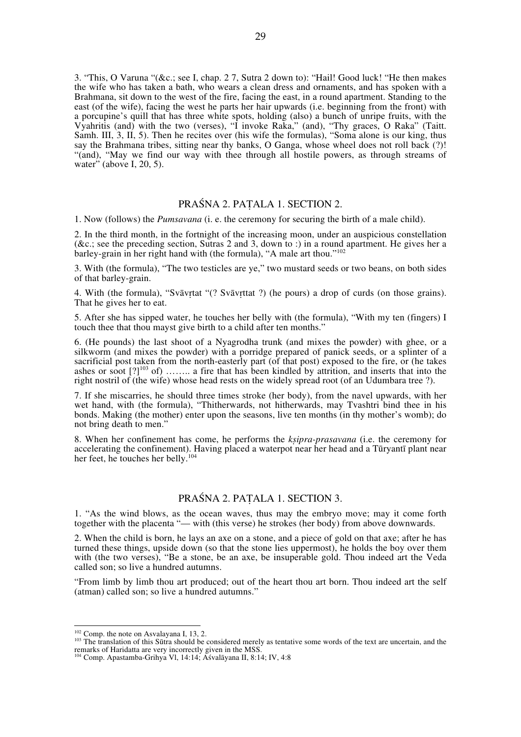3. "This, O Varuna "(&c.; see I, chap. 2 7, Sutra 2 down to): "Hail! Good luck! "He then makes the wife who has taken a bath, who wears a clean dress and ornaments, and has spoken with a Brahmana, sit down to the west of the fire, facing the east, in a round apartment. Standing to the east (of the wife), facing the west he parts her hair upwards (i.e. beginning from the front) with a porcupine's quill that has three white spots, holding (also) a bunch of unripe fruits, with the Vyahritis (and) with the two (verses), "I invoke Raka," (and), "Thy graces, O Raka" (Taitt. Samh. III, 3, II, 5). Then he recites over (his wife the formulas), "Soma alone is our king, thus say the Brahmana tribes, sitting near thy banks, O Ganga, whose wheel does not roll back (?)! "(and), "May we find our way with thee through all hostile powers, as through streams of water" (above I, 20, 5).

## PRAŚNA 2. PAṬALA 1. SECTION 2.

1. Now (follows) the *Pumsavana* (i. e. the ceremony for securing the birth of a male child).

2. In the third month, in the fortnight of the increasing moon, under an auspicious constellation (&c.; see the preceding section, Sutras 2 and 3, down to :) in a round apartment. He gives her a barley-grain in her right hand with (the formula), "A male art thou."[102]

3. With (the formula), "The two testicles are ye," two mustard seeds or two beans, on both sides of that barley-grain.

4. With (the formula), "Svāvṛtat "(? Svāvṛttat ?) (he pours) a drop of curds (on those grains). That he gives her to eat.

5. After she has sipped water, he touches her belly with (the formula), "With my ten (fingers) I touch thee that thou mayst give birth to a child after ten months."

6. (He pounds) the last shoot of a Nyagrodha trunk (and mixes the powder) with ghee, or a silkworm (and mixes the powder) with a porridge prepared of panick seeds, or a splinter of a sacrificial post taken from the north-easterly part (of that post) exposed to the fire, or (he takes ashes or soot [?][103] of) …….. a fire that has been kindled by attrition, and inserts that into the right nostril of (the wife) whose head rests on the widely spread root (of an Udumbara tree ?).

7. If she miscarries, he should three times stroke (her body), from the navel upwards, with her wet hand, with (the formula), "Thitherwards, not hitherwards, may Tvashtri bind thee in his bonds. Making (the mother) enter upon the seasons, live ten months (in thy mother's womb); do not bring death to men."

8. When her confinement has come, he performs the *kṣipra-prasavana* (i.e. the ceremony for accelerating the confinement). Having placed a waterpot near her head and a Tūryantī plant near her feet, he touches her belly.[104]

## PRAŚNA 2. PAṬALA 1. SECTION 3.

1. "As the wind blows, as the ocean waves, thus may the embryo move; may it come forth together with the placenta "— with (this verse) he strokes (her body) from above downwards.

2. When the child is born, he lays an axe on a stone, and a piece of gold on that axe; after he has turned these things, upside down (so that the stone lies uppermost), he holds the boy over them with (the two verses), "Be a stone, be an axe, be insuperable gold. Thou indeed art the Veda called son; so live a hundred autumns.

"From limb by limb thou art produced; out of the heart thou art born. Thou indeed art the self (atman) called son; so live a hundred autumns."

---

[102] Comp. the note on Asvalayana I, 13, 2.

[103] The translation of this Sūtra should be considered merely as tentative some words of the text are uncertain, and the remarks of Haridatta are very incorrectly given in the MSS.

[104] Comp. Apastamba-Grihya Vl, 14:14; Aśvalāyana II, 8:14; IV, 4:8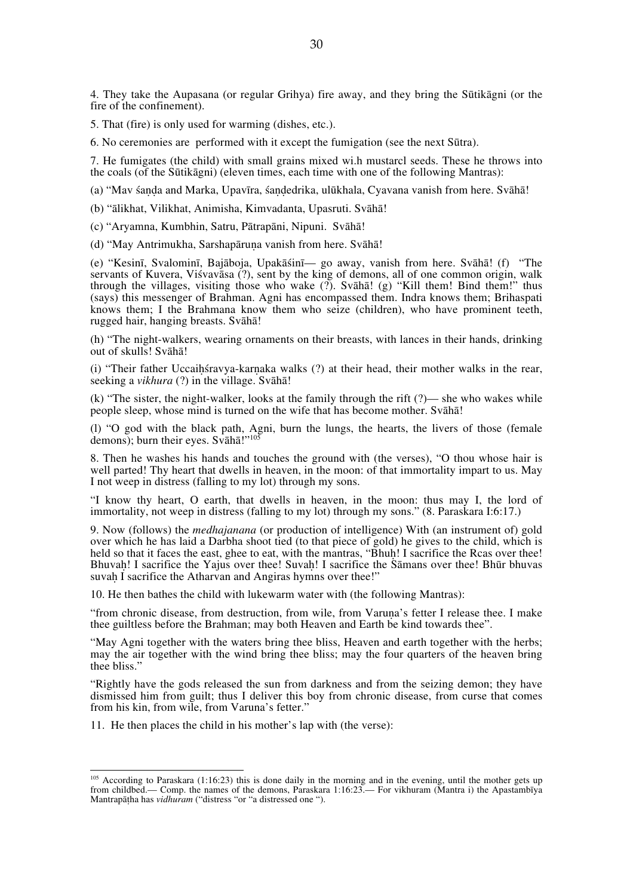4. They take the Aupasana (or regular Grihya) fire away, and they bring the Sūtikāgni (or the fire of the confinement).

5. That (fire) is only used for warming (dishes, etc.).

6. No ceremonies are performed with it except the fumigation (see the next Sūtra).

7. He fumigates (the child) with small grains mixed wi.h mustarcl seeds. These he throws into the coals (of the Sūtikāgni) (eleven times, each time with one of the following Mantras):

(a) "Mav śaṇḍa and Marka, Upavīra, śaṇḍedrika, ulūkhala, Cyavana vanish from here. Svāhā!

(b) "ālikhat, Vilikhat, Animisha, Kimvadanta, Upasruti. Svāhā!

(c) "Aryamna, Kumbhin, Satru, Pātrapāni, Nipuni. Svāhā!

(d) "May Antrimukha, Sarshapāruṇa vanish from here. Svāhā!

(e) "Kesinī, Svalominī, Bajāboja, Upakāśinī— go away, vanish from here. Svāhā! (f) "The servants of Kuvera, Viśvavāsa (?), sent by the king of demons, all of one common origin, walk through the villages, visiting those who wake (?). Svāhā! (g) "Kill them! Bind them!" thus (says) this messenger of Brahman. Agni has encompassed them. Indra knows them; Brihaspati knows them; I the Brahmana know them who seize (children), who have prominent teeth, rugged hair, hanging breasts. Svāhā!

(h) "The night-walkers, wearing ornaments on their breasts, with lances in their hands, drinking out of skulls! Svāhā!

(i) "Their father Uccaiḥśravya-karṇaka walks (?) at their head, their mother walks in the rear, seeking a *vikhura* (?) in the village. Svāhā!

(k) "The sister, the night-walker, looks at the family through the rift (?)— she who wakes while people sleep, whose mind is turned on the wife that has become mother. Svāhā!

(l) "O god with the black path, Agni, burn the lungs, the hearts, the livers of those (female demons); burn their eyes. Svāhā!"[105]

8. Then he washes his hands and touches the ground with (the verses), "O thou whose hair is well parted! Thy heart that dwells in heaven, in the moon: of that immortality impart to us. May I not weep in distress (falling to my lot) through my sons.

"I know thy heart, O earth, that dwells in heaven, in the moon: thus may I, the lord of immortality, not weep in distress (falling to my lot) through my sons." (8. Paraskara I:6:17.)

9. Now (follows) the *medhajanana* (or production of intelligence) With (an instrument of) gold over which he has laid a Darbha shoot tied (to that piece of gold) he gives to the child, which is held so that it faces the east, ghee to eat, with the mantras, "Bhuḥ! I sacrifice the Rcas over thee! Bhuvaḥ! I sacrifice the Yajus over thee! Suvaḥ! I sacrifice the Sāmans over thee! Bhūr bhuvas suvaḥ I sacrifice the Atharvan and Angiras hymns over thee!"

10. He then bathes the child with lukewarm water with (the following Mantras):

"from chronic disease, from destruction, from wile, from Varuṇa's fetter I release thee. I make thee guiltless before the Brahman; may both Heaven and Earth be kind towards thee".

"May Agni together with the waters bring thee bliss, Heaven and earth together with the herbs; may the air together with the wind bring thee bliss; may the four quarters of the heaven bring thee bliss."

"Rightly have the gods released the sun from darkness and from the seizing demon; they have dismissed him from guilt; thus I deliver this boy from chronic disease, from curse that comes from his kin, from wile, from Varuna's fetter."

11. He then places the child in his mother's lap with (the verse):

---

[105] According to Paraskara (1:16:23) this is done daily in the morning and in the evening, until the mother gets up from childbed.— Comp. the names of the demons, Paraskara 1:16:23.— For vikhuram (Mantra i) the Apastambīya Mantrapāṭha has *vidhuram* ("distress "or "a distressed one ").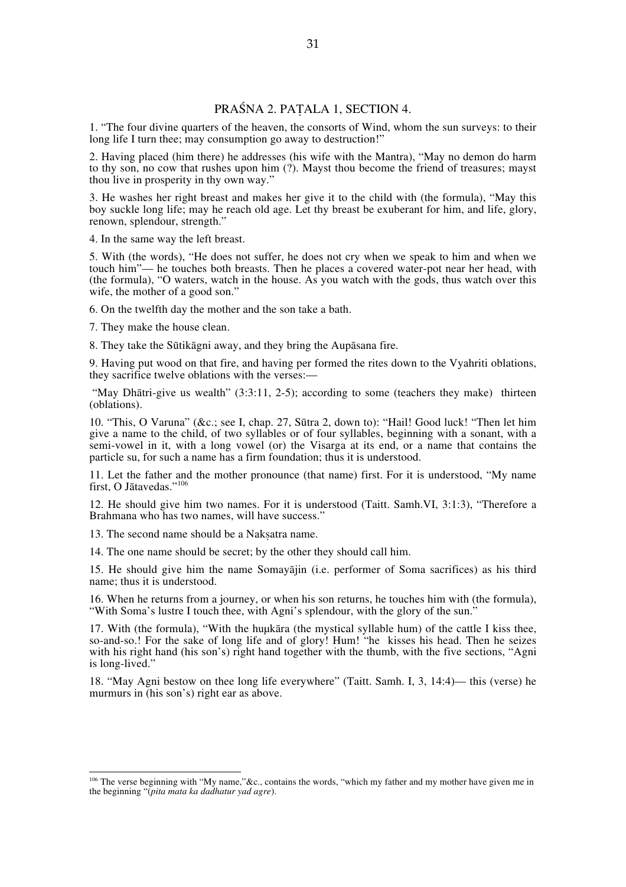## PRAŚNA 2. PAṬALA 1, SECTION 4.

1. "The four divine quarters of the heaven, the consorts of Wind, whom the sun surveys: to their long life I turn thee; may consumption go away to destruction!"

2. Having placed (him there) he addresses (his wife with the Mantra), "May no demon do harm to thy son, no cow that rushes upon him (?). Mayst thou become the friend of treasures; mayst thou live in prosperity in thy own way."

3. He washes her right breast and makes her give it to the child with (the formula), "May this boy suckle long life; may he reach old age. Let thy breast be exuberant for him, and life, glory, renown, splendour, strength."

4. In the same way the left breast.

5. With (the words), "He does not suffer, he does not cry when we speak to him and when we touch him"— he touches both breasts. Then he places a covered water-pot near her head, with (the formula), "O waters, watch in the house. As you watch with the gods, thus watch over this wife, the mother of a good son."

6. On the twelfth day the mother and the son take a bath.

7. They make the house clean.

8. They take the Sūtikāgni away, and they bring the Aupāsana fire.

9. Having put wood on that fire, and having per formed the rites down to the Vyahriti oblations, they sacrifice twelve oblations with the verses:—

"May Dhātri-give us wealth" (3:3:11, 2-5); according to some (teachers they make) thirteen (oblations).

10. "This, O Varuna" (&c.; see I, chap. 27, Sūtra 2, down to): "Hail! Good luck! "Then let him give a name to the child, of two syllables or of four syllables, beginning with a sonant, with a semi-vowel in it, with a long vowel (or) the Visarga at its end, or a name that contains the particle su, for such a name has a firm foundation; thus it is understood.

11. Let the father and the mother pronounce (that name) first. For it is understood, "My name first, O Jātavedas."[106]

12. He should give him two names. For it is understood (Taitt. Samh.VI, 3:1:3), "Therefore a Brahmana who has two names, will have success."

13. The second name should be a Nakṣatra name.

14. The one name should be secret; by the other they should call him.

15. He should give him the name Somayājin (i.e. performer of Soma sacrifices) as his third name; thus it is understood.

16. When he returns from a journey, or when his son returns, he touches him with (the formula), "With Soma's lustre I touch thee, with Agni's splendour, with the glory of the sun."

17. With (the formula), "With the huṃkāra (the mystical syllable hum) of the cattle I kiss thee, so-and-so.! For the sake of long life and of glory! Hum! "he kisses his head. Then he seizes with his right hand (his son's) right hand together with the thumb, with the five sections, "Agni is long-lived."

18. "May Agni bestow on thee long life everywhere" (Taitt. Samh. I, 3, 14:4)— this (verse) he murmurs in (his son's) right ear as above.

---

[106] The verse beginning with "My name,"&c., contains the words, "which my father and my mother have given me in the beginning "(*pita mata ka dadhatur yad agre*).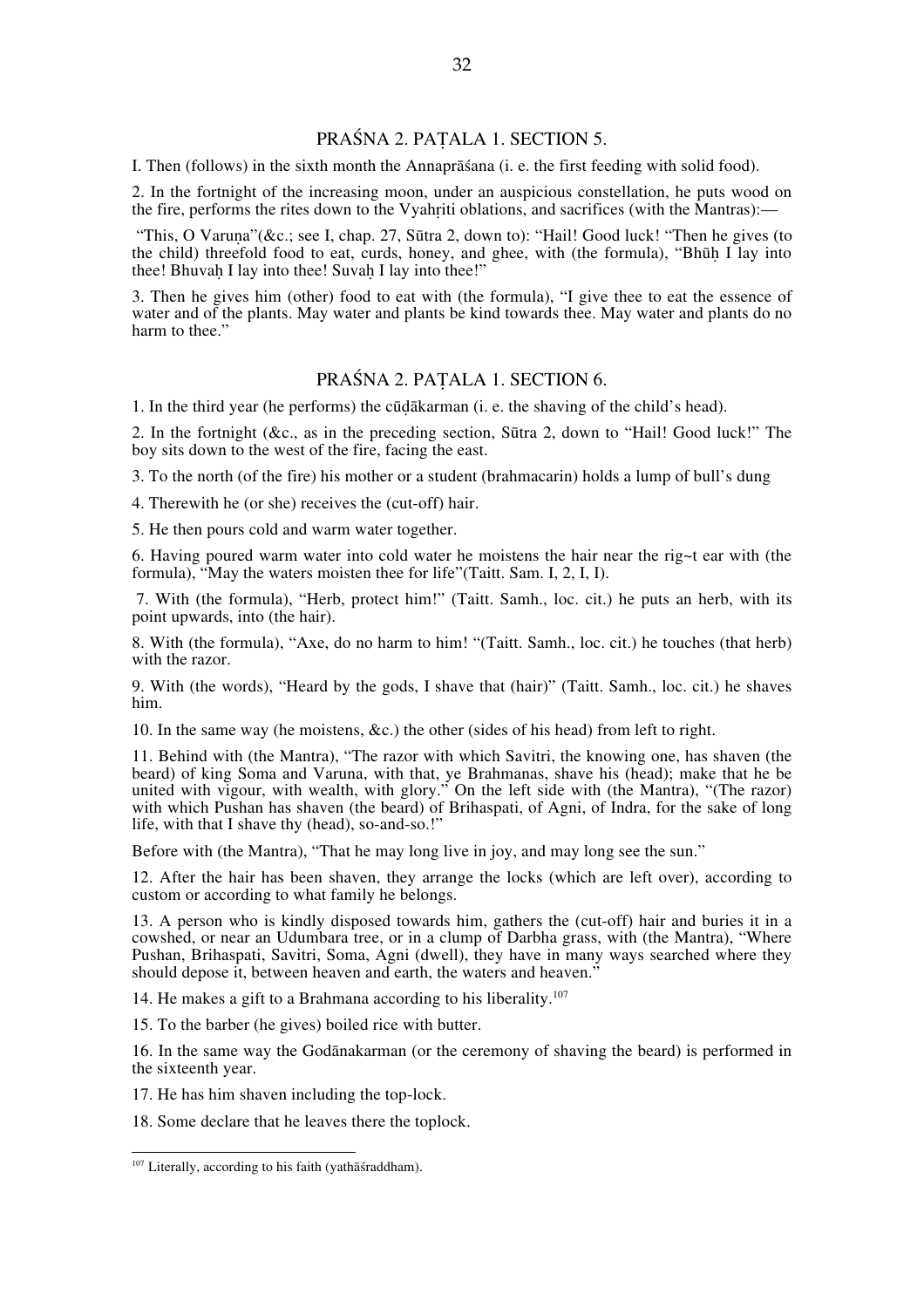## PRAŚNA 2. PAṬALA 1. SECTION 5.

I. Then (follows) in the sixth month the Annaprāśana (i. e. the first feeding with solid food).

2. In the fortnight of the increasing moon, under an auspicious constellation, he puts wood on the fire, performs the rites down to the Vyahṛiti oblations, and sacrifices (with the Mantras):—

"This, O Varuṇa"(&c.; see I, chap. 27, Sūtra 2, down to): "Hail! Good luck! "Then he gives (to the child) threefold food to eat, curds, honey, and ghee, with (the formula), "Bhūḥ I lay into thee! Bhuvaḥ I lay into thee! Suvaḥ I lay into thee!"

3. Then he gives him (other) food to eat with (the formula), "I give thee to eat the essence of water and of the plants. May water and plants be kind towards thee. May water and plants do no harm to thee."

## PRAŚNA 2. PAṬALA 1. SECTION 6.

1. In the third year (he performs) the cūḍākarman (i. e. the shaving of the child's head).

2. In the fortnight (&c., as in the preceding section, Sūtra 2, down to "Hail! Good luck!" The boy sits down to the west of the fire, facing the east.

3. To the north (of the fire) his mother or a student (brahmacarin) holds a lump of bull's dung

4. Therewith he (or she) receives the (cut-off) hair.

5. He then pours cold and warm water together.

6. Having poured warm water into cold water he moistens the hair near the rig~t ear with (the formula), "May the waters moisten thee for life"(Taitt. Sam. I, 2, I, I).

7. With (the formula), "Herb, protect him!" (Taitt. Samh., loc. cit.) he puts an herb, with its point upwards, into (the hair).

8. With (the formula), "Axe, do no harm to him! "(Taitt. Samh., loc. cit.) he touches (that herb) with the razor.

9. With (the words), "Heard by the gods, I shave that (hair)" (Taitt. Samh., loc. cit.) he shaves him.

10. In the same way (he moistens, &c.) the other (sides of his head) from left to right.

11. Behind with (the Mantra), "The razor with which Savitri, the knowing one, has shaven (the beard) of king Soma and Varuna, with that, ye Brahmanas, shave his (head); make that he be united with vigour, with wealth, with glory." On the left side with (the Mantra), "(The razor) with which Pushan has shaven (the beard) of Brihaspati, of Agni, of Indra, for the sake of long life, with that I shave thy (head), so-and-so.!"

Before with (the Mantra), "That he may long live in joy, and may long see the sun."

12. After the hair has been shaven, they arrange the locks (which are left over), according to custom or according to what family he belongs.

13. A person who is kindly disposed towards him, gathers the (cut-off) hair and buries it in a cowshed, or near an Udumbara tree, or in a clump of Darbha grass, with (the Mantra), "Where Pushan, Brihaspati, Savitri, Soma, Agni (dwell), they have in many ways searched where they should depose it, between heaven and earth, the waters and heaven."

14. He makes a gift to a Brahmana according to his liberality.[107]

15. To the barber (he gives) boiled rice with butter.

16. In the same way the Godānakarman (or the ceremony of shaving the beard) is performed in the sixteenth year.

17. He has him shaven including the top-lock.

18. Some declare that he leaves there the toplock.

---

[107] Literally, according to his faith (yathāśraddham).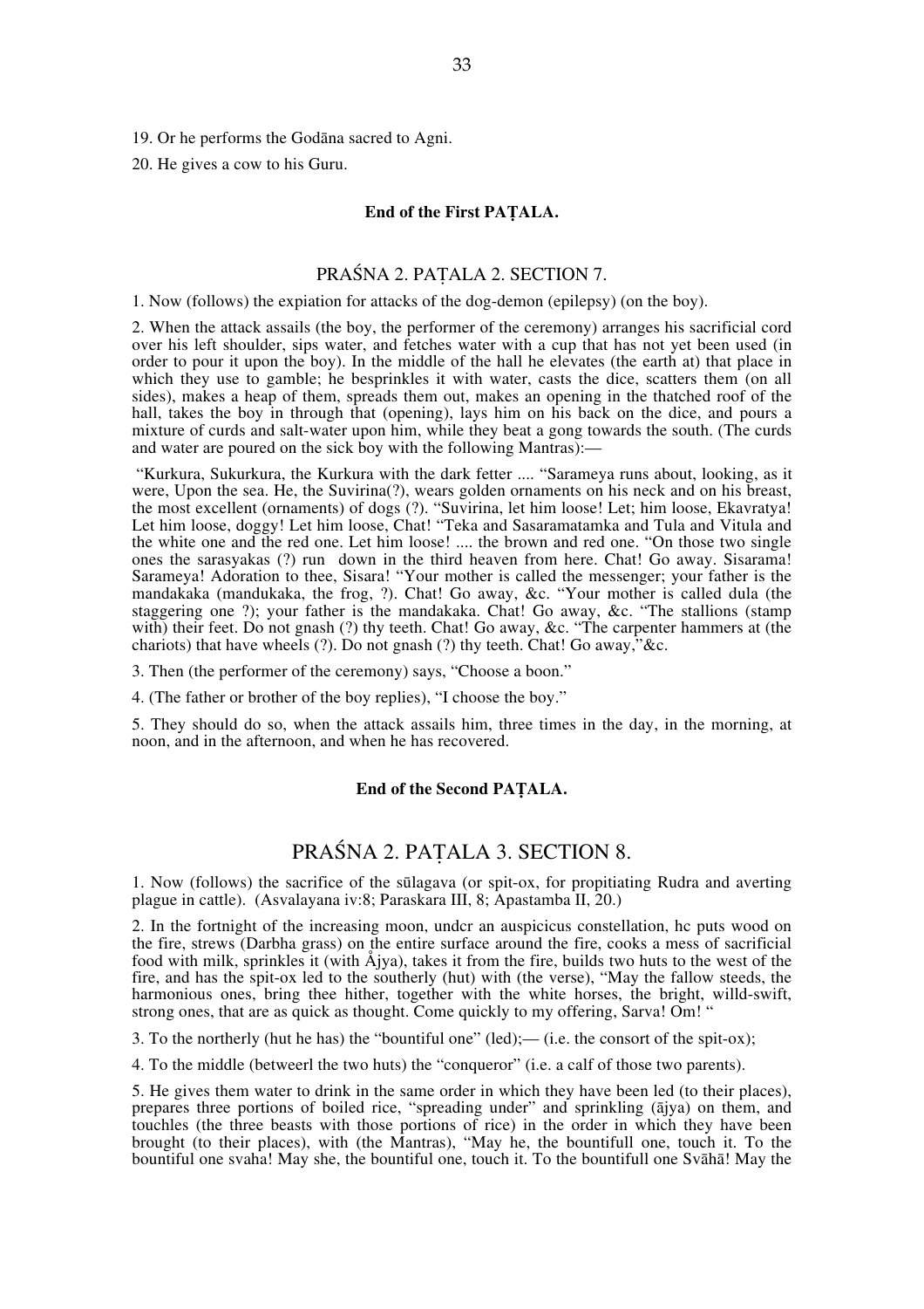19. Or he performs the Godāna sacred to Agni.

20. He gives a cow to his Guru.

**End of the First PAṬALA.**

## PRAŚNA 2. PAṬALA 2. SECTION 7.

1. Now (follows) the expiation for attacks of the dog-demon (epilepsy) (on the boy).

2. When the attack assails (the boy, the performer of the ceremony) arranges his sacrificial cord over his left shoulder, sips water, and fetches water with a cup that has not yet been used (in order to pour it upon the boy). In the middle of the hall he elevates (the earth at) that place in which they use to gamble; he besprinkles it with water, casts the dice, scatters them (on all sides), makes a heap of them, spreads them out, makes an opening in the thatched roof of the hall, takes the boy in through that (opening), lays him on his back on the dice, and pours a mixture of curds and salt-water upon him, while they beat a gong towards the south. (The curds and water are poured on the sick boy with the following Mantras):—

"Kurkura, Sukurkura, the Kurkura with the dark fetter .... "Sarameya runs about, looking, as it were, Upon the sea. He, the Suvirina(?), wears golden ornaments on his neck and on his breast, the most excellent (ornaments) of dogs (?). "Suvirina, let him loose! Let; him loose, Ekavratya! Let him loose, doggy! Let him loose, Chat! "Teka and Sasaramatamka and Tula and Vitula and the white one and the red one. Let him loose! .... the brown and red one. "On those two single ones the sarasyakas (?) run down in the third heaven from here. Chat! Go away. Sisarama! Sarameya! Adoration to thee, Sisara! "Your mother is called the messenger; your father is the mandakaka (mandukaka, the frog, ?). Chat! Go away, &c. "Your mother is called dula (the staggering one ?); your father is the mandakaka. Chat! Go away, &c. "The stallions (stamp with) their feet. Do not gnash (?) thy teeth. Chat! Go away, &c. "The carpenter hammers at (the chariots) that have wheels (?). Do not gnash (?) thy teeth. Chat! Go away,"&c.

3. Then (the performer of the ceremony) says, "Choose a boon."

4. (The father or brother of the boy replies), "I choose the boy."

5. They should do so, when the attack assails him, three times in the day, in the morning, at noon, and in the afternoon, and when he has recovered.

**End of the Second PAṬALA.**

## PRAŚNA 2. PAṬALA 3. SECTION 8.

1. Now (follows) the sacrifice of the sūlagava (or spit-ox, for propitiating Rudra and averting plague in cattle). (Asvalayana iv:8; Paraskara III, 8; Apastamba II, 20.)

2. In the fortnight of the increasing moon, undcr an auspicicus constellation, hc puts wood on the fire, strews (Darbha grass) on the entire surface around the fire, cooks a mess of sacrificial food with milk, sprinkles it (with Åjya), takes it from the fire, builds two huts to the west of the fire, and has the spit-ox led to the southerly (hut) with (the verse), "May the fallow steeds, the harmonious ones, bring thee hither, together with the white horses, the bright, willd-swift, strong ones, that are as quick as thought. Come quickly to my offering, Sarva! Om! "

3. To the northerly (hut he has) the "bountiful one" (led);— (i.e. the consort of the spit-ox);

4. To the middle (betweerl the two huts) the "conqueror" (i.e. a calf of those two parents).

5. He gives them water to drink in the same order in which they have been led (to their places), prepares three portions of boiled rice, "spreading under" and sprinkling (ājya) on them, and touchles (the three beasts with those portions of rice) in the order in which they have been brought (to their places), with (the Mantras), "May he, the bountifull one, touch it. To the bountiful one svaha! May she, the bountiful one, touch it. To the bountifull one Svāhā! May the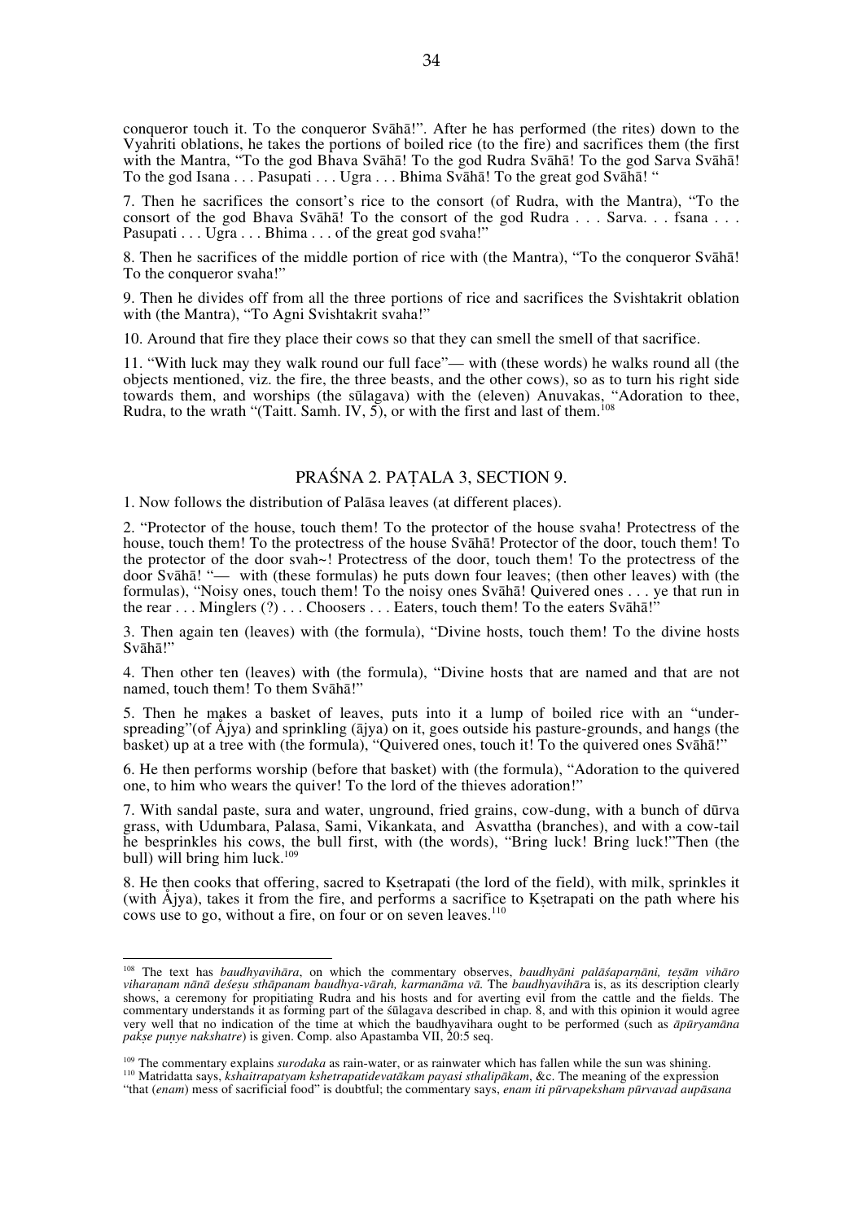conqueror touch it. To the conqueror Svāhā!". After he has performed (the rites) down to the Vyahriti oblations, he takes the portions of boiled rice (to the fire) and sacrifices them (the first with the Mantra, "To the god Bhava Svāhā! To the god Rudra Svāhā! To the god Sarva Svāhā! To the god Isana . . . Pasupati . . . Ugra . . . Bhima Svāhā! To the great god Svāhā! "

7. Then he sacrifices the consort's rice to the consort (of Rudra, with the Mantra), "To the consort of the god Bhava Svāhā! To the consort of the god Rudra . . . Sarva. . . fsana . . . Pasupati . . . Ugra . . . Bhima . . . of the great god svaha!"

8. Then he sacrifices of the middle portion of rice with (the Mantra), "To the conqueror Svāhā! To the conqueror svaha!"

9. Then he divides off from all the three portions of rice and sacrifices the Svishtakrit oblation with (the Mantra), "To Agni Svishtakrit svaha!"

10. Around that fire they place their cows so that they can smell the smell of that sacrifice.

11. "With luck may they walk round our full face"— with (these words) he walks round all (the objects mentioned, viz. the fire, the three beasts, and the other cows), so as to turn his right side towards them, and worships (the sūlagava) with the (eleven) Anuvakas, "Adoration to thee, Rudra, to the wrath "(Taitt. Samh. IV, 5), or with the first and last of them.[108]

## PRAŚNA 2. PAṬALA 3, SECTION 9.

1. Now follows the distribution of Palāsa leaves (at different places).

2. "Protector of the house, touch them! To the protector of the house svaha! Protectress of the house, touch them! To the protectress of the house Svāhā! Protector of the door, touch them! To the protector of the door svah~! Protectress of the door, touch them! To the protectress of the door Svāhā! "— with (these formulas) he puts down four leaves; (then other leaves) with (the formulas), "Noisy ones, touch them! To the noisy ones Svāhā! Quivered ones . . . ye that run in the rear . . . Minglers (?) . . . Choosers . . . Eaters, touch them! To the eaters Svāhā!"

3. Then again ten (leaves) with (the formula), "Divine hosts, touch them! To the divine hosts Svāhā!"

4. Then other ten (leaves) with (the formula), "Divine hosts that are named and that are not named, touch them! To them Svāhā!"

5. Then he makes a basket of leaves, puts into it a lump of boiled rice with an "under-spreading"(of Åjya) and sprinkling (ājya) on it, goes outside his pasture-grounds, and hangs (the basket) up at a tree with (the formula), "Quivered ones, touch it! To the quivered ones Svāhā!"

6. He then performs worship (before that basket) with (the formula), "Adoration to the quivered one, to him who wears the quiver! To the lord of the thieves adoration!"

7. With sandal paste, sura and water, unground, fried grains, cow-dung, with a bunch of dūrva grass, with Udumbara, Palasa, Sami, Vikankata, and Asvattha (branches), and with a cow-tail he besprinkles his cows, the bull first, with (the words), "Bring luck! Bring luck!"Then (the bull) will bring him luck.[109]

8. He then cooks that offering, sacred to Kṣetrapati (the lord of the field), with milk, sprinkles it (with Åjya), takes it from the fire, and performs a sacrifice to Kṣetrapati on the path where his cows use to go, without a fire, on four or on seven leaves.[110]

---

[108] The text has *baudhyavihāra*, on which the commentary observes, *baudhyāni palāśaparṇāni, teṣām vihāro viharaṇam nānā deśeṣu sthāpanam baudhya-vārah, karmanāma vā.* The *baudhyavihār*a is, as its description clearly shows, a ceremony for propitiating Rudra and his hosts and for averting evil from the cattle and the fields. The commentary understands it as forming part of the śūlagava described in chap. 8, and with this opinion it would agree very well that no indication of the time at which the baudhyavihara ought to be performed (such as *āpūryamāna pakṣe puṇye nakshatre*) is given. Comp. also Apastamba VII, 20:5 seq.

[109] The commentary explains *surodaka* as rain-water, or as rainwater which has fallen while the sun was shining.

[110] Matridatta says, *kshaitrapatyam kshetrapatidevatākam payasi sthalipākam*, &c. The meaning of the expression "that (*enam*) mess of sacrificial food" is doubtful; the commentary says, *enam iti pūrvapeksham pūrvavad aupāsana*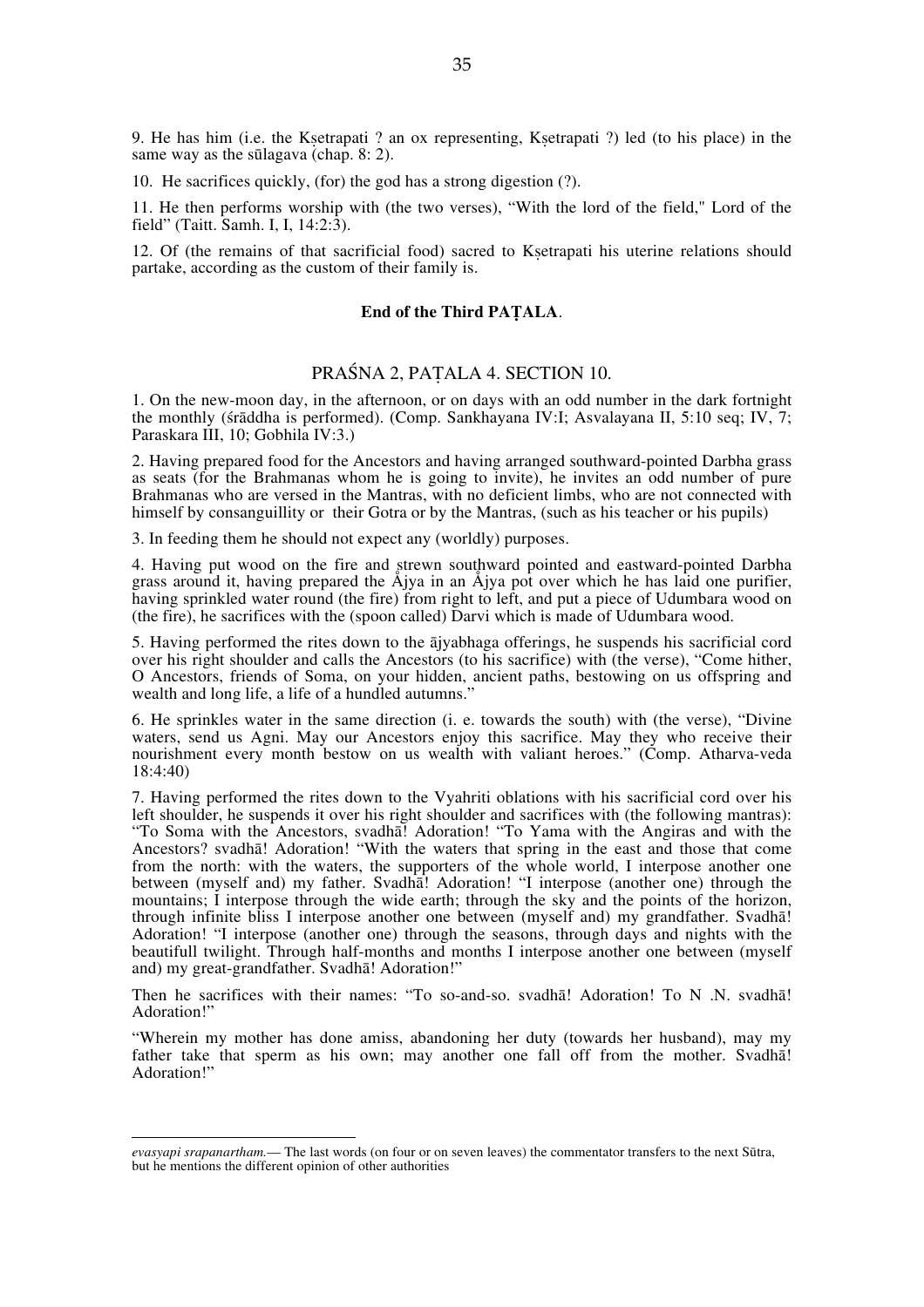9. He has him (i.e. the Kṣetrapati ? an ox representing, Kṣetrapati ?) led (to his place) in the same way as the sūlagava (chap. 8: 2).

10. He sacrifices quickly, (for) the god has a strong digestion (?).

11. He then performs worship with (the two verses), "With the lord of the field," Lord of the field" (Taitt. Samh. I, I, 14:2:3).

12. Of (the remains of that sacrificial food) sacred to Kṣetrapati his uterine relations should partake, according as the custom of their family is.

**End of the Third PAṬALA**.

## PRAŚNA 2, PAṬALA 4. SECTION 10.

1. On the new-moon day, in the afternoon, or on days with an odd number in the dark fortnight the monthly (śrāddha is performed). (Comp. Sankhayana IV:I; Asvalayana II, 5:10 seq; IV, 7; Paraskara III, 10; Gobhila IV:3.)

2. Having prepared food for the Ancestors and having arranged southward-pointed Darbha grass as seats (for the Brahmanas whom he is going to invite), he invites an odd number of pure Brahmanas who are versed in the Mantras, with no deficient limbs, who are not connected with himself by consanguillity or their Gotra or by the Mantras, (such as his teacher or his pupils)

3. In feeding them he should not expect any (worldly) purposes.

4. Having put wood on the fire and strewn southward pointed and eastward-pointed Darbha grass around it, having prepared the Åjya in an Åjya pot over which he has laid one purifier, having sprinkled water round (the fire) from right to left, and put a piece of Udumbara wood on (the fire), he sacrifices with the (spoon called) Darvi which is made of Udumbara wood.

5. Having performed the rites down to the ājyabhaga offerings, he suspends his sacrificial cord over his right shoulder and calls the Ancestors (to his sacrifice) with (the verse), "Come hither, O Ancestors, friends of Soma, on your hidden, ancient paths, bestowing on us offspring and wealth and long life, a life of a hundled autumns."

6. He sprinkles water in the same direction (i. e. towards the south) with (the verse), "Divine waters, send us Agni. May our Ancestors enjoy this sacrifice. May they who receive their nourishment every month bestow on us wealth with valiant heroes." (Comp. Atharva-veda 18:4:40)

7. Having performed the rites down to the Vyahriti oblations with his sacrificial cord over his left shoulder, he suspends it over his right shoulder and sacrifices with (the following mantras): "To Soma with the Ancestors, svadhā! Adoration! "To Yama with the Angiras and with the Ancestors? svadhā! Adoration! "With the waters that spring in the east and those that come from the north: with the waters, the supporters of the whole world, I interpose another one between (myself and) my father. Svadhā! Adoration! "I interpose (another one) through the mountains; I interpose through the wide earth; through the sky and the points of the horizon, through infinite bliss I interpose another one between (myself and) my grandfather. Svadhā! Adoration! "I interpose (another one) through the seasons, through days and nights with the beautifull twilight. Through half-months and months I interpose another one between (myself and) my great-grandfather. Svadhā! Adoration!"

Then he sacrifices with their names: "To so-and-so. svadhā! Adoration! To N .N. svadhā! Adoration!"

"Wherein my mother has done amiss, abandoning her duty (towards her husband), may my father take that sperm as his own; may another one fall off from the mother. Svadhā! Adoration!"

---

*evasyapi srapanartham.*— The last words (on four or on seven leaves) the commentator transfers to the next Sūtra, but he mentions the different opinion of other authorities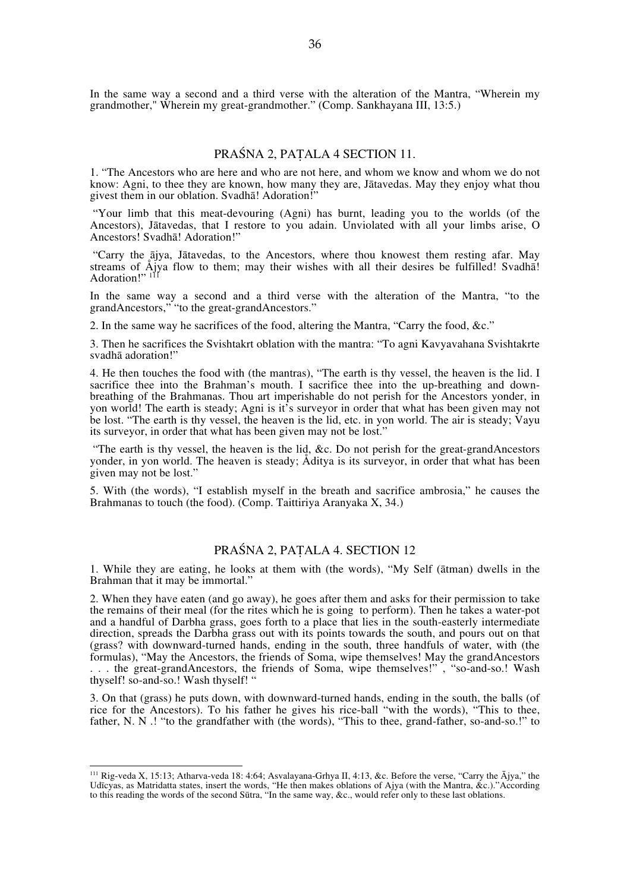In the same way a second and a third verse with the alteration of the Mantra, "Wherein my grandmother," Wherein my great-grandmother." (Comp. Sankhayana III, 13:5.)

## PRAŚNA 2, PAṬALA 4 SECTION 11.

1. "The Ancestors who are here and who are not here, and whom we know and whom we do not know: Agni, to thee they are known, how many they are, Jātavedas. May they enjoy what thou givest them in our oblation. Svadhā! Adoration!"

"Your limb that this meat-devouring (Agni) has burnt, leading you to the worlds (of the Ancestors), Jātavedas, that I restore to you adain. Unviolated with all your limbs arise, O Ancestors! Svadhā! Adoration!"

"Carry the ājya, Jātavedas, to the Ancestors, where thou knowest them resting afar. May streams of Åjya flow to them; may their wishes with all their desires be fulfilled! Svadhā! Adoration!" [111]

In the same way a second and a third verse with the alteration of the Mantra, "to the grandAncestors," "to the great-grandAncestors."

2. In the same way he sacrifices of the food, altering the Mantra, "Carry the food, &c."

3. Then he sacrifices the Svishtakrt oblation with the mantra: "To agni Kavyavahana Svishtakrte svadhā adoration!"

4. He then touches the food with (the mantras), "The earth is thy vessel, the heaven is the lid. I sacrifice thee into the Brahman's mouth. I sacrifice thee into the up-breathing and down-breathing of the Brahmanas. Thou art imperishable do not perish for the Ancestors yonder, in yon world! The earth is steady; Agni is it's surveyor in order that what has been given may not be lost. "The earth is thy vessel, the heaven is the lid, etc. in yon world. The air is steady; Vayu its surveyor, in order that what has been given may not be lost."

"The earth is thy vessel, the heaven is the lid, &c. Do not perish for the great-grandAncestors yonder, in yon world. The heaven is steady; Åditya is its surveyor, in order that what has been given may not be lost."

5. With (the words), "I establish myself in the breath and sacrifice ambrosia," he causes the Brahmanas to touch (the food). (Comp. Taittiriya Aranyaka X, 34.)

## PRAŚNA 2, PAṬALA 4. SECTION 12

1. While they are eating, he looks at them with (the words), "My Self (ātman) dwells in the Brahman that it may be immortal."

2. When they have eaten (and go away), he goes after them and asks for their permission to take the remains of their meal (for the rites which he is going to perform). Then he takes a water-pot and a handful of Darbha grass, goes forth to a place that lies in the south-easterly intermediate direction, spreads the Darbha grass out with its points towards the south, and pours out on that (grass? with downward-turned hands, ending in the south, three handfuls of water, with (the formulas), "May the Ancestors, the friends of Soma, wipe themselves! May the grandAncestors . . . the great-grandAncestors, the friends of Soma, wipe themselves!" , "so-and-so.! Wash thyself! so-and-so.! Wash thyself! "

3. On that (grass) he puts down, with downward-turned hands, ending in the south, the balls (of rice for the Ancestors). To his father he gives his rice-ball "with the words), "This to thee, father, N. N .! "to the grandfather with (the words), "This to thee, grand-father, so-and-so.!" to

---

[111] Rig-veda X, 15:13; Atharva-veda 18: 4:64; Asvalayana-Grhya II, 4:13, &c. Before the verse, "Carry the Ājya," the Udīcyas, as Matridatta states, insert the words, "He then makes oblations of Ajya (with the Mantra, &c.)."According to this reading the words of the second Sūtra, "In the same way, &c., would refer only to these last oblations.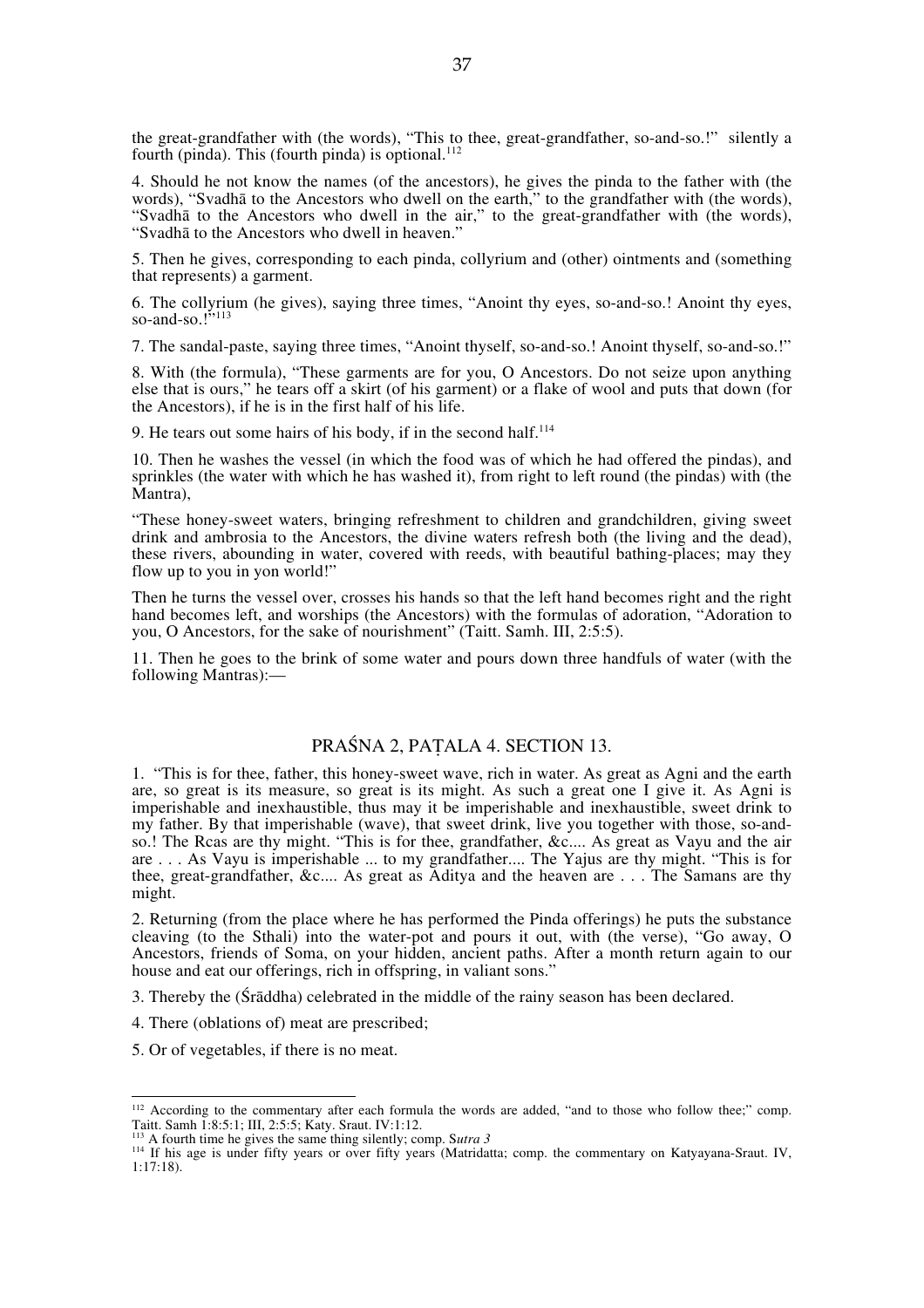the great-grandfather with (the words), "This to thee, great-grandfather, so-and-so.!" silently a fourth (pinda). This (fourth pinda) is optional.[112]

4. Should he not know the names (of the ancestors), he gives the pinda to the father with (the words), "Svadhā to the Ancestors who dwell on the earth," to the grandfather with (the words), "Svadhā to the Ancestors who dwell in the air," to the great-grandfather with (the words), "Svadhā to the Ancestors who dwell in heaven."

5. Then he gives, corresponding to each pinda, collyrium and (other) ointments and (something that represents) a garment.

6. The collyrium (he gives), saying three times, "Anoint thy eyes, so-and-so.! Anoint thy eyes, so-and-so.!"[113]

7. The sandal-paste, saying three times, "Anoint thyself, so-and-so.! Anoint thyself, so-and-so.!"

8. With (the formula), "These garments are for you, O Ancestors. Do not seize upon anything else that is ours," he tears off a skirt (of his garment) or a flake of wool and puts that down (for the Ancestors), if he is in the first half of his life.

9. He tears out some hairs of his body, if in the second half.[114]

10. Then he washes the vessel (in which the food was of which he had offered the pindas), and sprinkles (the water with which he has washed it), from right to left round (the pindas) with (the Mantra),

"These honey-sweet waters, bringing refreshment to children and grandchildren, giving sweet drink and ambrosia to the Ancestors, the divine waters refresh both (the living and the dead), these rivers, abounding in water, covered with reeds, with beautiful bathing-places; may they flow up to you in yon world!"

Then he turns the vessel over, crosses his hands so that the left hand becomes right and the right hand becomes left, and worships (the Ancestors) with the formulas of adoration, "Adoration to you, O Ancestors, for the sake of nourishment" (Taitt. Samh. III, 2:5:5).

11. Then he goes to the brink of some water and pours down three handfuls of water (with the following Mantras):—

## PRAŚNA 2, PAṬALA 4. SECTION 13.

1. "This is for thee, father, this honey-sweet wave, rich in water. As great as Agni and the earth are, so great is its measure, so great is its might. As such a great one I give it. As Agni is imperishable and inexhaustible, thus may it be imperishable and inexhaustible, sweet drink to my father. By that imperishable (wave), that sweet drink, live you together with those, so-and-so.! The Rcas are thy might. "This is for thee, grandfather, &c.... As great as Vayu and the air are . . . As Vayu is imperishable ... to my grandfather.... The Yajus are thy might. "This is for thee, great-grandfather, &c.... As great as Aditya and the heaven are . . . The Samans are thy might.

2. Returning (from the place where he has performed the Pinda offerings) he puts the substance cleaving (to the Sthali) into the water-pot and pours it out, with (the verse), "Go away, O Ancestors, friends of Soma, on your hidden, ancient paths. After a month return again to our house and eat our offerings, rich in offspring, in valiant sons."

3. Thereby the (Śrāddha) celebrated in the middle of the rainy season has been declared.

4. There (oblations of) meat are prescribed;

5. Or of vegetables, if there is no meat.

---

[112] According to the commentary after each formula the words are added, "and to those who follow thee;" comp. Taitt. Samh 1:8:5:1; III, 2:5:5; Katy. Sraut. IV:1:12.

[113] A fourth time he gives the same thing silently; comp. S*utra 3*

[114] If his age is under fifty years or over fifty years (Matridatta; comp. the commentary on Katyayana-Sraut. IV, 1:17:18).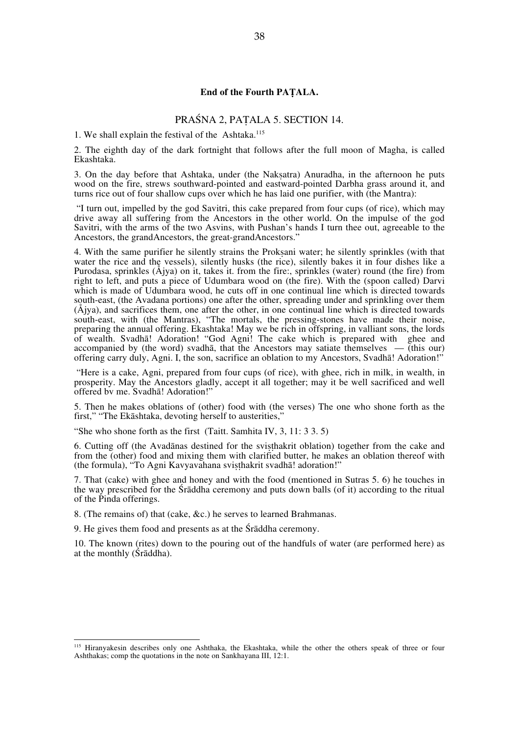**End of the Fourth PAṬALA.**

## PRAŚNA 2, PAṬALA 5. SECTION 14.

1. We shall explain the festival of the Ashtaka.[115]

2. The eighth day of the dark fortnight that follows after the full moon of Magha, is called Ekashtaka.

3. On the day before that Ashtaka, under (the Nakṣatra) Anuradha, in the afternoon he puts wood on the fire, strews southward-pointed and eastward-pointed Darbha grass around it, and turns rice out of four shallow cups over which he has laid one purifier, with (the Mantra):

"I turn out, impelled by the god Savitri, this cake prepared from four cups (of rice), which may drive away all suffering from the Ancestors in the other world. On the impulse of the god Savitri, with the arms of the two Asvins, with Pushan's hands I turn thee out, agreeable to the Ancestors, the grandAncestors, the great-grandAncestors."

4. With the same purifier he silently strains the Prokṣani water; he silently sprinkles (with that water the rice and the vessels), silently husks (the rice), silently bakes it in four dishes like a Purodasa, sprinkles (Åjya) on it, takes it. from the fire:, sprinkles (water) round (the fire) from right to left, and puts a piece of Udumbara wood on (the fire). With the (spoon called) Darvi which is made of Udumbara wood, he cuts off in one continual line which is directed towards south-east, (the Avadana portions) one after the other, spreading under and sprinkling over them (Åjya), and sacrifices them, one after the other, in one continual line which is directed towards south-east, with (the Mantras), "The mortals, the pressing-stones have made their noise, preparing the annual offering. Ekashtaka! May we be rich in offspring, in valliant sons, the lords of wealth. Svadhā! Adoration! "God Agni! The cake which is prepared with ghee and accompanied by (the word) svadhā, that the Ancestors may satiate themselves — (this our) offering carry duly, Agni. I, the son, sacrifice an oblation to my Ancestors, Svadhā! Adoration!"

"Here is a cake, Agni, prepared from four cups (of rice), with ghee, rich in milk, in wealth, in prosperity. May the Ancestors gladly, accept it all together; may it be well sacrificed and well offered bv me. Svadhā! Adoration!"

5. Then he makes oblations of (other) food with (the verses) The one who shone forth as the first," "The Ekāshtaka, devoting herself to austerities,"

"She who shone forth as the first (Taitt. Samhita IV, 3, 11: 3 3. 5)

6. Cutting off (the Avadānas destined for the sviṣṭhakrit oblation) together from the cake and from the (other) food and mixing them with clarified butter, he makes an oblation thereof with (the formula), "To Agni Kavyavahana sviṣṭhakrit svadhā! adoration!"

7. That (cake) with ghee and honey and with the food (mentioned in Sutras 5. 6) he touches in the way prescribed for the Śrāddha ceremony and puts down balls (of it) according to the ritual of the Pinda offerings.

8. (The remains of) that (cake, &c.) he serves to learned Brahmanas.

9. He gives them food and presents as at the Śrāddha ceremony.

10. The known (rites) down to the pouring out of the handfuls of water (are performed here) as at the monthly (Śrāddha).

---

[115] Hiranyakesin describes only one Ashthaka, the Ekashtaka, while the other the others speak of three or four Ashthakas; comp the quotations in the note on Sankhayana III, 12:1.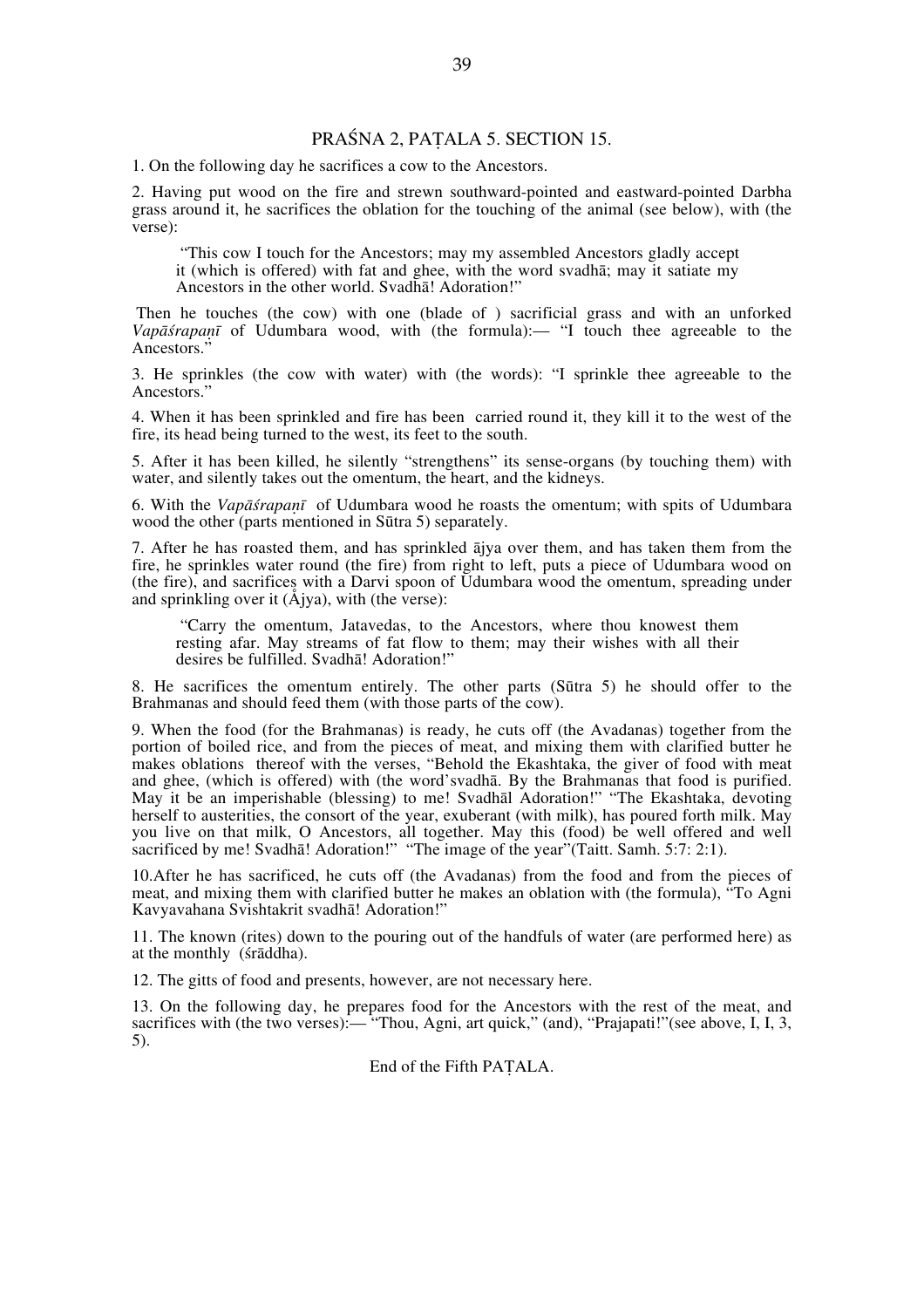## PRAŚNA 2, PAṬALA 5. SECTION 15.

1. On the following day he sacrifices a cow to the Ancestors.

2. Having put wood on the fire and strewn southward-pointed and eastward-pointed Darbha grass around it, he sacrifices the oblation for the touching of the animal (see below), with (the verse):

> "This cow I touch for the Ancestors; may my assembled Ancestors gladly accept it (which is offered) with fat and ghee, with the word svadhā; may it satiate my Ancestors in the other world. Svadhā! Adoration!"

Then he touches (the cow) with one (blade of ) sacrificial grass and with an unforked *Vapāśrapaṇī* of Udumbara wood, with (the formula):— "I touch thee agreeable to the Ancestors."

3. He sprinkles (the cow with water) with (the words): "I sprinkle thee agreeable to the Ancestors."

4. When it has been sprinkled and fire has been carried round it, they kill it to the west of the fire, its head being turned to the west, its feet to the south.

5. After it has been killed, he silently "strengthens" its sense-organs (by touching them) with water, and silently takes out the omentum, the heart, and the kidneys.

6. With the *Vapāśrapaṇī* of Udumbara wood he roasts the omentum; with spits of Udumbara wood the other (parts mentioned in Sūtra 5) separately.

7. After he has roasted them, and has sprinkled ājya over them, and has taken them from the fire, he sprinkles water round (the fire) from right to left, puts a piece of Udumbara wood on (the fire), and sacrifices with a Darvi spoon of Udumbara wood the omentum, spreading under and sprinkling over it (Åjya), with (the verse):

> "Carry the omentum, Jatavedas, to the Ancestors, where thou knowest them resting afar. May streams of fat flow to them; may their wishes with all their desires be fulfilled. Svadhā! Adoration!"

8. He sacrifices the omentum entirely. The other parts (Sūtra 5) he should offer to the Brahmanas and should feed them (with those parts of the cow).

9. When the food (for the Brahmanas) is ready, he cuts off (the Avadanas) together from the portion of boiled rice, and from the pieces of meat, and mixing them with clarified butter he makes oblations thereof with the verses, "Behold the Ekashtaka, the giver of food with meat and ghee, (which is offered) with (the word'svadhā. By the Brahmanas that food is purified. May it be an imperishable (blessing) to me! Svadhāl Adoration!" "The Ekashtaka, devoting herself to austerities, the consort of the year, exuberant (with milk), has poured forth milk. May you live on that milk, O Ancestors, all together. May this (food) be well offered and well sacrificed by me! Svadhā! Adoration!" "The image of the year"(Taitt. Samh. 5:7: 2:1).

10.After he has sacrificed, he cuts off (the Avadanas) from the food and from the pieces of meat, and mixing them with clarified butter he makes an oblation with (the formula), "To Agni Kavyavahana Svishtakrit svadhā! Adoration!"

11. The known (rites) down to the pouring out of the handfuls of water (are performed here) as at the monthly (śrāddha).

12. The gitts of food and presents, however, are not necessary here.

13. On the following day, he prepares food for the Ancestors with the rest of the meat, and sacrifices with (the two verses):— "Thou, Agni, art quick," (and), "Prajapati!"(see above, I, I, 3, 5).

End of the Fifth PAṬALA.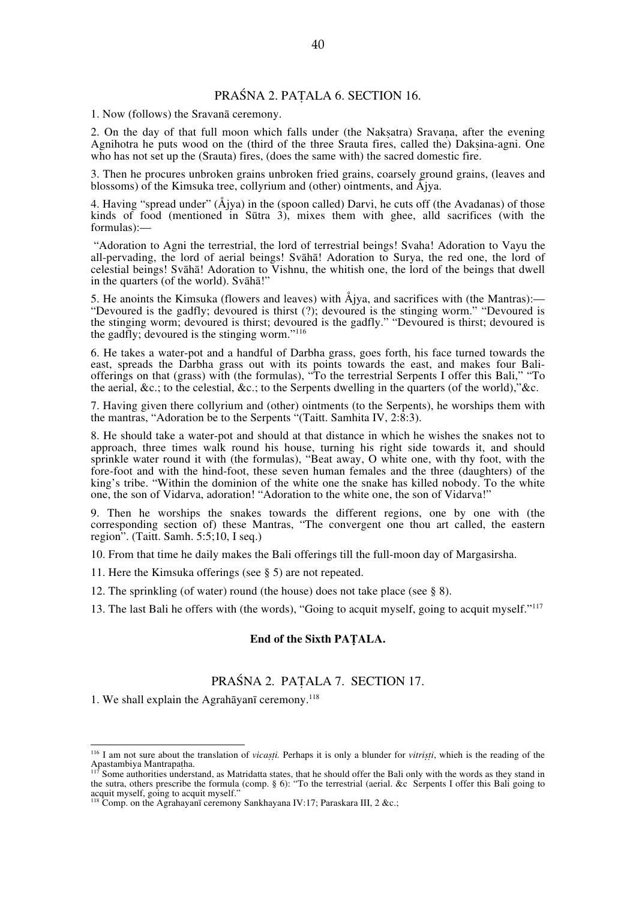## PRAŚNA 2. PAṬALA 6. SECTION 16.

1. Now (follows) the Sravanā ceremony.

2. On the day of that full moon which falls under (the Nakṣatra) Sravaṇa, after the evening Agnihotra he puts wood on the (third of the three Srauta fires, called the) Dakṣina-agni. One who has not set up the (Srauta) fires, (does the same with) the sacred domestic fire.

3. Then he procures unbroken grains unbroken fried grains, coarsely ground grains, (leaves and blossoms) of the Kimsuka tree, collyrium and (other) ointments, and Ājya.

4. Having "spread under" (Åjya) in the (spoon called) Darvi, he cuts off (the Avadanas) of those kinds of food (mentioned in Sūtra 3), mixes them with ghee, alld sacrifices (with the formulas):—

"Adoration to Agni the terrestrial, the lord of terrestrial beings! Svaha! Adoration to Vayu the all-pervading, the lord of aerial beings! Svāhā! Adoration to Surya, the red one, the lord of celestial beings! Svāhā! Adoration to Vishnu, the whitish one, the lord of the beings that dwell in the quarters (of the world). Svāhā!"

5. He anoints the Kimsuka (flowers and leaves) with Åjya, and sacrifices with (the Mantras):— "Devoured is the gadfly; devoured is thirst (?); devoured is the stinging worm." "Devoured is the stinging worm; devoured is thirst; devoured is the gadfly." "Devoured is thirst; devoured is the gadfly; devoured is the stinging worm."[116]

6. He takes a water-pot and a handful of Darbha grass, goes forth, his face turned towards the east, spreads the Darbha grass out with its points towards the east, and makes four Bali-offerings on that (grass) with (the formulas), "To the terrestrial Serpents I offer this Bali," "To the aerial, &c.; to the celestial, &c.; to the Serpents dwelling in the quarters (of the world),"&c.

7. Having given there collyrium and (other) ointments (to the Serpents), he worships them with the mantras, "Adoration be to the Serpents "(Taitt. Samhita IV, 2:8:3).

8. He should take a water-pot and should at that distance in which he wishes the snakes not to approach, three times walk round his house, turning his right side towards it, and should sprinkle water round it with (the formulas), "Beat away, O white one, with thy foot, with the fore-foot and with the hind-foot, these seven human females and the three (daughters) of the king's tribe. "Within the dominion of the white one the snake has killed nobody. To the white one, the son of Vidarva, adoration! "Adoration to the white one, the son of Vidarva!"

9. Then he worships the snakes towards the different regions, one by one with (the corresponding section of) these Mantras, "The convergent one thou art called, the eastern region". (Taitt. Samh. 5:5;10, I seq.)

10. From that time he daily makes the Bali offerings till the full-moon day of Margasirsha.

11. Here the Kimsuka offerings (see § 5) are not repeated.

12. The sprinkling (of water) round (the house) does not take place (see § 8).

13. The last Bali he offers with (the words), "Going to acquit myself, going to acquit myself."[117]

**End of the Sixth PAṬALA.**

## PRAŚNA 2. PAṬALA 7. SECTION 17.

1. We shall explain the Agrahāyanī ceremony.[118]

---

[116] I am not sure about the translation of *vicaṣṭi.* Perhaps it is only a blunder for *vitriṣṭi*, whieh is the reading of the Apastambiya Mantrapaṭha.

[117] Some authorities understand, as Matridatta states, that he should offer the Bali only with the words as they stand in the sutra, others prescribe the formula (comp. § 6): "To the terrestrial (aerial. &c Serpents I offer this Bali going to acquit myself, going to acquit myself."

[118] Comp. on the Agrahayanī ceremony Sankhayana IV:17; Paraskara III, 2 &c.;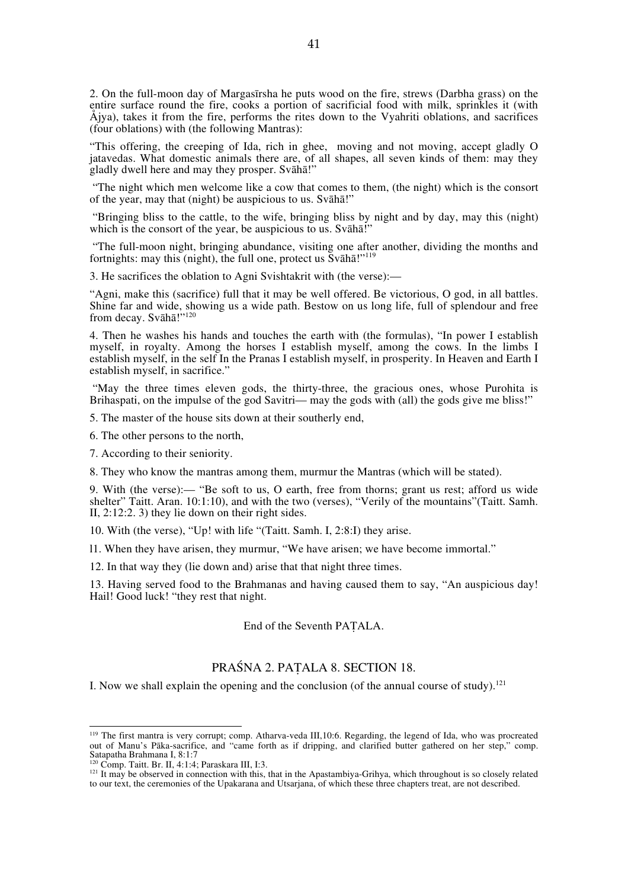2. On the full-moon day of Margasīrsha he puts wood on the fire, strews (Darbha grass) on the entire surface round the fire, cooks a portion of sacrificial food with milk, sprinkles it (with Åjya), takes it from the fire, performs the rites down to the Vyahriti oblations, and sacrifices (four oblations) with (the following Mantras):

"This offering, the creeping of Ida, rich in ghee, moving and not moving, accept gladly O jatavedas. What domestic animals there are, of all shapes, all seven kinds of them: may they gladly dwell here and may they prosper. Svāhā!"

"The night which men welcome like a cow that comes to them, (the night) which is the consort of the year, may that (night) be auspicious to us. Svāhā!"

"Bringing bliss to the cattle, to the wife, bringing bliss by night and by day, may this (night) which is the consort of the year, be auspicious to us. Svāhā!"

"The full-moon night, bringing abundance, visiting one after another, dividing the months and fortnights: may this (night), the full one, protect us Svāhā!"[119]

3. He sacrifices the oblation to Agni Svishtakrit with (the verse):—

"Agni, make this (sacrifice) full that it may be well offered. Be victorious, O god, in all battles. Shine far and wide, showing us a wide path. Bestow on us long life, full of splendour and free from decay. Svāhā!"[120]

4. Then he washes his hands and touches the earth with (the formulas), "In power I establish myself, in royalty. Among the horses I establish myself, among the cows. In the limbs I establish myself, in the self In the Pranas I establish myself, in prosperity. In Heaven and Earth I establish myself, in sacrifice."

"May the three times eleven gods, the thirty-three, the gracious ones, whose Purohita is Brihaspati, on the impulse of the god Savitri— may the gods with (all) the gods give me bliss!"

5. The master of the house sits down at their southerly end,

6. The other persons to the north,

7. According to their seniority.

8. They who know the mantras among them, murmur the Mantras (which will be stated).

9. With (the verse):— "Be soft to us, O earth, free from thorns; grant us rest; afford us wide shelter" Taitt. Aran. 10:1:10), and with the two (verses), "Verily of the mountains"(Taitt. Samh. II, 2:12:2. 3) they lie down on their right sides.

10. With (the verse), "Up! with life "(Taitt. Samh. I, 2:8:I) they arise.

l1. When they have arisen, they murmur, "We have arisen; we have become immortal."

12. In that way they (lie down and) arise that that night three times.

13. Having served food to the Brahmanas and having caused them to say, "An auspicious day! Hail! Good luck! "they rest that night.

End of the Seventh PAṬALA.

## PRAŚNA 2. PAṬALA 8. SECTION 18.

I. Now we shall explain the opening and the conclusion (of the annual course of study).[121]

---

[119] The first mantra is very corrupt; comp. Atharva-veda III,10:6. Regarding, the legend of Ida, who was procreated out of Manu's Pāka-sacrifice, and "came forth as if dripping, and clarified butter gathered on her step," comp. Satapatha Brahmana I, 8:1:7

[120] Comp. Taitt. Br. II, 4:1:4; Paraskara III, I:3.

[121] It may be observed in connection with this, that in the Apastambiya-Grihya, which throughout is so closely related to our text, the ceremonies of the Upakarana and Utsarjana, of which these three chapters treat, are not described.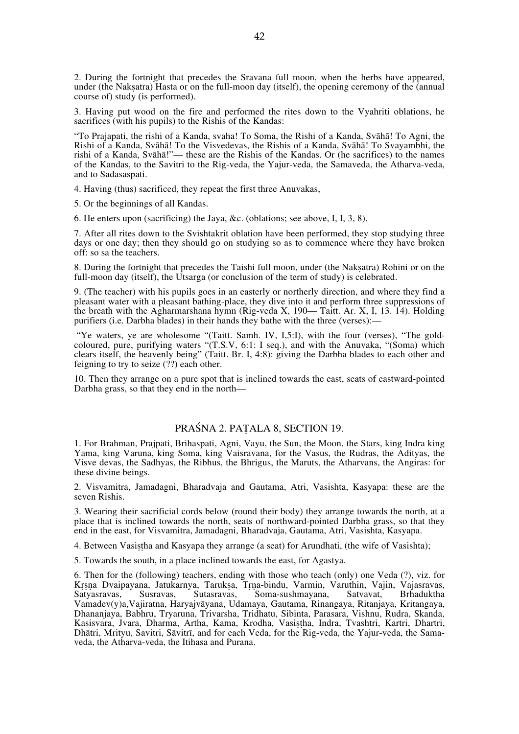2. During the fortnight that precedes the Sravana full moon, when the herbs have appeared, under (the Nakṣatra) Hasta or on the full-moon day (itself), the opening ceremony of the (annual course of) study (is performed).

3. Having put wood on the fire and performed the rites down to the Vyahriti oblations, he sacrifices (with his pupils) to the Rishis of the Kandas:

"To Prajapati, the rishi of a Kanda, svaha! To Soma, the Rishi of a Kanda, Svāhā! To Agni, the Rishi of a Kanda, Svāhā! To the Visvedevas, the Rishis of a Kanda, Svāhā! To Svayambhi, the rishi of a Kanda, Svāhā!"— these are the Rishis of the Kandas. Or (he sacrifices) to the names of the Kandas, to the Savitri to the Rig-veda, the Yajur-veda, the Samaveda, the Atharva-veda, and to Sadasaspati.

4. Having (thus) sacrificed, they repeat the first three Anuvakas,

5. Or the beginnings of all Kandas.

6. He enters upon (sacrificing) the Jaya, &c. (oblations; see above, I, I, 3, 8).

7. After all rites down to the Svishtakrit oblation have been performed, they stop studying three days or one day; then they should go on studying so as to commence where they have broken off: so sa the teachers.

8. During the fortnight that precedes the Taishi full moon, under (the Nakṣatra) Rohini or on the full-moon day (itself), the Utsarga (or conclusion of the term of study) is celebrated.

9. (The teacher) with his pupils goes in an easterly or northerly direction, and where they find a pleasant water with a pleasant bathing-place, they dive into it and perform three suppressions of the breath with the Agharmarshana hymn (Rig-veda X, 190— Taitt. Ar. X, I, 13. 14). Holding purifiers (i.e. Darbha blades) in their hands they bathe with the three (verses):—

"Ye waters, ye are wholesome "(Taitt. Samh. IV, I,5:I), with the four (verses), "The gold-coloured, pure, purifying waters "(T.S.V, 6:1: I seq.), and with the Anuvaka, "(Soma) which clears itself, the heavenly being" (Taitt. Br. I, 4:8): giving the Darbha blades to each other and feigning to try to seize (??) each other.

10. Then they arrange on a pure spot that is inclined towards the east, seats of eastward-pointed Darbha grass, so that they end in the north—

## PRAŚNA 2. PAṬALA 8, SECTION 19.

1. For Brahman, Prajpati, Brihaspati, Agni, Vayu, the Sun, the Moon, the Stars, king Indra king Yama, king Varuna, king Soma, king Vaisravana, for the Vasus, the Rudras, the Adityas, the Visve devas, the Sadhyas, the Ribhus, the Bhrigus, the Maruts, the Atharvans, the Angiras: for these divine beings.

2. Visvamitra, Jamadagni, Bharadvaja and Gautama, Atri, Vasishta, Kasyapa: these are the seven Rishis.

3. Wearing their sacrificial cords below (round their body) they arrange towards the north, at a place that is inclined towards the north, seats of northward-pointed Darbha grass, so that they end in the east, for Visvamitra, Jamadagni, Bharadvaja, Gautama, Atri, Vasishta, Kasyapa.

4. Between Vasiṣṭha and Kasyapa they arrange (a seat) for Arundhati, (the wife of Vasishta);

5. Towards the south, in a place inclined towards the east, for Agastya.

6. Then for the (following) teachers, ending with those who teach (only) one Veda (?), viz. for Kṛṣṇa Dvaipayana, Jatukarnya, Tarukṣa, Tṛṇa-bindu, Varmin, Varuthin, Vajin, Vajasravas, Satyasravas, Susravas, Sutasravas, Soma-sushmayana, Satvavat, Brhaduktha Vamadev(y)a,Vajiratna, Haryajvāyana, Udamaya, Gautama, Rinangaya, Ritanjaya, Kritangaya, Dhananjaya, Babhru, Tryaruna, Trivarsha, Tridhatu, Sibinta, Parasara, Vishnu, Rudra, Skanda, Kasisvara, Jvara, Dharma, Artha, Kama, Krodha, Vasiṣṭha, Indra, Tvashtri, Kartri, Dhartri, Dhātri, Mrityu, Savitri, Sāvitrī, and for each Veda, for the Rig-veda, the Yajur-veda, the Sama-veda, the Atharva-veda, the Itihasa and Purana.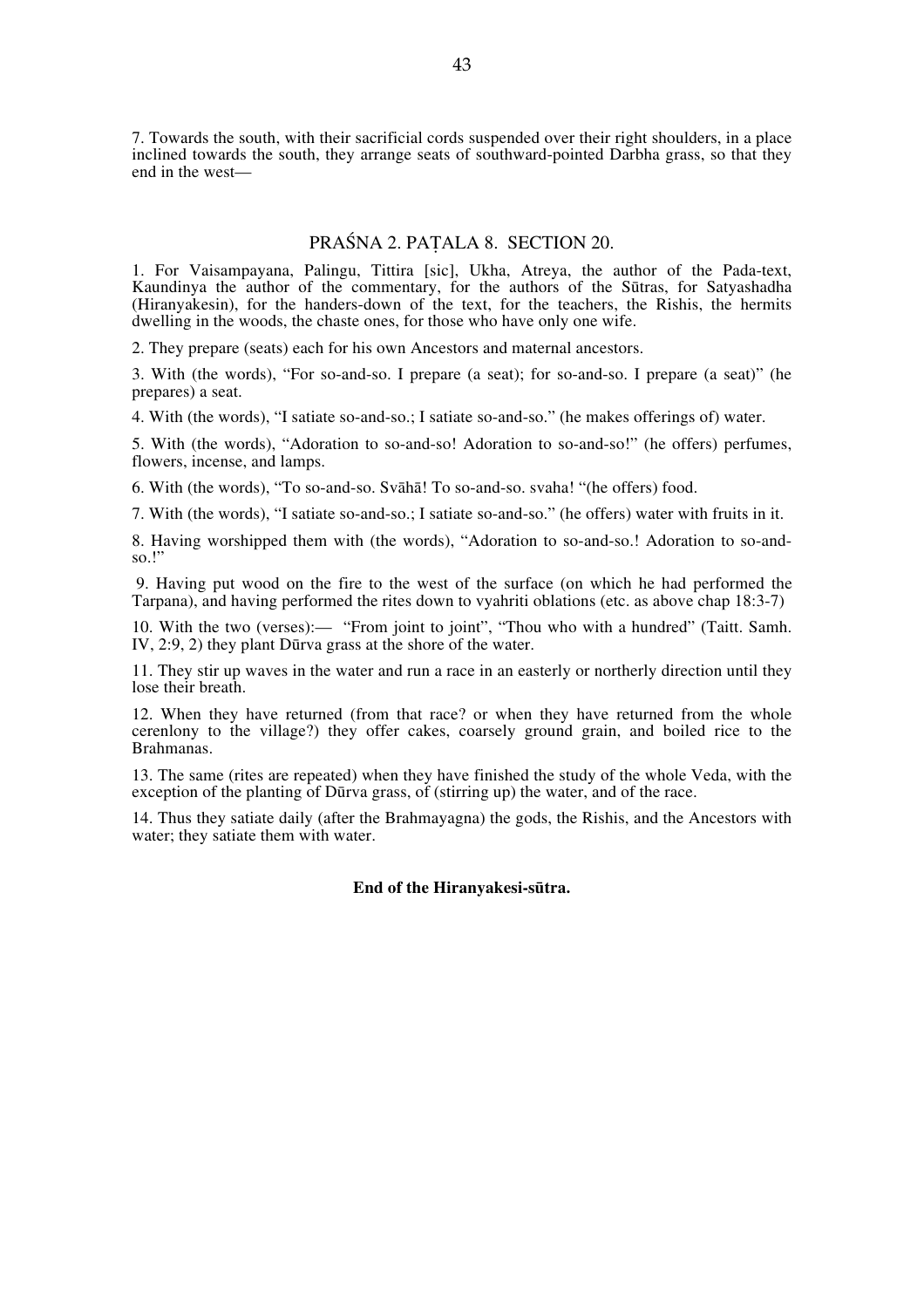7. Towards the south, with their sacrificial cords suspended over their right shoulders, in a place inclined towards the south, they arrange seats of southward-pointed Darbha grass, so that they end in the west—

## PRAŚNA 2. PAṬALA 8. SECTION 20.

1. For Vaisampayana, Palingu, Tittira [sic], Ukha, Atreya, the author of the Pada-text, Kaundinya the author of the commentary, for the authors of the Sūtras, for Satyashadha (Hiranyakesin), for the handers-down of the text, for the teachers, the Rishis, the hermits dwelling in the woods, the chaste ones, for those who have only one wife.

2. They prepare (seats) each for his own Ancestors and maternal ancestors.

3. With (the words), "For so-and-so. I prepare (a seat); for so-and-so. I prepare (a seat)" (he prepares) a seat.

4. With (the words), "I satiate so-and-so.; I satiate so-and-so." (he makes offerings of) water.

5. With (the words), "Adoration to so-and-so! Adoration to so-and-so!" (he offers) perfumes, flowers, incense, and lamps.

6. With (the words), "To so-and-so. Svāhā! To so-and-so. svaha! "(he offers) food.

7. With (the words), "I satiate so-and-so.; I satiate so-and-so." (he offers) water with fruits in it.

8. Having worshipped them with (the words), "Adoration to so-and-so.! Adoration to so-and-so.!"

9. Having put wood on the fire to the west of the surface (on which he had performed the Tarpana), and having performed the rites down to vyahriti oblations (etc. as above chap 18:3-7)

10. With the two (verses):— "From joint to joint", "Thou who with a hundred" (Taitt. Samh. IV, 2:9, 2) they plant Dūrva grass at the shore of the water.

11. They stir up waves in the water and run a race in an easterly or northerly direction until they lose their breath.

12. When they have returned (from that race? or when they have returned from the whole cerenlony to the village?) they offer cakes, coarsely ground grain, and boiled rice to the Brahmanas.

13. The same (rites are repeated) when they have finished the study of the whole Veda, with the exception of the planting of Dūrva grass, of (stirring up) the water, and of the race.

14. Thus they satiate daily (after the Brahmayagna) the gods, the Rishis, and the Ancestors with water; they satiate them with water.

**End of the Hiranyakesi-sūtra.**